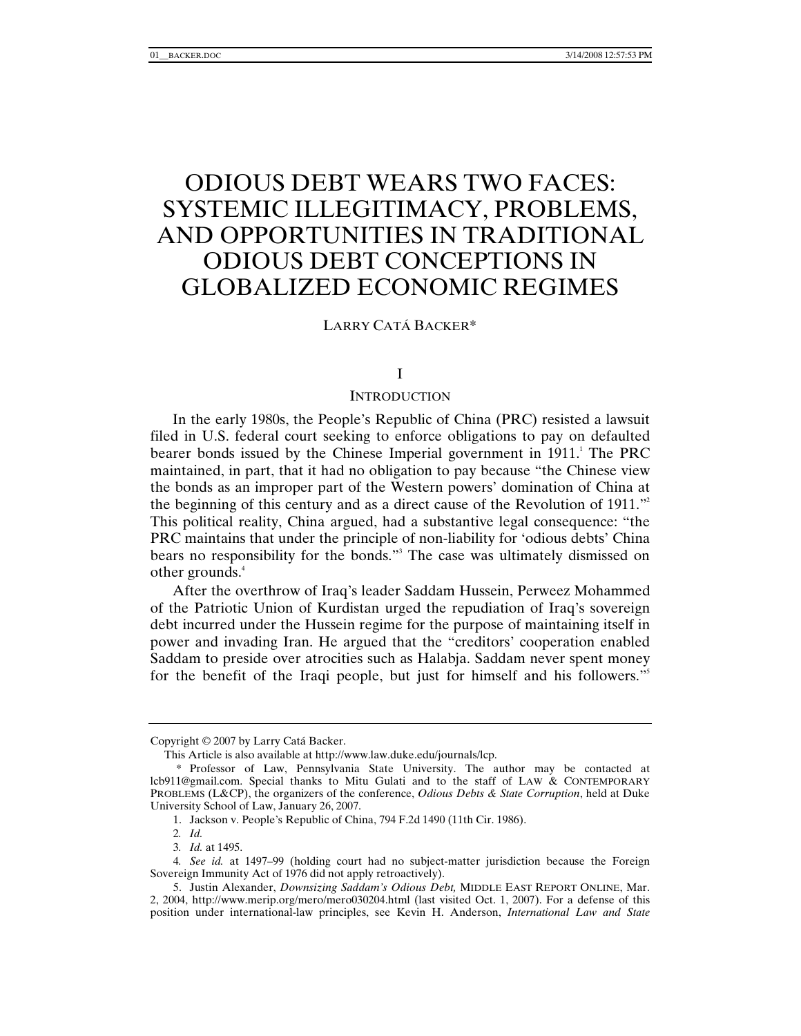# ODIOUS DEBT WEARS TWO FACES: SYSTEMIC ILLEGITIMACY, PROBLEMS, AND OPPORTUNITIES IN TRADITIONAL ODIOUS DEBT CONCEPTIONS IN GLOBALIZED ECONOMIC REGIMES

LARRY CATÁ BACKER*

## I

## INTRODUCTION

In the early 1980s, the People's Republic of China (PRC) resisted a lawsuit filed in U.S. federal court seeking to enforce obligations to pay on defaulted bearer bonds issued by the Chinese Imperial government in 1911.[1] The PRC maintained, in part, that it had no obligation to pay because "the Chinese view the bonds as an improper part of the Western powers' domination of China at the beginning of this century and as a direct cause of the Revolution of 1911."[2] This political reality, China argued, had a substantive legal consequence: "the PRC maintains that under the principle of non-liability for 'odious debts' China bears no responsibility for the bonds."[3] The case was ultimately dismissed on other grounds.[4]

After the overthrow of Iraq's leader Saddam Hussein, Perweez Mohammed of the Patriotic Union of Kurdistan urged the repudiation of Iraq's sovereign debt incurred under the Hussein regime for the purpose of maintaining itself in power and invading Iran. He argued that the "creditors' cooperation enabled Saddam to preside over atrocities such as Halabja. Saddam never spent money for the benefit of the Iraqi people, but just for himself and his followers."[5]

---

Copyright © 2007 by Larry Catá Backer.

This Article is also available at http://www.law.duke.edu/journals/lcp.

\* Professor of Law, Pennsylvania State University. The author may be contacted at lcb911@gmail.com. Special thanks to Mitu Gulati and to the staff of LAW & CONTEMPORARY PROBLEMS (L&CP), the organizers of the conference, *Odious Debts & State Corruption*, held at Duke University School of Law, January 26, 2007.

1. Jackson v. People's Republic of China, 794 F.2d 1490 (11th Cir. 1986).

2. *Id.*

3. *Id.* at 1495.

4. *See id.* at 1497–99 (holding court had no subject-matter jurisdiction because the Foreign Sovereign Immunity Act of 1976 did not apply retroactively).

5. Justin Alexander, *Downsizing Saddam's Odious Debt,* MIDDLE EAST REPORT ONLINE, Mar. 2, 2004, http://www.merip.org/mero/mero030204.html (last visited Oct. 1, 2007). For a defense of this position under international-law principles, see Kevin H. Anderson, *International Law and State*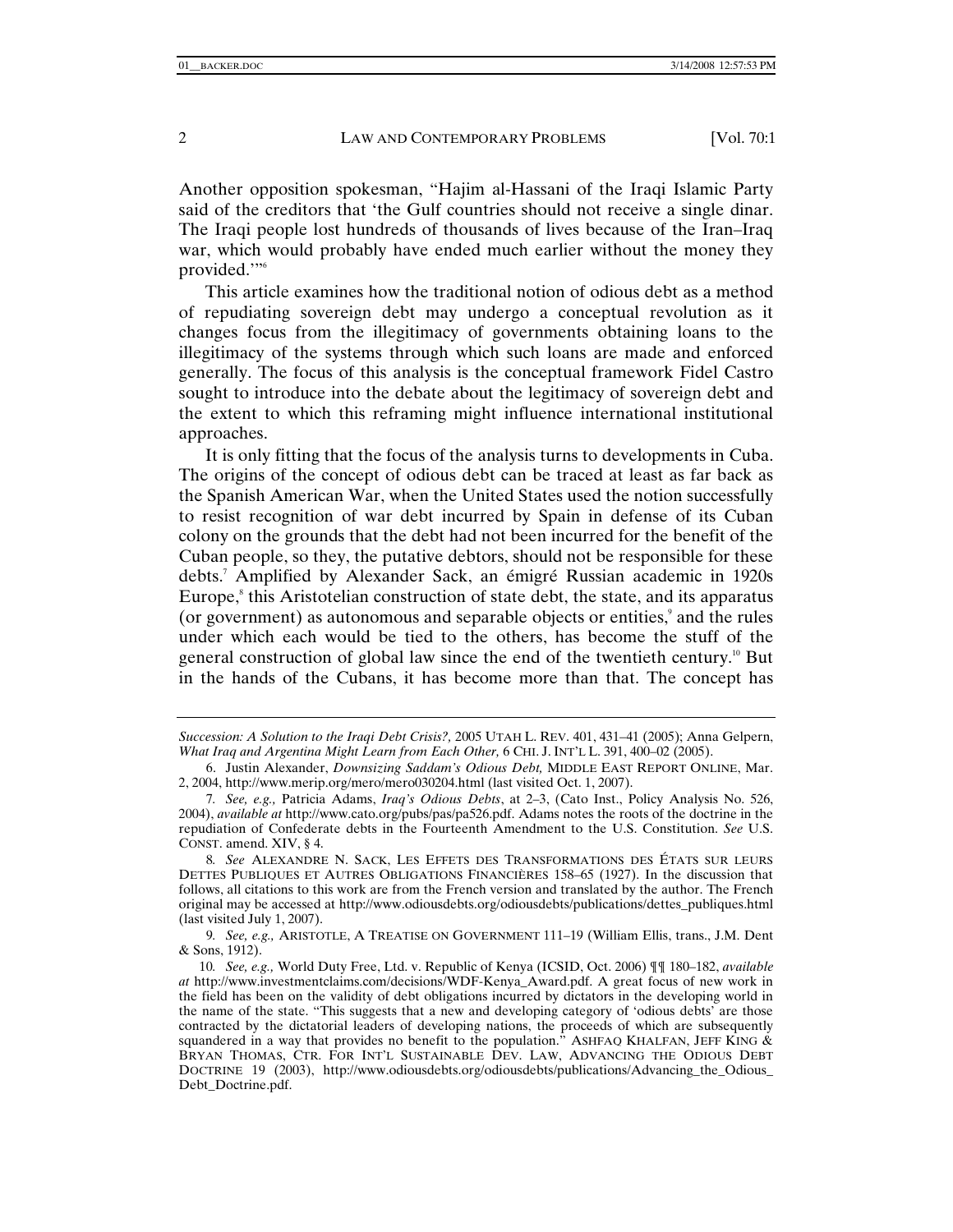Another opposition spokesman, "Hajim al-Hassani of the Iraqi Islamic Party said of the creditors that 'the Gulf countries should not receive a single dinar. The Iraqi people lost hundreds of thousands of lives because of the Iran–Iraq war, which would probably have ended much earlier without the money they provided.'"[6]

This article examines how the traditional notion of odious debt as a method of repudiating sovereign debt may undergo a conceptual revolution as it changes focus from the illegitimacy of governments obtaining loans to the illegitimacy of the systems through which such loans are made and enforced generally. The focus of this analysis is the conceptual framework Fidel Castro sought to introduce into the debate about the legitimacy of sovereign debt and the extent to which this reframing might influence international institutional approaches.

It is only fitting that the focus of the analysis turns to developments in Cuba. The origins of the concept of odious debt can be traced at least as far back as the Spanish American War, when the United States used the notion successfully to resist recognition of war debt incurred by Spain in defense of its Cuban colony on the grounds that the debt had not been incurred for the benefit of the Cuban people, so they, the putative debtors, should not be responsible for these debts.[7] Amplified by Alexander Sack, an émigré Russian academic in 1920s Europe,[8] this Aristotelian construction of state debt, the state, and its apparatus (or government) as autonomous and separable objects or entities,[9] and the rules under which each would be tied to the others, has become the stuff of the general construction of global law since the end of the twentieth century.[10] But in the hands of the Cubans, it has become more than that. The concept has

---

*Succession: A Solution to the Iraqi Debt Crisis?,* 2005 UTAH L. REV. 401, 431–41 (2005); Anna Gelpern, *What Iraq and Argentina Might Learn from Each Other,* 6 CHI. J. INT'L L. 391, 400–02 (2005).

6. Justin Alexander, *Downsizing Saddam's Odious Debt,* MIDDLE EAST REPORT ONLINE, Mar. 2, 2004, http://www.merip.org/mero/mero030204.html (last visited Oct. 1, 2007).

7. *See, e.g.,* Patricia Adams, *Iraq's Odious Debts*, at 2–3, (Cato Inst., Policy Analysis No. 526, 2004), *available at* http://www.cato.org/pubs/pas/pa526.pdf. Adams notes the roots of the doctrine in the repudiation of Confederate debts in the Fourteenth Amendment to the U.S. Constitution. *See* U.S. CONST. amend. XIV, § 4.

8. *See* ALEXANDRE N. SACK, LES EFFETS DES TRANSFORMATIONS DES ÉTATS SUR LEURS DETTES PUBLIQUES ET AUTRES OBLIGATIONS FINANCIÈRES 158–65 (1927). In the discussion that follows, all citations to this work are from the French version and translated by the author. The French original may be accessed at http://www.odiousdebts.org/odiousdebts/publications/dettes_publiques.html (last visited July 1, 2007).

9. *See, e.g.,* ARISTOTLE, A TREATISE ON GOVERNMENT 111–19 (William Ellis, trans., J.M. Dent & Sons, 1912).

10. *See, e.g.,* World Duty Free, Ltd. v. Republic of Kenya (ICSID, Oct. 2006) ¶¶ 180–182, *available at* http://www.investmentclaims.com/decisions/WDF-Kenya_Award.pdf. A great focus of new work in the field has been on the validity of debt obligations incurred by dictators in the developing world in the name of the state. "This suggests that a new and developing category of 'odious debts' are those contracted by the dictatorial leaders of developing nations, the proceeds of which are subsequently squandered in a way that provides no benefit to the population." ASHFAQ KHALFAN, JEFF KING & BRYAN THOMAS, CTR. FOR INT'L SUSTAINABLE DEV. LAW, ADVANCING THE ODIOUS DEBT DOCTRINE 19 (2003), http://www.odiousdebts.org/odiousdebts/publications/Advancing_the_Odious_Debt_Doctrine.pdf.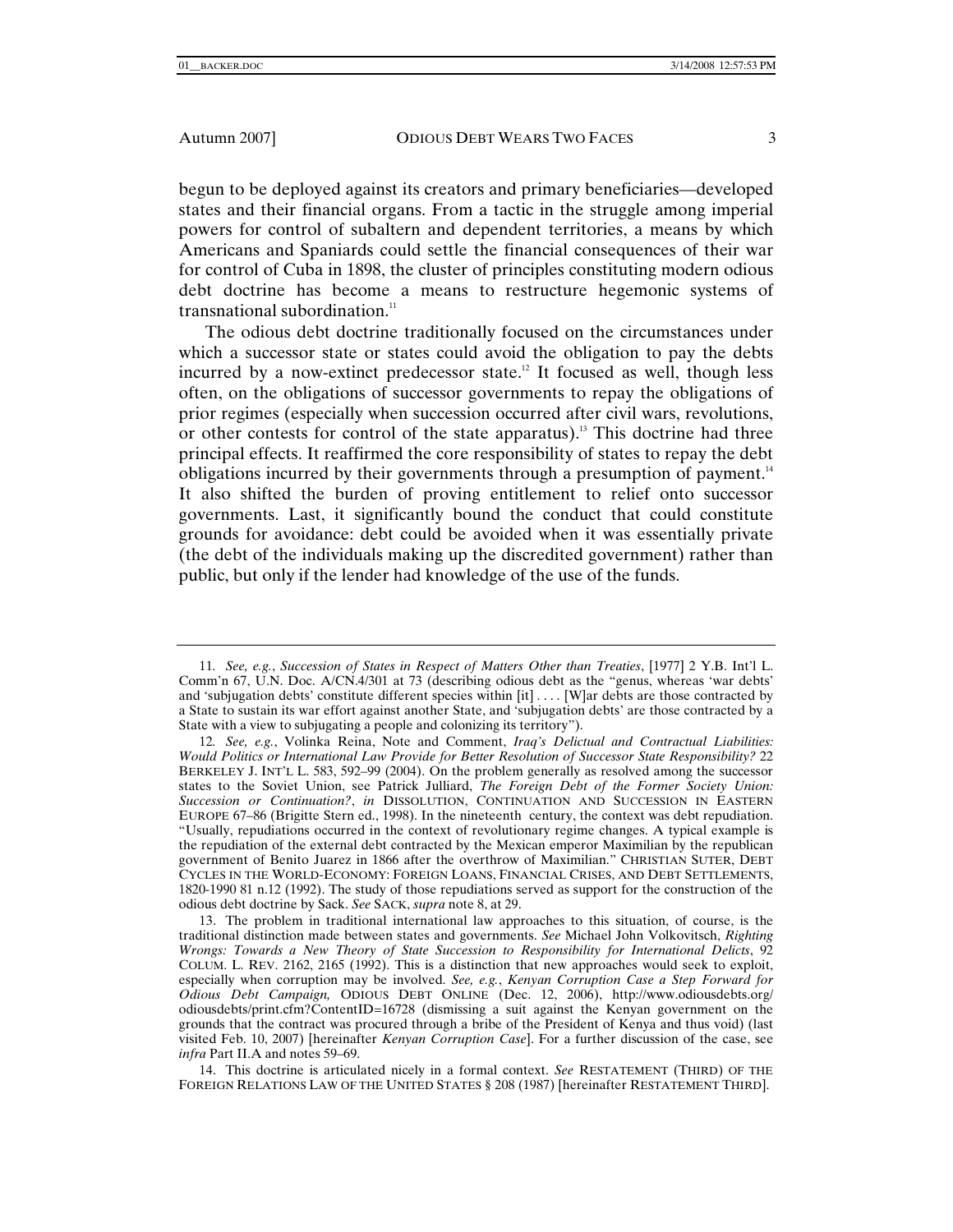begun to be deployed against its creators and primary beneficiaries—developed states and their financial organs. From a tactic in the struggle among imperial powers for control of subaltern and dependent territories, a means by which Americans and Spaniards could settle the financial consequences of their war for control of Cuba in 1898, the cluster of principles constituting modern odious debt doctrine has become a means to restructure hegemonic systems of transnational subordination.[11]

The odious debt doctrine traditionally focused on the circumstances under which a successor state or states could avoid the obligation to pay the debts incurred by a now-extinct predecessor state.[12] It focused as well, though less often, on the obligations of successor governments to repay the obligations of prior regimes (especially when succession occurred after civil wars, revolutions, or other contests for control of the state apparatus).[13] This doctrine had three principal effects. It reaffirmed the core responsibility of states to repay the debt obligations incurred by their governments through a presumption of payment.[14] It also shifted the burden of proving entitlement to relief onto successor governments. Last, it significantly bound the conduct that could constitute grounds for avoidance: debt could be avoided when it was essentially private (the debt of the individuals making up the discredited government) rather than public, but only if the lender had knowledge of the use of the funds.

---

11. *See, e.g.*, *Succession of States in Respect of Matters Other than Treaties*, [1977] 2 Y.B. Int'l L. Comm'n 67, U.N. Doc. A/CN.4/301 at 73 (describing odious debt as the "genus, whereas 'war debts' and 'subjugation debts' constitute different species within [it] . . . . [W]ar debts are those contracted by a State to sustain its war effort against another State, and 'subjugation debts' are those contracted by a State with a view to subjugating a people and colonizing its territory").

12. *See, e.g.*, Volinka Reina, Note and Comment, *Iraq's Delictual and Contractual Liabilities: Would Politics or International Law Provide for Better Resolution of Successor State Responsibility?* 22 BERKELEY J. INT'L L. 583, 592–99 (2004). On the problem generally as resolved among the successor states to the Soviet Union, see Patrick Julliard, *The Foreign Debt of the Former Society Union: Succession or Continuation?*, *in* DISSOLUTION, CONTINUATION AND SUCCESSION IN EASTERN EUROPE 67–86 (Brigitte Stern ed., 1998). In the nineteenth century, the context was debt repudiation. "Usually, repudiations occurred in the context of revolutionary regime changes. A typical example is the repudiation of the external debt contracted by the Mexican emperor Maximilian by the republican government of Benito Juarez in 1866 after the overthrow of Maximilian." CHRISTIAN SUTER, DEBT CYCLES IN THE WORLD-ECONOMY: FOREIGN LOANS, FINANCIAL CRISES, AND DEBT SETTLEMENTS, 1820-1990 81 n.12 (1992). The study of those repudiations served as support for the construction of the odious debt doctrine by Sack. *See* SACK, *supra* note 8, at 29.

13. The problem in traditional international law approaches to this situation, of course, is the traditional distinction made between states and governments. *See* Michael John Volkovitsch, *Righting Wrongs: Towards a New Theory of State Succession to Responsibility for International Delicts*, 92 COLUM. L. REV. 2162, 2165 (1992). This is a distinction that new approaches would seek to exploit, especially when corruption may be involved. *See, e.g.*, *Kenyan Corruption Case a Step Forward for Odious Debt Campaign,* ODIOUS DEBT ONLINE (Dec. 12, 2006), http://www.odiousdebts.org/odiousdebts/print.cfm?ContentID=16728 (dismissing a suit against the Kenyan government on the grounds that the contract was procured through a bribe of the President of Kenya and thus void) (last visited Feb. 10, 2007) [hereinafter *Kenyan Corruption Case*]. For a further discussion of the case, see *infra* Part II.A and notes 59–69.

14. This doctrine is articulated nicely in a formal context. *See* RESTATEMENT (THIRD) OF THE FOREIGN RELATIONS LAW OF THE UNITED STATES § 208 (1987) [hereinafter RESTATEMENT THIRD].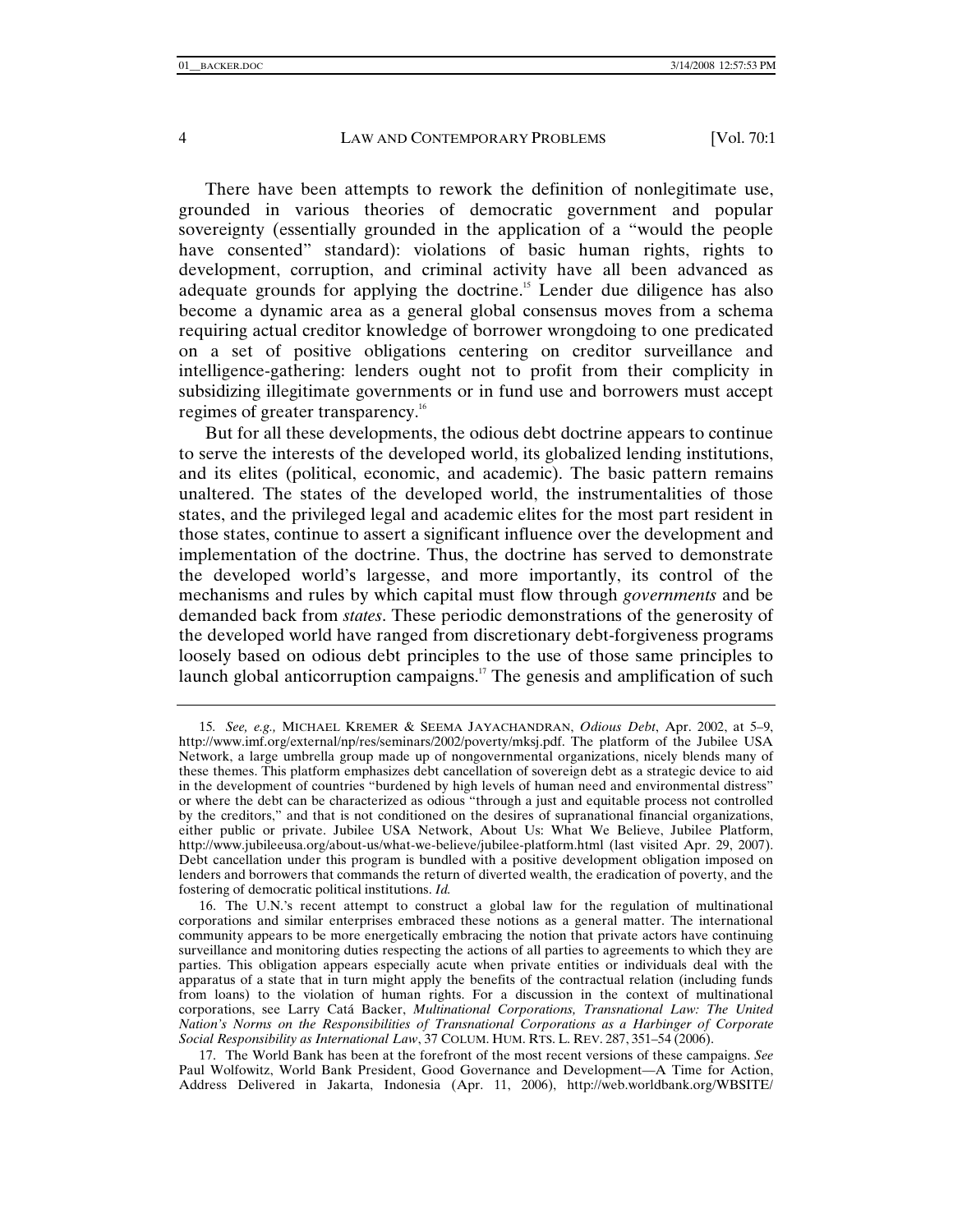There have been attempts to rework the definition of nonlegitimate use, grounded in various theories of democratic government and popular sovereignty (essentially grounded in the application of a "would the people have consented" standard): violations of basic human rights, rights to development, corruption, and criminal activity have all been advanced as adequate grounds for applying the doctrine.[15] Lender due diligence has also become a dynamic area as a general global consensus moves from a schema requiring actual creditor knowledge of borrower wrongdoing to one predicated on a set of positive obligations centering on creditor surveillance and intelligence-gathering: lenders ought not to profit from their complicity in subsidizing illegitimate governments or in fund use and borrowers must accept regimes of greater transparency.[16]

But for all these developments, the odious debt doctrine appears to continue to serve the interests of the developed world, its globalized lending institutions, and its elites (political, economic, and academic). The basic pattern remains unaltered. The states of the developed world, the instrumentalities of those states, and the privileged legal and academic elites for the most part resident in those states, continue to assert a significant influence over the development and implementation of the doctrine. Thus, the doctrine has served to demonstrate the developed world's largesse, and more importantly, its control of the mechanisms and rules by which capital must flow through *governments* and be demanded back from *states*. These periodic demonstrations of the generosity of the developed world have ranged from discretionary debt-forgiveness programs loosely based on odious debt principles to the use of those same principles to launch global anticorruption campaigns.[17] The genesis and amplification of such

---

15. *See, e.g.,* MICHAEL KREMER & SEEMA JAYACHANDRAN, *Odious Debt*, Apr. 2002, at 5–9, http://www.imf.org/external/np/res/seminars/2002/poverty/mksj.pdf. The platform of the Jubilee USA Network, a large umbrella group made up of nongovernmental organizations, nicely blends many of these themes. This platform emphasizes debt cancellation of sovereign debt as a strategic device to aid in the development of countries "burdened by high levels of human need and environmental distress" or where the debt can be characterized as odious "through a just and equitable process not controlled by the creditors," and that is not conditioned on the desires of supranational financial organizations, either public or private. Jubilee USA Network, About Us: What We Believe, Jubilee Platform, http://www.jubileeusa.org/about-us/what-we-believe/jubilee-platform.html (last visited Apr. 29, 2007). Debt cancellation under this program is bundled with a positive development obligation imposed on lenders and borrowers that commands the return of diverted wealth, the eradication of poverty, and the fostering of democratic political institutions. *Id.*

16. The U.N.'s recent attempt to construct a global law for the regulation of multinational corporations and similar enterprises embraced these notions as a general matter. The international community appears to be more energetically embracing the notion that private actors have continuing surveillance and monitoring duties respecting the actions of all parties to agreements to which they are parties. This obligation appears especially acute when private entities or individuals deal with the apparatus of a state that in turn might apply the benefits of the contractual relation (including funds from loans) to the violation of human rights. For a discussion in the context of multinational corporations, see Larry Catá Backer, *Multinational Corporations, Transnational Law: The United Nation's Norms on the Responsibilities of Transnational Corporations as a Harbinger of Corporate Social Responsibility as International Law*, 37 COLUM. HUM. RTS. L. REV. 287, 351–54 (2006).

17. The World Bank has been at the forefront of the most recent versions of these campaigns. *See* Paul Wolfowitz, World Bank President, Good Governance and Development—A Time for Action, Address Delivered in Jakarta, Indonesia (Apr. 11, 2006), http://web.worldbank.org/WBSITE/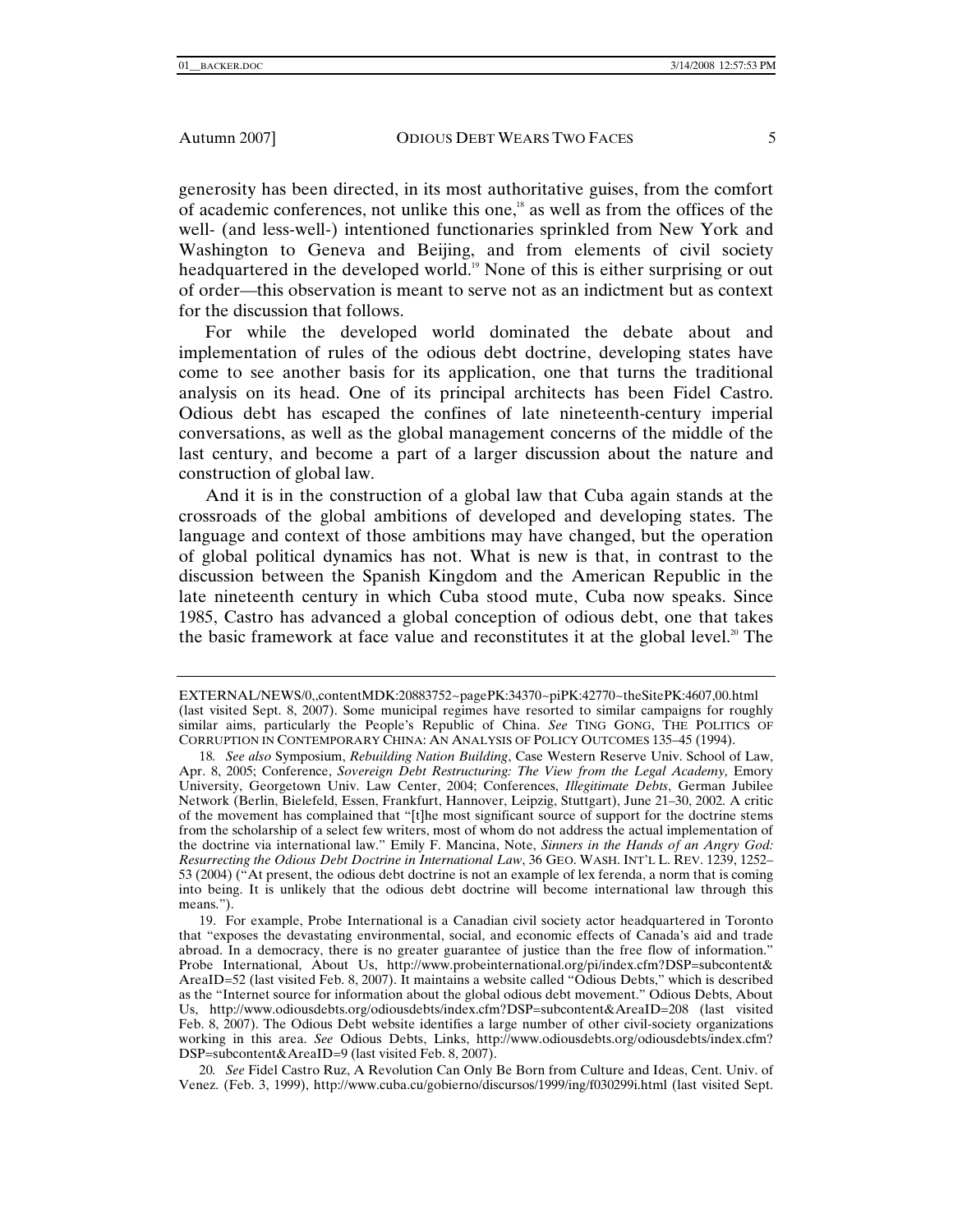generosity has been directed, in its most authoritative guises, from the comfort of academic conferences, not unlike this one,[18] as well as from the offices of the well- (and less-well-) intentioned functionaries sprinkled from New York and Washington to Geneva and Beijing, and from elements of civil society headquartered in the developed world.[19] None of this is either surprising or out of order—this observation is meant to serve not as an indictment but as context for the discussion that follows.

For while the developed world dominated the debate about and implementation of rules of the odious debt doctrine, developing states have come to see another basis for its application, one that turns the traditional analysis on its head. One of its principal architects has been Fidel Castro. Odious debt has escaped the confines of late nineteenth-century imperial conversations, as well as the global management concerns of the middle of the last century, and become a part of a larger discussion about the nature and construction of global law.

And it is in the construction of a global law that Cuba again stands at the crossroads of the global ambitions of developed and developing states. The language and context of those ambitions may have changed, but the operation of global political dynamics has not. What is new is that, in contrast to the discussion between the Spanish Kingdom and the American Republic in the late nineteenth century in which Cuba stood mute, Cuba now speaks. Since 1985, Castro has advanced a global conception of odious debt, one that takes the basic framework at face value and reconstitutes it at the global level.[20] The

---

EXTERNAL/NEWS/0,,contentMDK:20883752~pagePK:34370~piPK:42770~theSitePK:4607,00.html (last visited Sept. 8, 2007). Some municipal regimes have resorted to similar campaigns for roughly similar aims, particularly the People's Republic of China. *See* TING GONG, THE POLITICS OF CORRUPTION IN CONTEMPORARY CHINA: AN ANALYSIS OF POLICY OUTCOMES 135–45 (1994).

18. *See also* Symposium, *Rebuilding Nation Building*, Case Western Reserve Univ. School of Law, Apr. 8, 2005; Conference, *Sovereign Debt Restructuring: The View from the Legal Academy,* Emory University, Georgetown Univ. Law Center, 2004; Conferences, *Illegitimate Debts*, German Jubilee Network (Berlin, Bielefeld, Essen, Frankfurt, Hannover, Leipzig, Stuttgart), June 21–30, 2002. A critic of the movement has complained that "[t]he most significant source of support for the doctrine stems from the scholarship of a select few writers, most of whom do not address the actual implementation of the doctrine via international law." Emily F. Mancina, Note, *Sinners in the Hands of an Angry God: Resurrecting the Odious Debt Doctrine in International Law*, 36 GEO. WASH. INT'L L. REV. 1239, 1252–53 (2004) ("At present, the odious debt doctrine is not an example of lex ferenda, a norm that is coming into being. It is unlikely that the odious debt doctrine will become international law through this means.").

19. For example, Probe International is a Canadian civil society actor headquartered in Toronto that "exposes the devastating environmental, social, and economic effects of Canada's aid and trade abroad. In a democracy, there is no greater guarantee of justice than the free flow of information." Probe International, About Us, http://www.probeinternational.org/pi/index.cfm?DSP=subcontent&AreaID=52 (last visited Feb. 8, 2007). It maintains a website called "Odious Debts," which is described as the "Internet source for information about the global odious debt movement." Odious Debts, About Us, http://www.odiousdebts.org/odiousdebts/index.cfm?DSP=subcontent&AreaID=208 (last visited Feb. 8, 2007). The Odious Debt website identifies a large number of other civil-society organizations working in this area. *See* Odious Debts, Links, http://www.odiousdebts.org/odiousdebts/index.cfm?DSP=subcontent&AreaID=9 (last visited Feb. 8, 2007).

20. *See* Fidel Castro Ruz, A Revolution Can Only Be Born from Culture and Ideas, Cent. Univ. of Venez. (Feb. 3, 1999), http://www.cuba.cu/gobierno/discursos/1999/ing/f030299i.html (last visited Sept.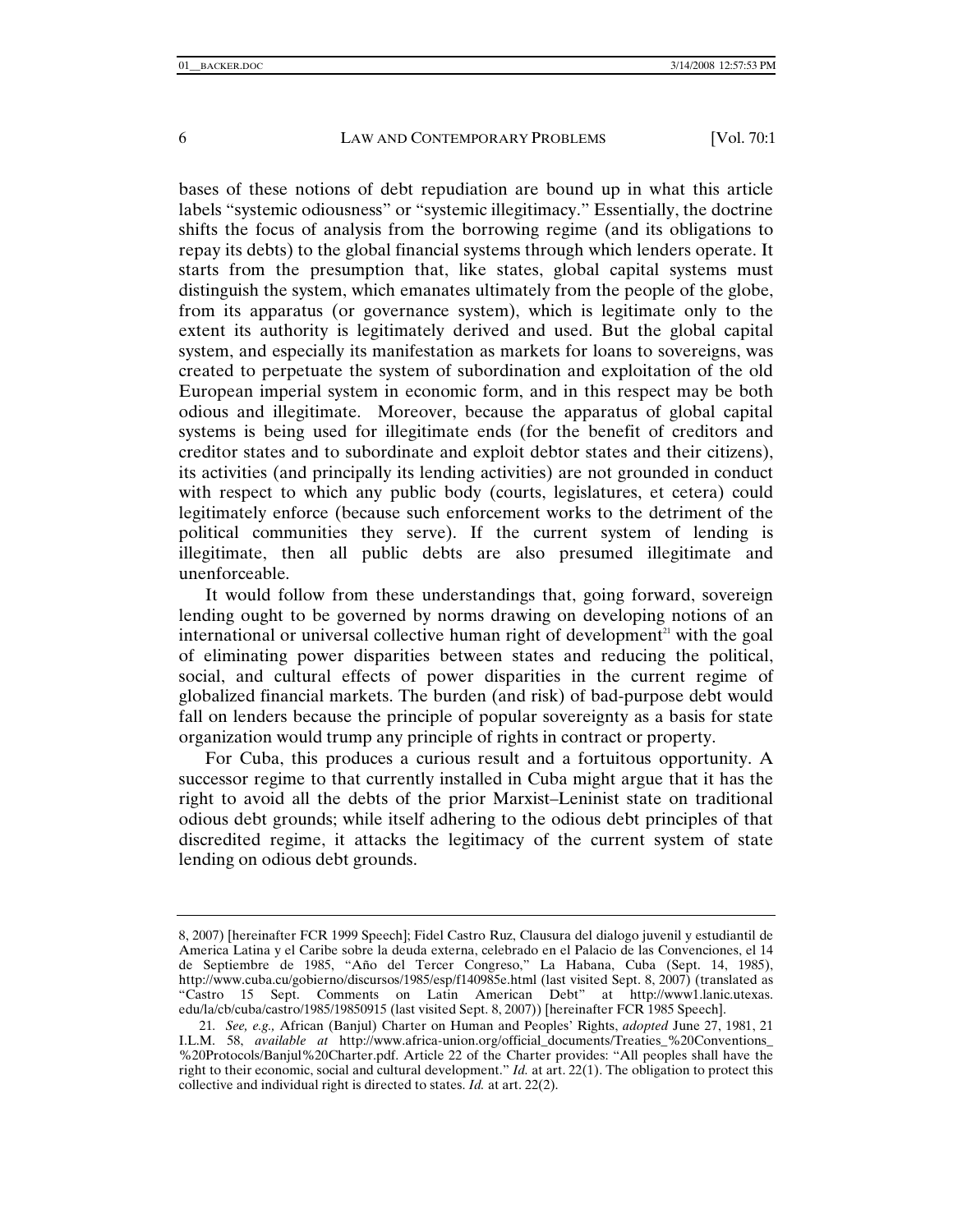bases of these notions of debt repudiation are bound up in what this article labels "systemic odiousness" or "systemic illegitimacy." Essentially, the doctrine shifts the focus of analysis from the borrowing regime (and its obligations to repay its debts) to the global financial systems through which lenders operate. It starts from the presumption that, like states, global capital systems must distinguish the system, which emanates ultimately from the people of the globe, from its apparatus (or governance system), which is legitimate only to the extent its authority is legitimately derived and used. But the global capital system, and especially its manifestation as markets for loans to sovereigns, was created to perpetuate the system of subordination and exploitation of the old European imperial system in economic form, and in this respect may be both odious and illegitimate. Moreover, because the apparatus of global capital systems is being used for illegitimate ends (for the benefit of creditors and creditor states and to subordinate and exploit debtor states and their citizens), its activities (and principally its lending activities) are not grounded in conduct with respect to which any public body (courts, legislatures, et cetera) could legitimately enforce (because such enforcement works to the detriment of the political communities they serve). If the current system of lending is illegitimate, then all public debts are also presumed illegitimate and unenforceable.

It would follow from these understandings that, going forward, sovereign lending ought to be governed by norms drawing on developing notions of an international or universal collective human right of development[21] with the goal of eliminating power disparities between states and reducing the political, social, and cultural effects of power disparities in the current regime of globalized financial markets. The burden (and risk) of bad-purpose debt would fall on lenders because the principle of popular sovereignty as a basis for state organization would trump any principle of rights in contract or property.

For Cuba, this produces a curious result and a fortuitous opportunity. A successor regime to that currently installed in Cuba might argue that it has the right to avoid all the debts of the prior Marxist–Leninist state on traditional odious debt grounds; while itself adhering to the odious debt principles of that discredited regime, it attacks the legitimacy of the current system of state lending on odious debt grounds.

---

8, 2007) [hereinafter FCR 1999 Speech]; Fidel Castro Ruz, Clausura del dialogo juvenil y estudiantil de America Latina y el Caribe sobre la deuda externa, celebrado en el Palacio de las Convenciones, el 14 de Septiembre de 1985, "Año del Tercer Congreso," La Habana, Cuba (Sept. 14, 1985), http://www.cuba.cu/gobierno/discursos/1985/esp/f140985e.html (last visited Sept. 8, 2007) (translated as "Castro 15 Sept. Comments on Latin American Debt" at http://www1.lanic.utexas.edu/la/cb/cuba/castro/1985/19850915 (last visited Sept. 8, 2007)) [hereinafter FCR 1985 Speech].

21. *See, e.g.,* African (Banjul) Charter on Human and Peoples' Rights, *adopted* June 27, 1981, 21 I.L.M. 58, *available at* http://www.africa-union.org/official_documents/Treaties_%20Conventions_%20Protocols/Banjul%20Charter.pdf. Article 22 of the Charter provides: "All peoples shall have the right to their economic, social and cultural development." *Id.* at art. 22(1). The obligation to protect this collective and individual right is directed to states. *Id.* at art. 22(2).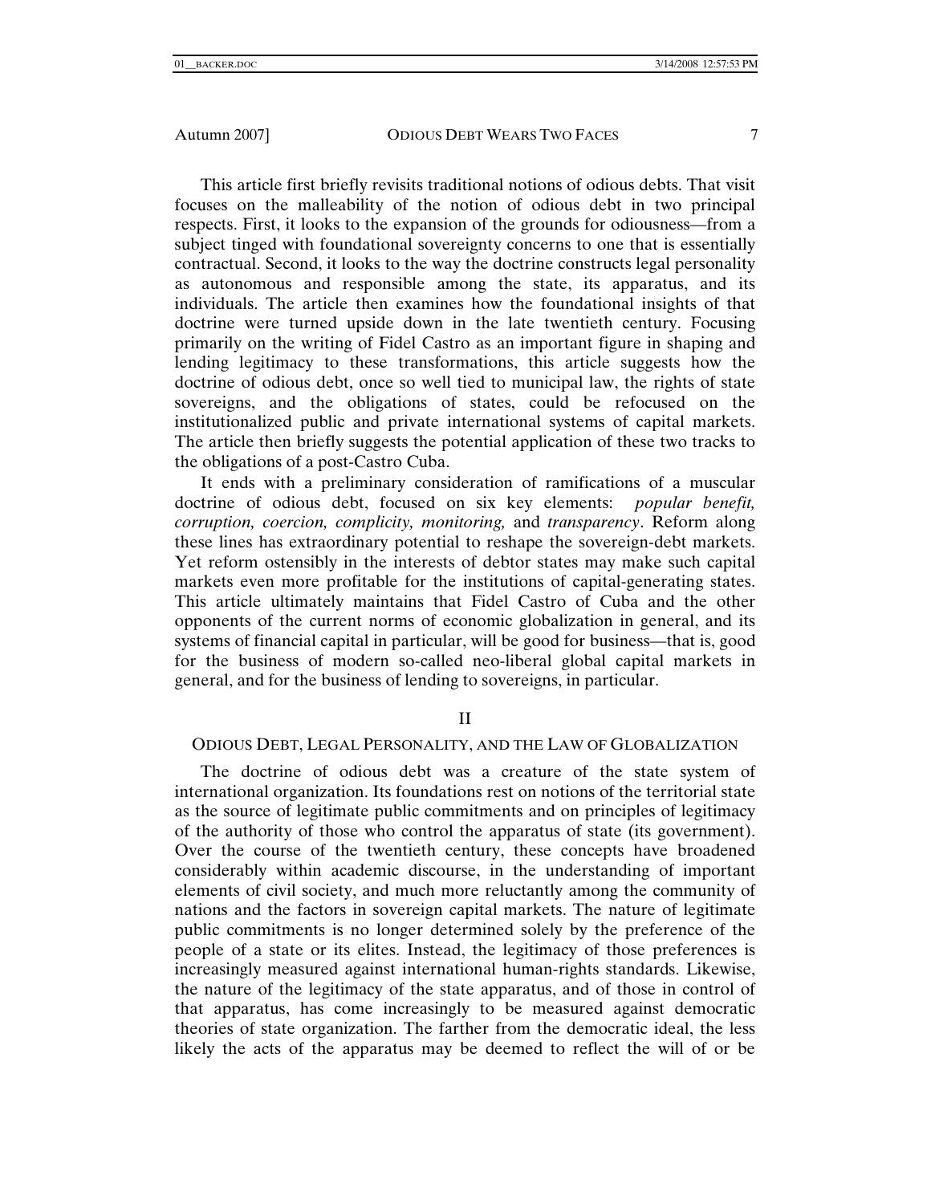This article first briefly revisits traditional notions of odious debts. That visit focuses on the malleability of the notion of odious debt in two principal respects. First, it looks to the expansion of the grounds for odiousness—from a subject tinged with foundational sovereignty concerns to one that is essentially contractual. Second, it looks to the way the doctrine constructs legal personality as autonomous and responsible among the state, its apparatus, and its individuals. The article then examines how the foundational insights of that doctrine were turned upside down in the late twentieth century. Focusing primarily on the writing of Fidel Castro as an important figure in shaping and lending legitimacy to these transformations, this article suggests how the doctrine of odious debt, once so well tied to municipal law, the rights of state sovereigns, and the obligations of states, could be refocused on the institutionalized public and private international systems of capital markets. The article then briefly suggests the potential application of these two tracks to the obligations of a post-Castro Cuba.

It ends with a preliminary consideration of ramifications of a muscular doctrine of odious debt, focused on six key elements: *popular benefit, corruption, coercion, complicity, monitoring,* and *transparency*. Reform along these lines has extraordinary potential to reshape the sovereign-debt markets. Yet reform ostensibly in the interests of debtor states may make such capital markets even more profitable for the institutions of capital-generating states. This article ultimately maintains that Fidel Castro of Cuba and the other opponents of the current norms of economic globalization in general, and its systems of financial capital in particular, will be good for business—that is, good for the business of modern so-called neo-liberal global capital markets in general, and for the business of lending to sovereigns, in particular.

## II

## ODIOUS DEBT, LEGAL PERSONALITY, AND THE LAW OF GLOBALIZATION

The doctrine of odious debt was a creature of the state system of international organization. Its foundations rest on notions of the territorial state as the source of legitimate public commitments and on principles of legitimacy of the authority of those who control the apparatus of state (its government). Over the course of the twentieth century, these concepts have broadened considerably within academic discourse, in the understanding of important elements of civil society, and much more reluctantly among the community of nations and the factors in sovereign capital markets. The nature of legitimate public commitments is no longer determined solely by the preference of the people of a state or its elites. Instead, the legitimacy of those preferences is increasingly measured against international human-rights standards. Likewise, the nature of the legitimacy of the state apparatus, and of those in control of that apparatus, has come increasingly to be measured against democratic theories of state organization. The farther from the democratic ideal, the less likely the acts of the apparatus may be deemed to reflect the will of or be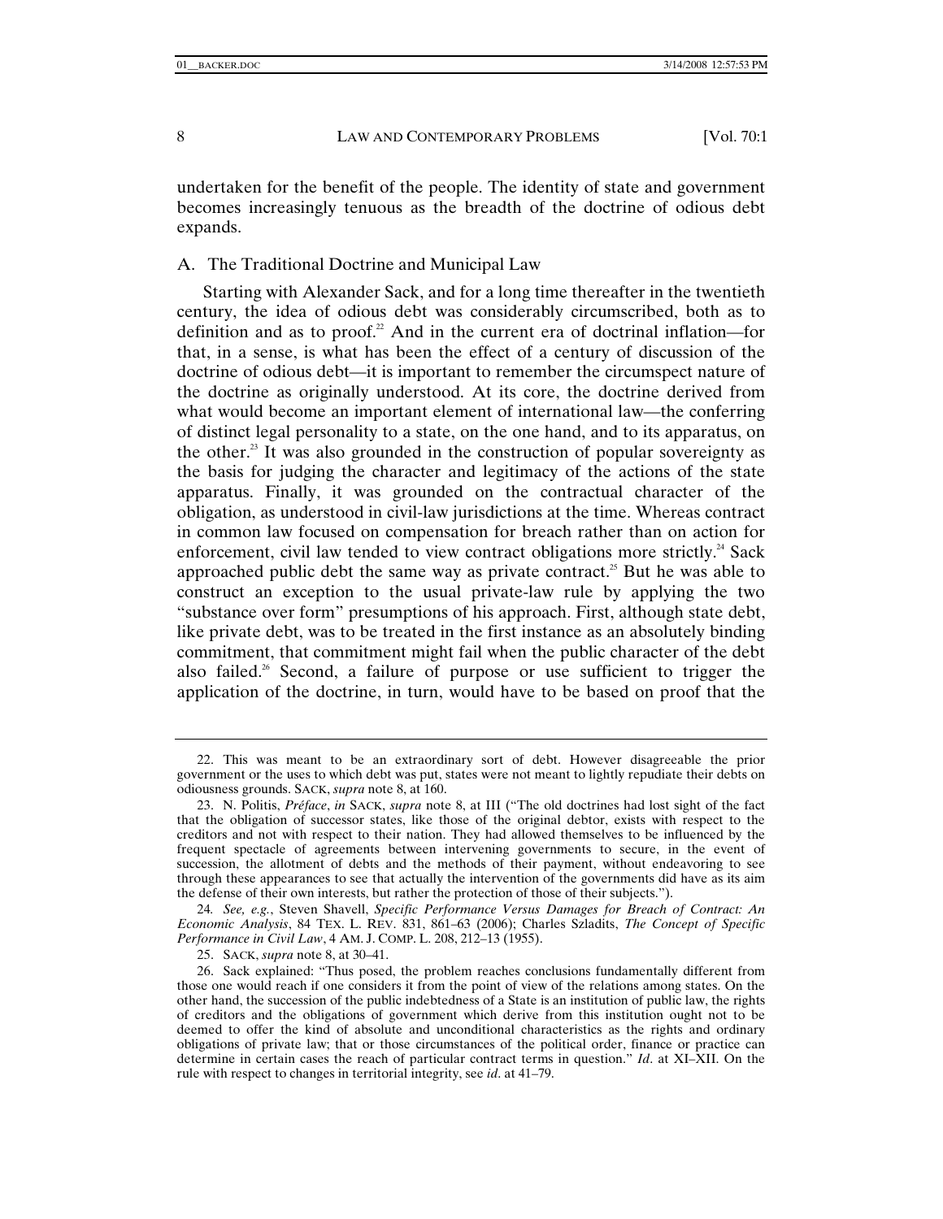undertaken for the benefit of the people. The identity of state and government becomes increasingly tenuous as the breadth of the doctrine of odious debt expands.

## A. The Traditional Doctrine and Municipal Law

Starting with Alexander Sack, and for a long time thereafter in the twentieth century, the idea of odious debt was considerably circumscribed, both as to definition and as to proof.[22] And in the current era of doctrinal inflation—for that, in a sense, is what has been the effect of a century of discussion of the doctrine of odious debt—it is important to remember the circumspect nature of the doctrine as originally understood. At its core, the doctrine derived from what would become an important element of international law—the conferring of distinct legal personality to a state, on the one hand, and to its apparatus, on the other.[23] It was also grounded in the construction of popular sovereignty as the basis for judging the character and legitimacy of the actions of the state apparatus. Finally, it was grounded on the contractual character of the obligation, as understood in civil-law jurisdictions at the time. Whereas contract in common law focused on compensation for breach rather than on action for enforcement, civil law tended to view contract obligations more strictly.[24] Sack approached public debt the same way as private contract.[25] But he was able to construct an exception to the usual private-law rule by applying the two "substance over form" presumptions of his approach. First, although state debt, like private debt, was to be treated in the first instance as an absolutely binding commitment, that commitment might fail when the public character of the debt also failed.[26] Second, a failure of purpose or use sufficient to trigger the application of the doctrine, in turn, would have to be based on proof that the

---

22. This was meant to be an extraordinary sort of debt. However disagreeable the prior government or the uses to which debt was put, states were not meant to lightly repudiate their debts on odiousness grounds. SACK, *supra* note 8, at 160.

23. N. Politis, *Préface*, *in* SACK, *supra* note 8, at III ("The old doctrines had lost sight of the fact that the obligation of successor states, like those of the original debtor, exists with respect to the creditors and not with respect to their nation. They had allowed themselves to be influenced by the frequent spectacle of agreements between intervening governments to secure, in the event of succession, the allotment of debts and the methods of their payment, without endeavoring to see through these appearances to see that actually the intervention of the governments did have as its aim the defense of their own interests, but rather the protection of those of their subjects.").

24. *See, e.g.*, Steven Shavell, *Specific Performance Versus Damages for Breach of Contract: An Economic Analysis*, 84 TEX. L. REV. 831, 861–63 (2006); Charles Szladits, *The Concept of Specific Performance in Civil Law*, 4 AM. J. COMP. L. 208, 212–13 (1955).

25. SACK, *supra* note 8, at 30–41.

26. Sack explained: "Thus posed, the problem reaches conclusions fundamentally different from those one would reach if one considers it from the point of view of the relations among states. On the other hand, the succession of the public indebtedness of a State is an institution of public law, the rights of creditors and the obligations of government which derive from this institution ought not to be deemed to offer the kind of absolute and unconditional characteristics as the rights and ordinary obligations of private law; that or those circumstances of the political order, finance or practice can determine in certain cases the reach of particular contract terms in question." *Id*. at XI–XII. On the rule with respect to changes in territorial integrity, see *id*. at 41–79.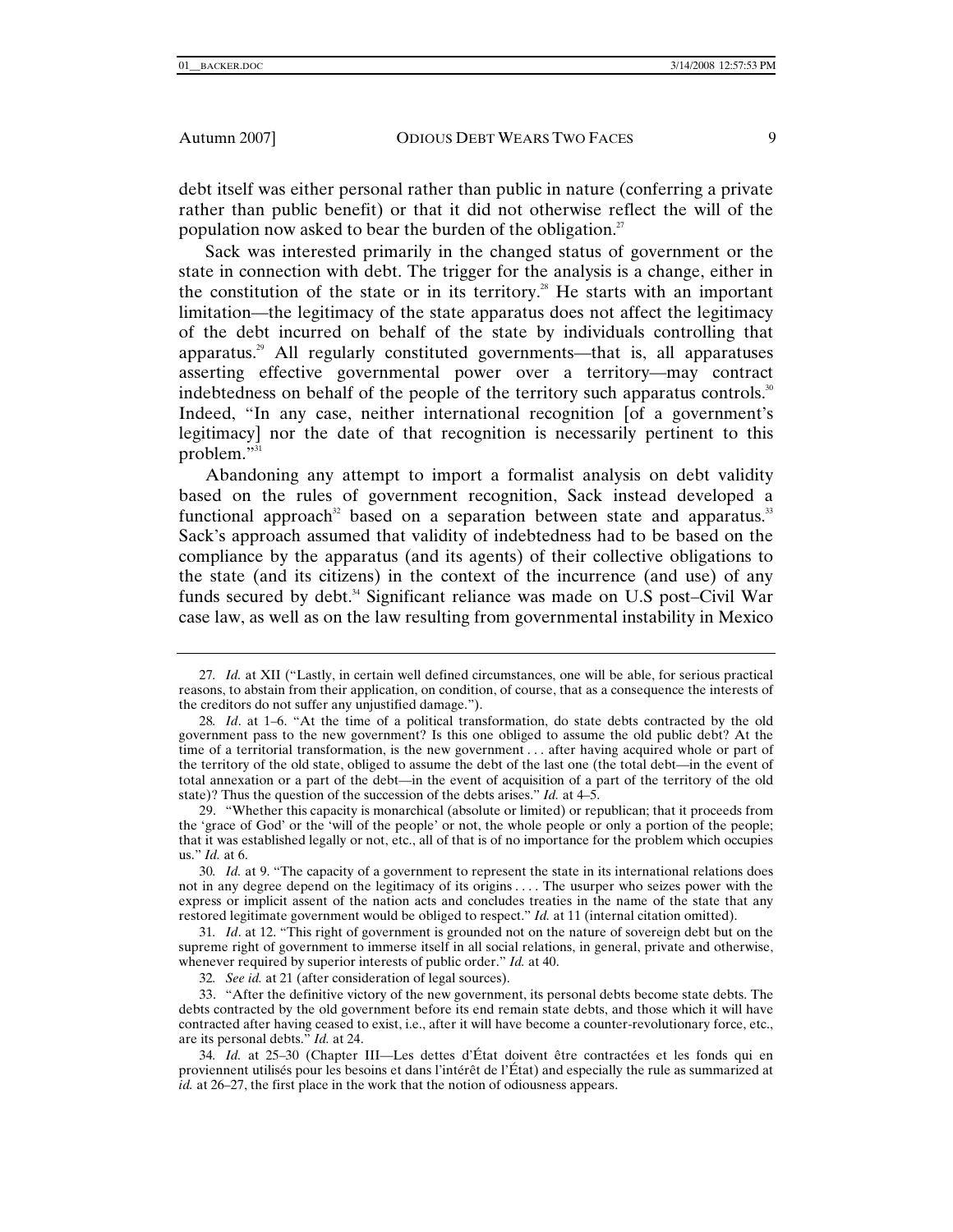debt itself was either personal rather than public in nature (conferring a private rather than public benefit) or that it did not otherwise reflect the will of the population now asked to bear the burden of the obligation.[27]

Sack was interested primarily in the changed status of government or the state in connection with debt. The trigger for the analysis is a change, either in the constitution of the state or in its territory.[28] He starts with an important limitation—the legitimacy of the state apparatus does not affect the legitimacy of the debt incurred on behalf of the state by individuals controlling that apparatus.[29] All regularly constituted governments—that is, all apparatuses asserting effective governmental power over a territory—may contract indebtedness on behalf of the people of the territory such apparatus controls.[30] Indeed, "In any case, neither international recognition [of a government's legitimacy] nor the date of that recognition is necessarily pertinent to this problem."[31]

Abandoning any attempt to import a formalist analysis on debt validity based on the rules of government recognition, Sack instead developed a functional approach[32] based on a separation between state and apparatus.[33] Sack's approach assumed that validity of indebtedness had to be based on the compliance by the apparatus (and its agents) of their collective obligations to the state (and its citizens) in the context of the incurrence (and use) of any funds secured by debt.[34] Significant reliance was made on U.S post–Civil War case law, as well as on the law resulting from governmental instability in Mexico

---

27. *Id.* at XII ("Lastly, in certain well defined circumstances, one will be able, for serious practical reasons, to abstain from their application, on condition, of course, that as a consequence the interests of the creditors do not suffer any unjustified damage.").

28. *Id*. at 1–6. "At the time of a political transformation, do state debts contracted by the old government pass to the new government? Is this one obliged to assume the old public debt? At the time of a territorial transformation, is the new government . . . after having acquired whole or part of the territory of the old state, obliged to assume the debt of the last one (the total debt—in the event of total annexation or a part of the debt—in the event of acquisition of a part of the territory of the old state)? Thus the question of the succession of the debts arises." *Id.* at 4–5.

29. "Whether this capacity is monarchical (absolute or limited) or republican; that it proceeds from the 'grace of God' or the 'will of the people' or not, the whole people or only a portion of the people; that it was established legally or not, etc., all of that is of no importance for the problem which occupies us." *Id.* at 6.

30. *Id.* at 9. "The capacity of a government to represent the state in its international relations does not in any degree depend on the legitimacy of its origins . . . . The usurper who seizes power with the express or implicit assent of the nation acts and concludes treaties in the name of the state that any restored legitimate government would be obliged to respect." *Id.* at 11 (internal citation omitted).

31. *Id*. at 12. "This right of government is grounded not on the nature of sovereign debt but on the supreme right of government to immerse itself in all social relations, in general, private and otherwise, whenever required by superior interests of public order." *Id.* at 40.

32. *See id.* at 21 (after consideration of legal sources).

33. "After the definitive victory of the new government, its personal debts become state debts. The debts contracted by the old government before its end remain state debts, and those which it will have contracted after having ceased to exist, i.e., after it will have become a counter-revolutionary force, etc., are its personal debts." *Id.* at 24.

34. *Id.* at 25–30 (Chapter III—Les dettes d'État doivent être contractées et les fonds qui en proviennent utilisés pour les besoins et dans l'intérêt de l'État) and especially the rule as summarized at *id.* at 26–27, the first place in the work that the notion of odiousness appears.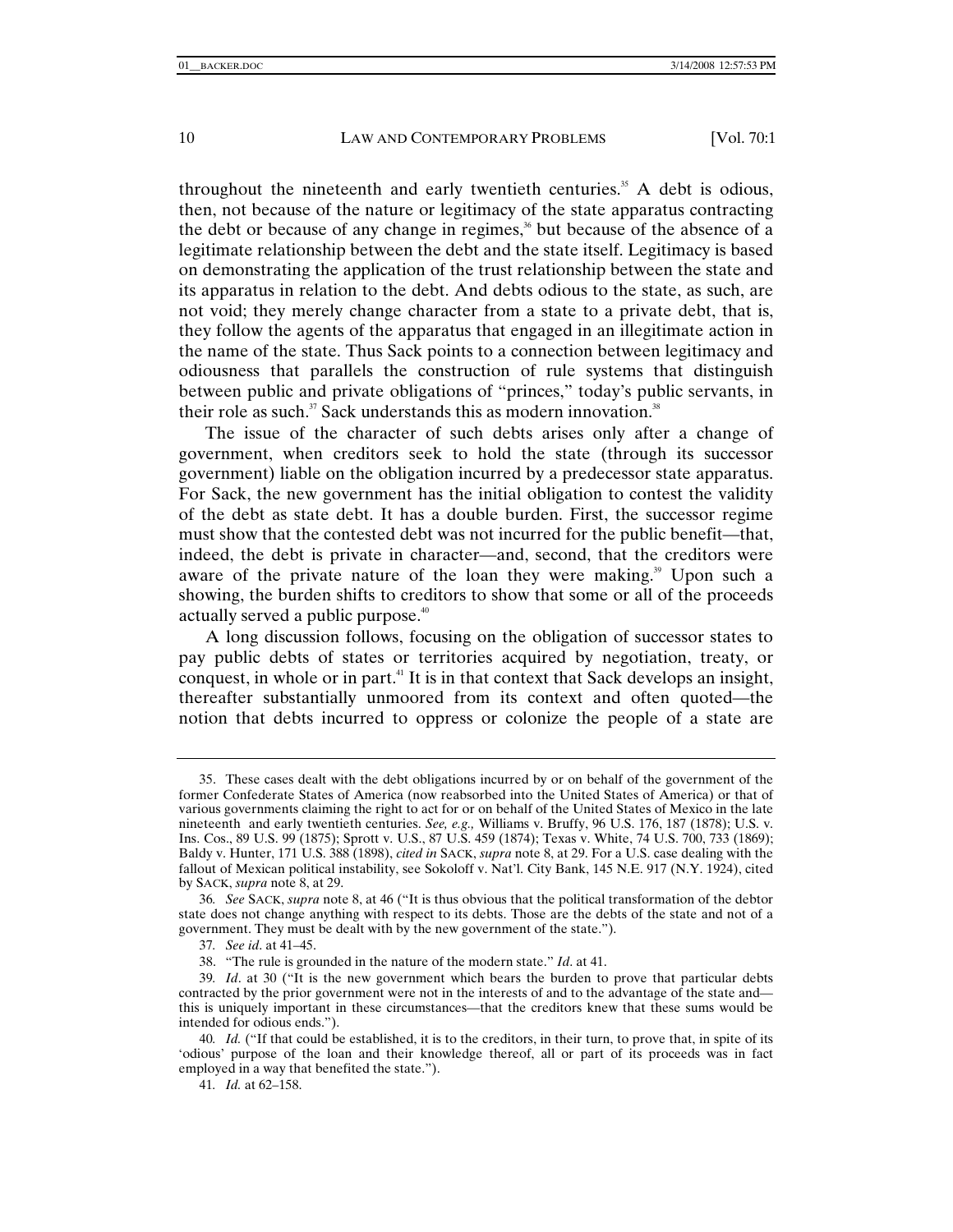throughout the nineteenth and early twentieth centuries.[35] A debt is odious, then, not because of the nature or legitimacy of the state apparatus contracting the debt or because of any change in regimes,[36] but because of the absence of a legitimate relationship between the debt and the state itself. Legitimacy is based on demonstrating the application of the trust relationship between the state and its apparatus in relation to the debt. And debts odious to the state, as such, are not void; they merely change character from a state to a private debt, that is, they follow the agents of the apparatus that engaged in an illegitimate action in the name of the state. Thus Sack points to a connection between legitimacy and odiousness that parallels the construction of rule systems that distinguish between public and private obligations of "princes," today's public servants, in their role as such.[37] Sack understands this as modern innovation.[38]

The issue of the character of such debts arises only after a change of government, when creditors seek to hold the state (through its successor government) liable on the obligation incurred by a predecessor state apparatus. For Sack, the new government has the initial obligation to contest the validity of the debt as state debt. It has a double burden. First, the successor regime must show that the contested debt was not incurred for the public benefit—that, indeed, the debt is private in character—and, second, that the creditors were aware of the private nature of the loan they were making.[39] Upon such a showing, the burden shifts to creditors to show that some or all of the proceeds actually served a public purpose.[40]

A long discussion follows, focusing on the obligation of successor states to pay public debts of states or territories acquired by negotiation, treaty, or conquest, in whole or in part.[41] It is in that context that Sack develops an insight, thereafter substantially unmoored from its context and often quoted—the notion that debts incurred to oppress or colonize the people of a state are

---

35. These cases dealt with the debt obligations incurred by or on behalf of the government of the former Confederate States of America (now reabsorbed into the United States of America) or that of various governments claiming the right to act for or on behalf of the United States of Mexico in the late nineteenth and early twentieth centuries. *See, e.g.,* Williams v. Bruffy, 96 U.S. 176, 187 (1878); U.S. v. Ins. Cos., 89 U.S. 99 (1875); Sprott v. U.S., 87 U.S. 459 (1874); Texas v. White, 74 U.S. 700, 733 (1869); Baldy v. Hunter, 171 U.S. 388 (1898), *cited in* SACK, *supra* note 8, at 29. For a U.S. case dealing with the fallout of Mexican political instability, see Sokoloff v. Nat'l. City Bank, 145 N.E. 917 (N.Y. 1924), cited by SACK, *supra* note 8, at 29.

36. *See* SACK, *supra* note 8, at 46 ("It is thus obvious that the political transformation of the debtor state does not change anything with respect to its debts. Those are the debts of the state and not of a government. They must be dealt with by the new government of the state.").

37. *See id*. at 41–45.

38. "The rule is grounded in the nature of the modern state." *Id*. at 41.

39. *Id*. at 30 ("It is the new government which bears the burden to prove that particular debts contracted by the prior government were not in the interests of and to the advantage of the state and—this is uniquely important in these circumstances—that the creditors knew that these sums would be intended for odious ends.").

40. *Id.* ("If that could be established, it is to the creditors, in their turn, to prove that, in spite of its 'odious' purpose of the loan and their knowledge thereof, all or part of its proceeds was in fact employed in a way that benefited the state.").

41. *Id.* at 62–158.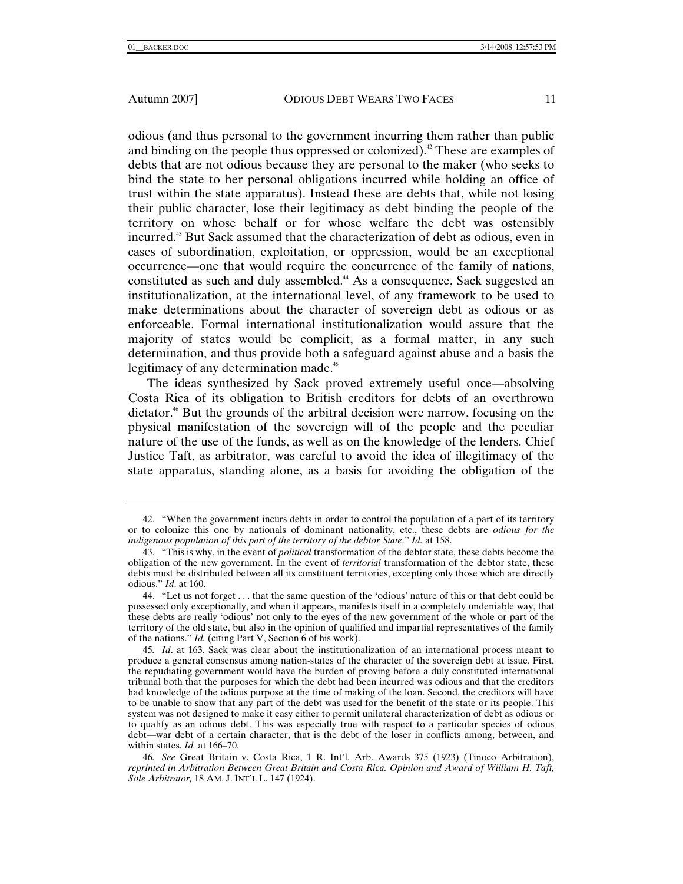odious (and thus personal to the government incurring them rather than public and binding on the people thus oppressed or colonized).[42] These are examples of debts that are not odious because they are personal to the maker (who seeks to bind the state to her personal obligations incurred while holding an office of trust within the state apparatus). Instead these are debts that, while not losing their public character, lose their legitimacy as debt binding the people of the territory on whose behalf or for whose welfare the debt was ostensibly incurred.[43] But Sack assumed that the characterization of debt as odious, even in cases of subordination, exploitation, or oppression, would be an exceptional occurrence—one that would require the concurrence of the family of nations, constituted as such and duly assembled.[44] As a consequence, Sack suggested an institutionalization, at the international level, of any framework to be used to make determinations about the character of sovereign debt as odious or as enforceable. Formal international institutionalization would assure that the majority of states would be complicit, as a formal matter, in any such determination, and thus provide both a safeguard against abuse and a basis the legitimacy of any determination made.[45]

The ideas synthesized by Sack proved extremely useful once—absolving Costa Rica of its obligation to British creditors for debts of an overthrown dictator.[46] But the grounds of the arbitral decision were narrow, focusing on the physical manifestation of the sovereign will of the people and the peculiar nature of the use of the funds, as well as on the knowledge of the lenders. Chief Justice Taft, as arbitrator, was careful to avoid the idea of illegitimacy of the state apparatus, standing alone, as a basis for avoiding the obligation of the

---

42. "When the government incurs debts in order to control the population of a part of its territory or to colonize this one by nationals of dominant nationality, etc., these debts are *odious for the indigenous population of this part of the territory of the debtor State*." *Id.* at 158.

43. "This is why, in the event of *political* transformation of the debtor state, these debts become the obligation of the new government. In the event of *territorial* transformation of the debtor state, these debts must be distributed between all its constituent territories, excepting only those which are directly odious." *Id*. at 160.

44. "Let us not forget . . . that the same question of the 'odious' nature of this or that debt could be possessed only exceptionally, and when it appears, manifests itself in a completely undeniable way, that these debts are really 'odious' not only to the eyes of the new government of the whole or part of the territory of the old state, but also in the opinion of qualified and impartial representatives of the family of the nations." *Id.* (citing Part V, Section 6 of his work).

45. *Id*. at 163. Sack was clear about the institutionalization of an international process meant to produce a general consensus among nation-states of the character of the sovereign debt at issue. First, the repudiating government would have the burden of proving before a duly constituted international tribunal both that the purposes for which the debt had been incurred was odious and that the creditors had knowledge of the odious purpose at the time of making of the loan. Second, the creditors will have to be unable to show that any part of the debt was used for the benefit of the state or its people. This system was not designed to make it easy either to permit unilateral characterization of debt as odious or to qualify as an odious debt. This was especially true with respect to a particular species of odious debt—war debt of a certain character, that is the debt of the loser in conflicts among, between, and within states. *Id.* at 166–70.

46. *See* Great Britain v. Costa Rica, 1 R. Int'l. Arb. Awards 375 (1923) (Tinoco Arbitration), *reprinted in Arbitration Between Great Britain and Costa Rica: Opinion and Award of William H. Taft, Sole Arbitrator,* 18 AM. J. INT'L L. 147 (1924).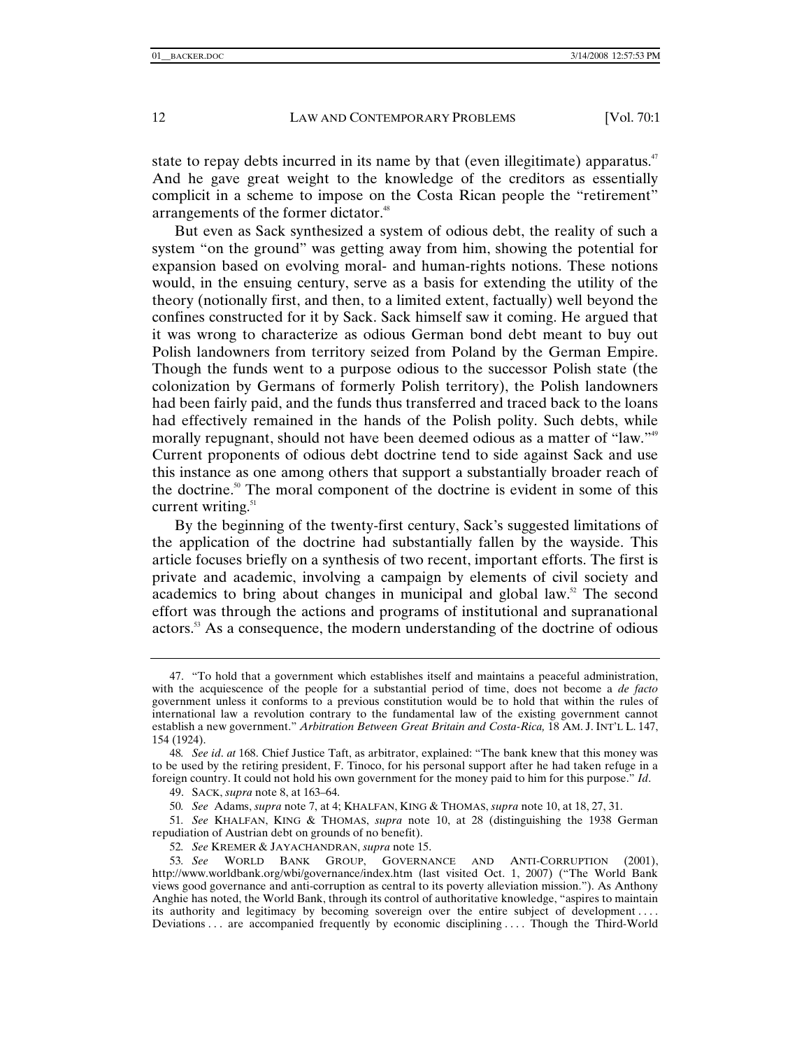state to repay debts incurred in its name by that (even illegitimate) apparatus.[47] And he gave great weight to the knowledge of the creditors as essentially complicit in a scheme to impose on the Costa Rican people the "retirement" arrangements of the former dictator.[48]

But even as Sack synthesized a system of odious debt, the reality of such a system "on the ground" was getting away from him, showing the potential for expansion based on evolving moral- and human-rights notions. These notions would, in the ensuing century, serve as a basis for extending the utility of the theory (notionally first, and then, to a limited extent, factually) well beyond the confines constructed for it by Sack. Sack himself saw it coming. He argued that it was wrong to characterize as odious German bond debt meant to buy out Polish landowners from territory seized from Poland by the German Empire. Though the funds went to a purpose odious to the successor Polish state (the colonization by Germans of formerly Polish territory), the Polish landowners had been fairly paid, and the funds thus transferred and traced back to the loans had effectively remained in the hands of the Polish polity. Such debts, while morally repugnant, should not have been deemed odious as a matter of "law."[49] Current proponents of odious debt doctrine tend to side against Sack and use this instance as one among others that support a substantially broader reach of the doctrine.[50] The moral component of the doctrine is evident in some of this current writing.[51]

By the beginning of the twenty-first century, Sack's suggested limitations of the application of the doctrine had substantially fallen by the wayside. This article focuses briefly on a synthesis of two recent, important efforts. The first is private and academic, involving a campaign by elements of civil society and academics to bring about changes in municipal and global law.[52] The second effort was through the actions and programs of institutional and supranational actors.[53] As a consequence, the modern understanding of the doctrine of odious

---

47. "To hold that a government which establishes itself and maintains a peaceful administration, with the acquiescence of the people for a substantial period of time, does not become a *de facto* government unless it conforms to a previous constitution would be to hold that within the rules of international law a revolution contrary to the fundamental law of the existing government cannot establish a new government." *Arbitration Between Great Britain and Costa-Rica,* 18 AM. J. INT'L L. 147, 154 (1924).

48. *See id*. *at* 168. Chief Justice Taft, as arbitrator, explained: "The bank knew that this money was to be used by the retiring president, F. Tinoco, for his personal support after he had taken refuge in a foreign country. It could not hold his own government for the money paid to him for this purpose." *Id*.

49. SACK, *supra* note 8, at 163–64.

50. *See* Adams, *supra* note 7, at 4; KHALFAN, KING & THOMAS, *supra* note 10, at 18, 27, 31.

51. *See* KHALFAN, KING & THOMAS, *supra* note 10, at 28 (distinguishing the 1938 German repudiation of Austrian debt on grounds of no benefit).

52. *See* KREMER & JAYACHANDRAN, *supra* note 15.

53. *See* WORLD BANK GROUP, GOVERNANCE AND ANTI-CORRUPTION (2001), http://www.worldbank.org/wbi/governance/index.htm (last visited Oct. 1, 2007) ("The World Bank views good governance and anti-corruption as central to its poverty alleviation mission."). As Anthony Anghie has noted, the World Bank, through its control of authoritative knowledge, "aspires to maintain its authority and legitimacy by becoming sovereign over the entire subject of development . . . . Deviations . . . are accompanied frequently by economic disciplining . . . . Though the Third-World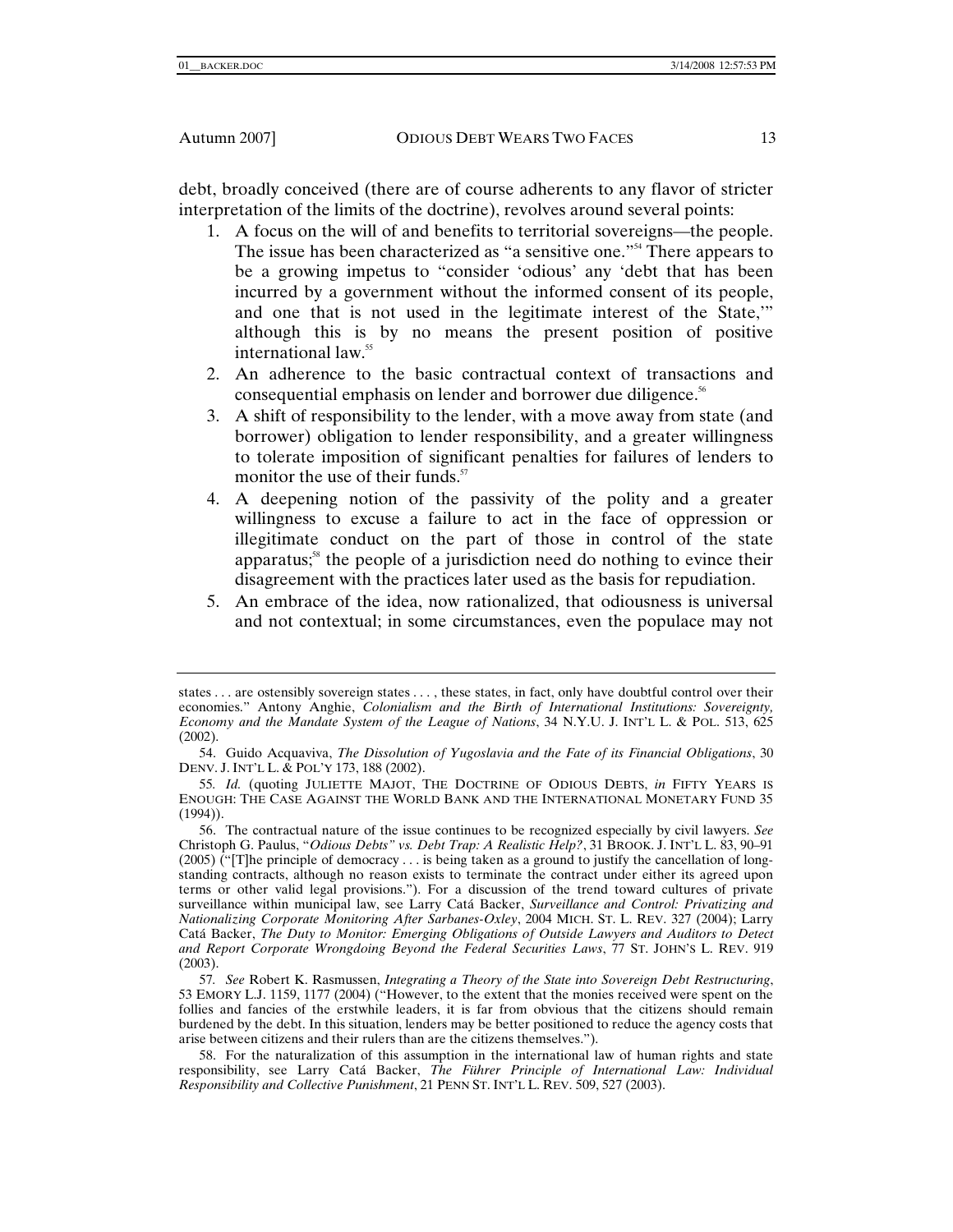debt, broadly conceived (there are of course adherents to any flavor of stricter interpretation of the limits of the doctrine), revolves around several points:

1. A focus on the will of and benefits to territorial sovereigns—the people. The issue has been characterized as "a sensitive one."[54] There appears to be a growing impetus to "consider 'odious' any 'debt that has been incurred by a government without the informed consent of its people, and one that is not used in the legitimate interest of the State,'" although this is by no means the present position of positive international law.[55]
2. An adherence to the basic contractual context of transactions and consequential emphasis on lender and borrower due diligence.[56]
3. A shift of responsibility to the lender, with a move away from state (and borrower) obligation to lender responsibility, and a greater willingness to tolerate imposition of significant penalties for failures of lenders to monitor the use of their funds.[57]
4. A deepening notion of the passivity of the polity and a greater willingness to excuse a failure to act in the face of oppression or illegitimate conduct on the part of those in control of the state apparatus;[58] the people of a jurisdiction need do nothing to evince their disagreement with the practices later used as the basis for repudiation.
5. An embrace of the idea, now rationalized, that odiousness is universal and not contextual; in some circumstances, even the populace may not

---

states . . . are ostensibly sovereign states . . . , these states, in fact, only have doubtful control over their economies." Antony Anghie, *Colonialism and the Birth of International Institutions: Sovereignty, Economy and the Mandate System of the League of Nations*, 34 N.Y.U. J. INT'L L. & POL. 513, 625 (2002).

54. Guido Acquaviva, *The Dissolution of Yugoslavia and the Fate of its Financial Obligations*, 30 DENV. J. INT'L L. & POL'Y 173, 188 (2002).

55. *Id.* (quoting JULIETTE MAJOT, THE DOCTRINE OF ODIOUS DEBTS, *in* FIFTY YEARS IS ENOUGH: THE CASE AGAINST THE WORLD BANK AND THE INTERNATIONAL MONETARY FUND 35 (1994)).

56. The contractual nature of the issue continues to be recognized especially by civil lawyers. *See* Christoph G. Paulus, "*Odious Debts" vs. Debt Trap: A Realistic Help?*, 31 BROOK. J. INT'L L. 83, 90–91 (2005) ("[T]he principle of democracy . . . is being taken as a ground to justify the cancellation of long-standing contracts, although no reason exists to terminate the contract under either its agreed upon terms or other valid legal provisions."). For a discussion of the trend toward cultures of private surveillance within municipal law, see Larry Catá Backer, *Surveillance and Control: Privatizing and Nationalizing Corporate Monitoring After Sarbanes-Oxley*, 2004 MICH. ST. L. REV. 327 (2004); Larry Catá Backer, *The Duty to Monitor: Emerging Obligations of Outside Lawyers and Auditors to Detect and Report Corporate Wrongdoing Beyond the Federal Securities Laws*, 77 ST. JOHN'S L. REV. 919 (2003).

57. *See* Robert K. Rasmussen, *Integrating a Theory of the State into Sovereign Debt Restructuring*, 53 EMORY L.J. 1159, 1177 (2004) ("However, to the extent that the monies received were spent on the follies and fancies of the erstwhile leaders, it is far from obvious that the citizens should remain burdened by the debt. In this situation, lenders may be better positioned to reduce the agency costs that arise between citizens and their rulers than are the citizens themselves.").

58. For the naturalization of this assumption in the international law of human rights and state responsibility, see Larry Catá Backer, *The Führer Principle of International Law: Individual Responsibility and Collective Punishment*, 21 PENN ST. INT'L L. REV. 509, 527 (2003).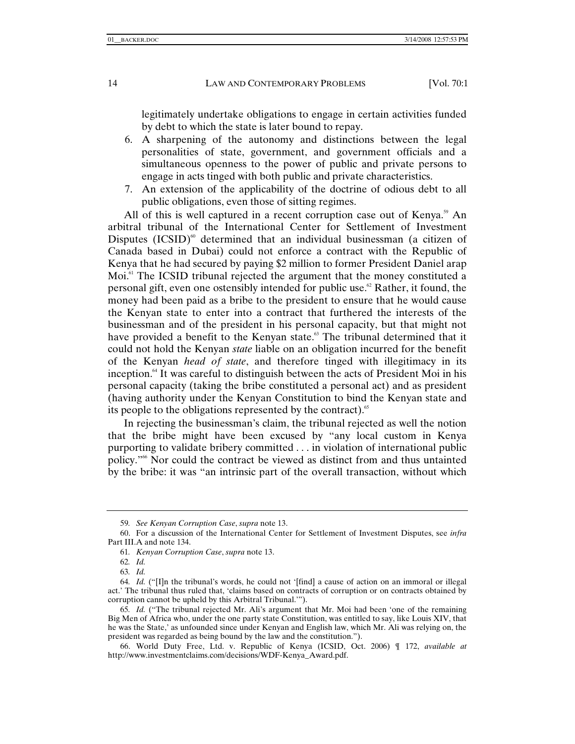legitimately undertake obligations to engage in certain activities funded by debt to which the state is later bound to repay.

6. A sharpening of the autonomy and distinctions between the legal personalities of state, government, and government officials and a simultaneous openness to the power of public and private persons to engage in acts tinged with both public and private characteristics.
7. An extension of the applicability of the doctrine of odious debt to all public obligations, even those of sitting regimes.

All of this is well captured in a recent corruption case out of Kenya.[59] An arbitral tribunal of the International Center for Settlement of Investment Disputes (ICSID)[60] determined that an individual businessman (a citizen of Canada based in Dubai) could not enforce a contract with the Republic of Kenya that he had secured by paying $2 million to former President Daniel arap Moi.[61] The ICSID tribunal rejected the argument that the money constituted a personal gift, even one ostensibly intended for public use.[62] Rather, it found, the money had been paid as a bribe to the president to ensure that he would cause the Kenyan state to enter into a contract that furthered the interests of the businessman and of the president in his personal capacity, but that might not have provided a benefit to the Kenyan state.[63] The tribunal determined that it could not hold the Kenyan *state* liable on an obligation incurred for the benefit of the Kenyan *head of state*, and therefore tinged with illegitimacy in its inception.[64] It was careful to distinguish between the acts of President Moi in his personal capacity (taking the bribe constituted a personal act) and as president (having authority under the Kenyan Constitution to bind the Kenyan state and its people to the obligations represented by the contract).[65]

In rejecting the businessman's claim, the tribunal rejected as well the notion that the bribe might have been excused by "any local custom in Kenya purporting to validate bribery committed . . . in violation of international public policy."[66] Nor could the contract be viewed as distinct from and thus untainted by the bribe: it was "an intrinsic part of the overall transaction, without which

---

59. *See Kenyan Corruption Case*, *supra* note 13.

60. For a discussion of the International Center for Settlement of Investment Disputes, see *infra* Part III.A and note 134.

61. *Kenyan Corruption Case*, *supra* note 13.

62. *Id.*

63. *Id.*

64. *Id.* ("[I]n the tribunal's words, he could not '[find] a cause of action on an immoral or illegal act.' The tribunal thus ruled that, 'claims based on contracts of corruption or on contracts obtained by corruption cannot be upheld by this Arbitral Tribunal.'").

65. *Id.* ("The tribunal rejected Mr. Ali's argument that Mr. Moi had been 'one of the remaining Big Men of Africa who, under the one party state Constitution, was entitled to say, like Louis XIV, that he was the State,' as unfounded since under Kenyan and English law, which Mr. Ali was relying on, the president was regarded as being bound by the law and the constitution.").

66. World Duty Free, Ltd. v. Republic of Kenya (ICSID, Oct. 2006) ¶ 172, *available at* http://www.investmentclaims.com/decisions/WDF-Kenya_Award.pdf.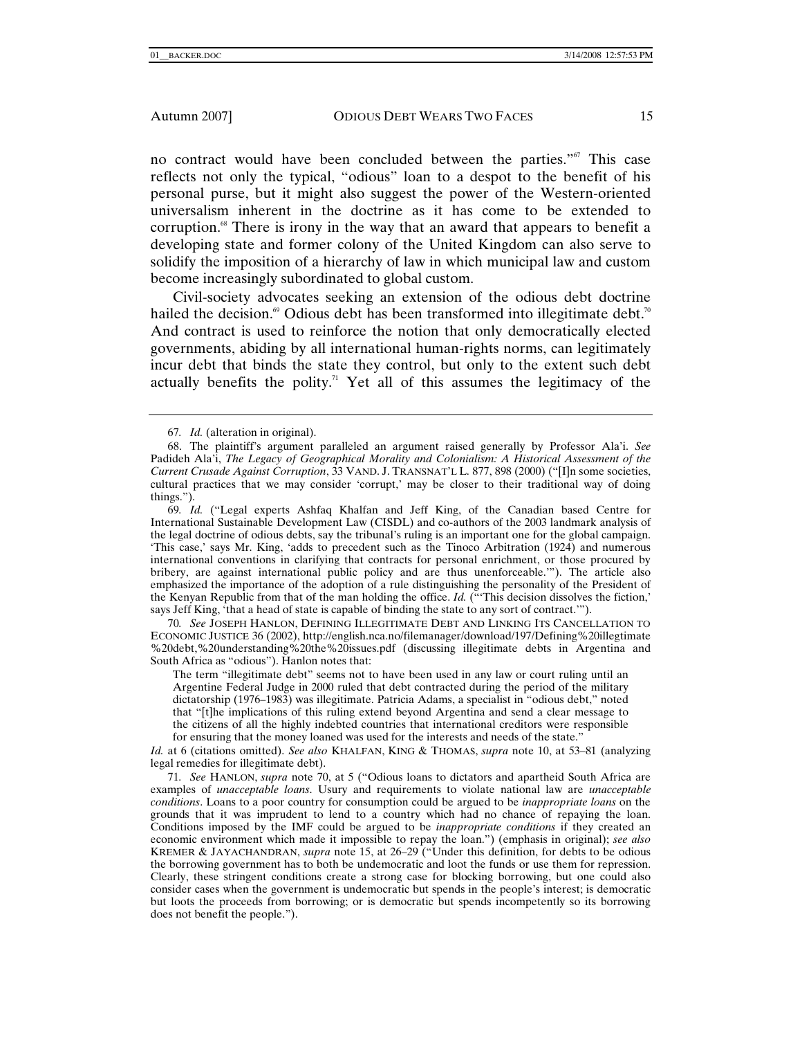no contract would have been concluded between the parties."[67] This case reflects not only the typical, "odious" loan to a despot to the benefit of his personal purse, but it might also suggest the power of the Western-oriented universalism inherent in the doctrine as it has come to be extended to corruption.[68] There is irony in the way that an award that appears to benefit a developing state and former colony of the United Kingdom can also serve to solidify the imposition of a hierarchy of law in which municipal law and custom become increasingly subordinated to global custom.

Civil-society advocates seeking an extension of the odious debt doctrine hailed the decision.[69] Odious debt has been transformed into illegitimate debt.[70] And contract is used to reinforce the notion that only democratically elected governments, abiding by all international human-rights norms, can legitimately incur debt that binds the state they control, but only to the extent such debt actually benefits the polity.[71] Yet all of this assumes the legitimacy of the

---

67. *Id.* (alteration in original).

68. The plaintiff's argument paralleled an argument raised generally by Professor Ala'i. *See* Padideh Ala'i, *The Legacy of Geographical Morality and Colonialism: A Historical Assessment of the Current Crusade Against Corruption*, 33 VAND. J. TRANSNAT'L L. 877, 898 (2000) ("[I]n some societies, cultural practices that we may consider 'corrupt,' may be closer to their traditional way of doing things.").

69. *Id.* ("Legal experts Ashfaq Khalfan and Jeff King, of the Canadian based Centre for International Sustainable Development Law (CISDL) and co-authors of the 2003 landmark analysis of the legal doctrine of odious debts, say the tribunal's ruling is an important one for the global campaign. 'This case,' says Mr. King, 'adds to precedent such as the Tinoco Arbitration (1924) and numerous international conventions in clarifying that contracts for personal enrichment, or those procured by bribery, are against international public policy and are thus unenforceable.'"). The article also emphasized the importance of the adoption of a rule distinguishing the personality of the President of the Kenyan Republic from that of the man holding the office. *Id.* ("'This decision dissolves the fiction,' says Jeff King, 'that a head of state is capable of binding the state to any sort of contract.'").

70. *See* JOSEPH HANLON, DEFINING ILLEGITIMATE DEBT AND LINKING ITS CANCELLATION TO ECONOMIC JUSTICE 36 (2002), http://english.nca.no/filemanager/download/197/Defining%20illegitimate%20debt,%20understanding%20the%20issues.pdf (discussing illegitimate debts in Argentina and South Africa as "odious"). Hanlon notes that:

> The term "illegitimate debt" seems not to have been used in any law or court ruling until an Argentine Federal Judge in 2000 ruled that debt contracted during the period of the military dictatorship (1976–1983) was illegitimate. Patricia Adams, a specialist in "odious debt," noted that "[t]he implications of this ruling extend beyond Argentina and send a clear message to the citizens of all the highly indebted countries that international creditors were responsible for ensuring that the money loaned was used for the interests and needs of the state."

*Id.* at 6 (citations omitted). *See also* KHALFAN, KING & THOMAS, *supra* note 10, at 53–81 (analyzing legal remedies for illegitimate debt).

71. *See* HANLON, *supra* note 70, at 5 ("Odious loans to dictators and apartheid South Africa are examples of *unacceptable loans*. Usury and requirements to violate national law are *unacceptable conditions*. Loans to a poor country for consumption could be argued to be *inappropriate loans* on the grounds that it was imprudent to lend to a country which had no chance of repaying the loan. Conditions imposed by the IMF could be argued to be *inappropriate conditions* if they created an economic environment which made it impossible to repay the loan.") (emphasis in original); *see also* KREMER & JAYACHANDRAN, *supra* note 15, at 26–29 ("Under this definition, for debts to be odious the borrowing government has to both be undemocratic and loot the funds or use them for repression. Clearly, these stringent conditions create a strong case for blocking borrowing, but one could also consider cases when the government is undemocratic but spends in the people's interest; is democratic but loots the proceeds from borrowing; or is democratic but spends incompetently so its borrowing does not benefit the people.").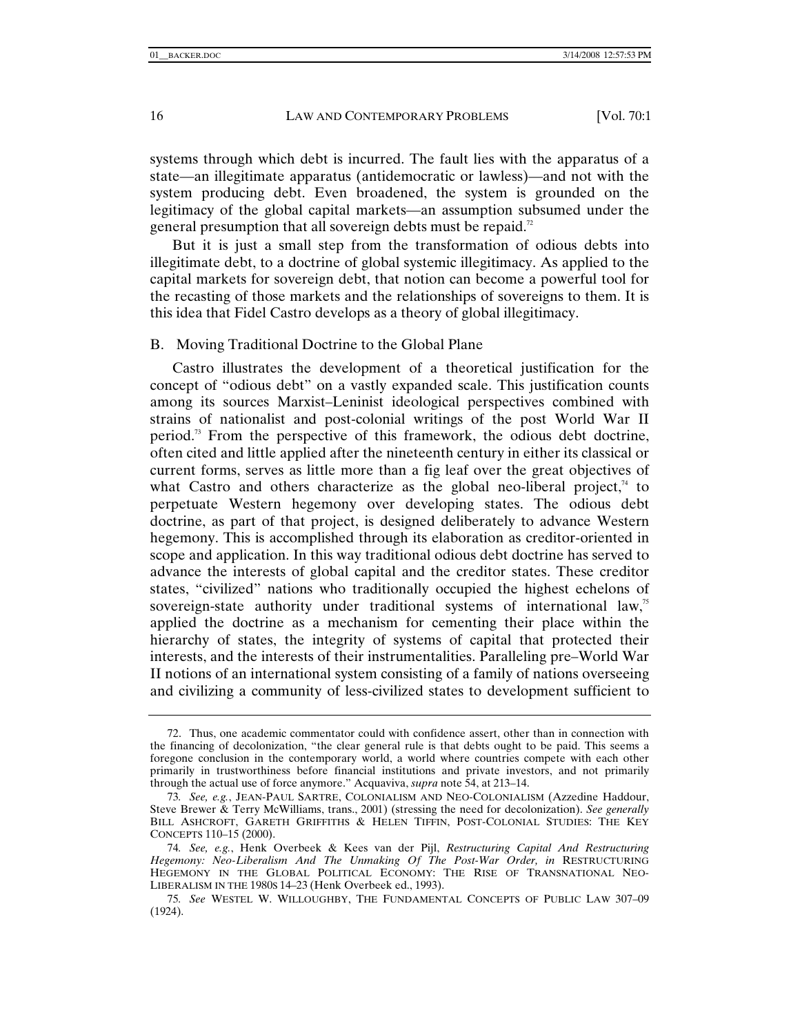systems through which debt is incurred. The fault lies with the apparatus of a state—an illegitimate apparatus (antidemocratic or lawless)—and not with the system producing debt. Even broadened, the system is grounded on the legitimacy of the global capital markets—an assumption subsumed under the general presumption that all sovereign debts must be repaid.[72]

But it is just a small step from the transformation of odious debts into illegitimate debt, to a doctrine of global systemic illegitimacy. As applied to the capital markets for sovereign debt, that notion can become a powerful tool for the recasting of those markets and the relationships of sovereigns to them. It is this idea that Fidel Castro develops as a theory of global illegitimacy.

### B. Moving Traditional Doctrine to the Global Plane

Castro illustrates the development of a theoretical justification for the concept of "odious debt" on a vastly expanded scale. This justification counts among its sources Marxist–Leninist ideological perspectives combined with strains of nationalist and post-colonial writings of the post World War II period.[73] From the perspective of this framework, the odious debt doctrine, often cited and little applied after the nineteenth century in either its classical or current forms, serves as little more than a fig leaf over the great objectives of what Castro and others characterize as the global neo-liberal project,[74] to perpetuate Western hegemony over developing states. The odious debt doctrine, as part of that project, is designed deliberately to advance Western hegemony. This is accomplished through its elaboration as creditor-oriented in scope and application. In this way traditional odious debt doctrine has served to advance the interests of global capital and the creditor states. These creditor states, "civilized" nations who traditionally occupied the highest echelons of sovereign-state authority under traditional systems of international law,[75] applied the doctrine as a mechanism for cementing their place within the hierarchy of states, the integrity of systems of capital that protected their interests, and the interests of their instrumentalities. Paralleling pre–World War II notions of an international system consisting of a family of nations overseeing and civilizing a community of less-civilized states to development sufficient to

---

72. Thus, one academic commentator could with confidence assert, other than in connection with the financing of decolonization, "the clear general rule is that debts ought to be paid. This seems a foregone conclusion in the contemporary world, a world where countries compete with each other primarily in trustworthiness before financial institutions and private investors, and not primarily through the actual use of force anymore." Acquaviva, *supra* note 54, at 213–14.

73. *See, e.g.*, JEAN-PAUL SARTRE, COLONIALISM AND NEO-COLONIALISM (Azzedine Haddour, Steve Brewer & Terry McWilliams, trans., 2001) (stressing the need for decolonization). *See generally* BILL ASHCROFT, GARETH GRIFFITHS & HELEN TIFFIN, POST-COLONIAL STUDIES: THE KEY CONCEPTS 110–15 (2000).

74. *See, e.g.*, Henk Overbeek & Kees van der Pijl, *Restructuring Capital And Restructuring Hegemony: Neo-Liberalism And The Unmaking Of The Post-War Order, in* RESTRUCTURING HEGEMONY IN THE GLOBAL POLITICAL ECONOMY: THE RISE OF TRANSNATIONAL NEO-LIBERALISM IN THE 1980S 14–23 (Henk Overbeek ed., 1993).

75. *See* WESTEL W. WILLOUGHBY, THE FUNDAMENTAL CONCEPTS OF PUBLIC LAW 307–09 (1924).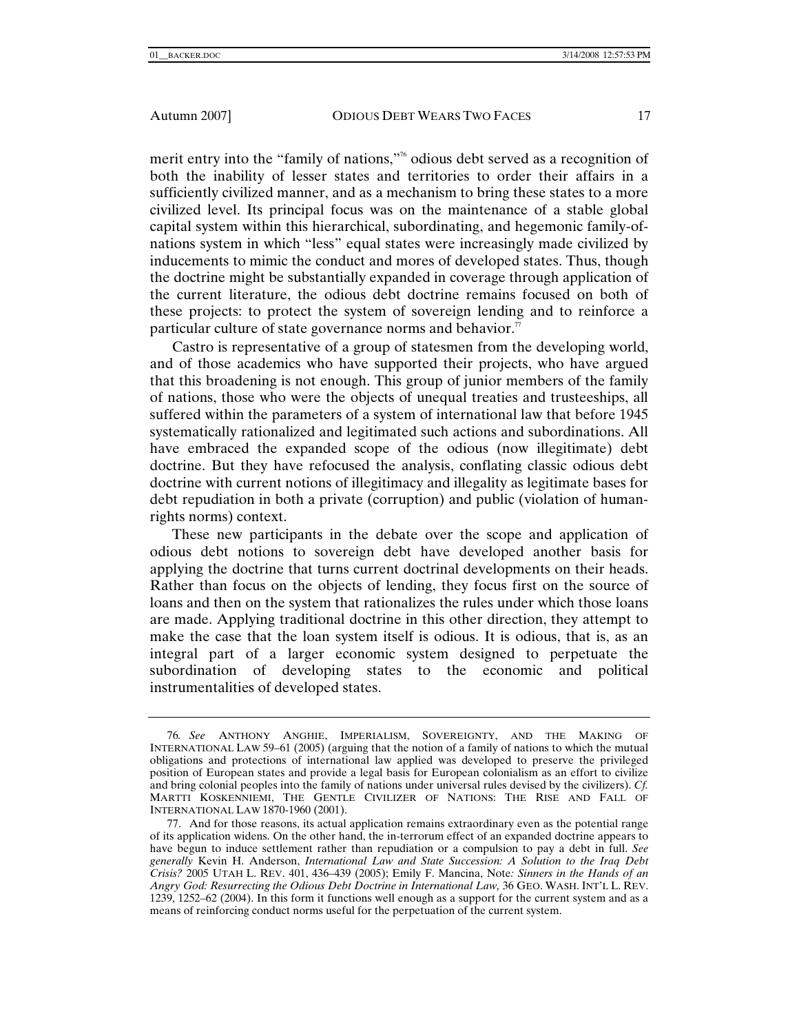merit entry into the "family of nations,"[76] odious debt served as a recognition of both the inability of lesser states and territories to order their affairs in a sufficiently civilized manner, and as a mechanism to bring these states to a more civilized level. Its principal focus was on the maintenance of a stable global capital system within this hierarchical, subordinating, and hegemonic family-of-nations system in which "less" equal states were increasingly made civilized by inducements to mimic the conduct and mores of developed states. Thus, though the doctrine might be substantially expanded in coverage through application of the current literature, the odious debt doctrine remains focused on both of these projects: to protect the system of sovereign lending and to reinforce a particular culture of state governance norms and behavior.[77]

Castro is representative of a group of statesmen from the developing world, and of those academics who have supported their projects, who have argued that this broadening is not enough. This group of junior members of the family of nations, those who were the objects of unequal treaties and trusteeships, all suffered within the parameters of a system of international law that before 1945 systematically rationalized and legitimated such actions and subordinations. All have embraced the expanded scope of the odious (now illegitimate) debt doctrine. But they have refocused the analysis, conflating classic odious debt doctrine with current notions of illegitimacy and illegality as legitimate bases for debt repudiation in both a private (corruption) and public (violation of human-rights norms) context.

These new participants in the debate over the scope and application of odious debt notions to sovereign debt have developed another basis for applying the doctrine that turns current doctrinal developments on their heads. Rather than focus on the objects of lending, they focus first on the source of loans and then on the system that rationalizes the rules under which those loans are made. Applying traditional doctrine in this other direction, they attempt to make the case that the loan system itself is odious. It is odious, that is, as an integral part of a larger economic system designed to perpetuate the subordination of developing states to the economic and political instrumentalities of developed states.

---

76. *See* ANTHONY ANGHIE, IMPERIALISM, SOVEREIGNTY, AND THE MAKING OF INTERNATIONAL LAW 59–61 (2005) (arguing that the notion of a family of nations to which the mutual obligations and protections of international law applied was developed to preserve the privileged position of European states and provide a legal basis for European colonialism as an effort to civilize and bring colonial peoples into the family of nations under universal rules devised by the civilizers). *Cf.* MARTTI KOSKENNIEMI, THE GENTLE CIVILIZER OF NATIONS: THE RISE AND FALL OF INTERNATIONAL LAW 1870-1960 (2001).

77. And for those reasons, its actual application remains extraordinary even as the potential range of its application widens. On the other hand, the in-terrorum effect of an expanded doctrine appears to have begun to induce settlement rather than repudiation or a compulsion to pay a debt in full. *See generally* Kevin H. Anderson, *International Law and State Succession: A Solution to the Iraq Debt Crisis?* 2005 UTAH L. REV. 401, 436–439 (2005); Emily F. Mancina, Note*: Sinners in the Hands of an Angry God: Resurrecting the Odious Debt Doctrine in International Law,* 36 GEO. WASH. INT'L L. REV. 1239, 1252–62 (2004). In this form it functions well enough as a support for the current system and as a means of reinforcing conduct norms useful for the perpetuation of the current system.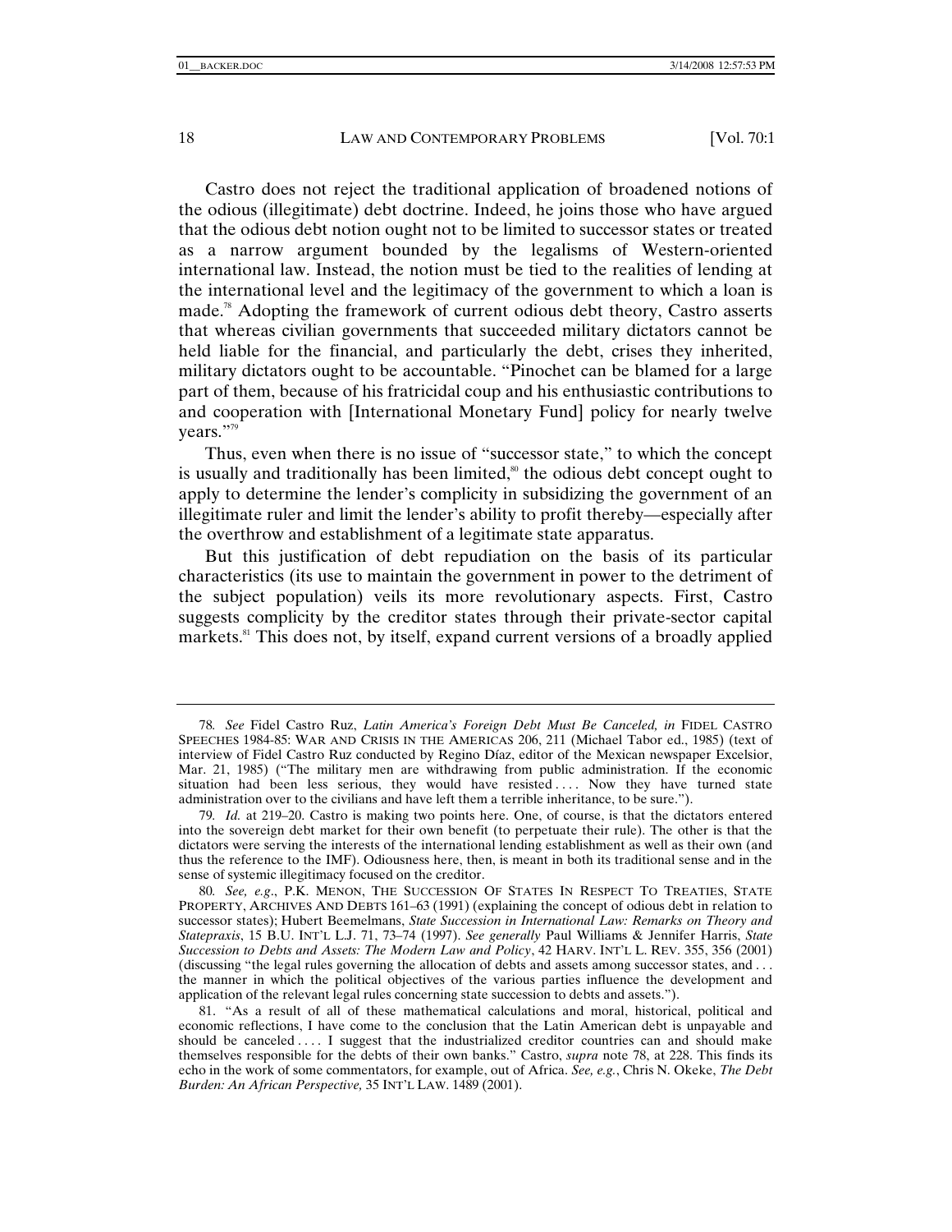Castro does not reject the traditional application of broadened notions of the odious (illegitimate) debt doctrine. Indeed, he joins those who have argued that the odious debt notion ought not to be limited to successor states or treated as a narrow argument bounded by the legalisms of Western-oriented international law. Instead, the notion must be tied to the realities of lending at the international level and the legitimacy of the government to which a loan is made.[78] Adopting the framework of current odious debt theory, Castro asserts that whereas civilian governments that succeeded military dictators cannot be held liable for the financial, and particularly the debt, crises they inherited, military dictators ought to be accountable. "Pinochet can be blamed for a large part of them, because of his fratricidal coup and his enthusiastic contributions to and cooperation with [International Monetary Fund] policy for nearly twelve years."[79]

Thus, even when there is no issue of "successor state," to which the concept is usually and traditionally has been limited,[80] the odious debt concept ought to apply to determine the lender's complicity in subsidizing the government of an illegitimate ruler and limit the lender's ability to profit thereby—especially after the overthrow and establishment of a legitimate state apparatus.

But this justification of debt repudiation on the basis of its particular characteristics (its use to maintain the government in power to the detriment of the subject population) veils its more revolutionary aspects. First, Castro suggests complicity by the creditor states through their private-sector capital markets.[81] This does not, by itself, expand current versions of a broadly applied

---

78. *See* Fidel Castro Ruz, *Latin America's Foreign Debt Must Be Canceled, in* FIDEL CASTRO SPEECHES 1984-85: WAR AND CRISIS IN THE AMERICAS 206, 211 (Michael Tabor ed., 1985) (text of interview of Fidel Castro Ruz conducted by Regino Díaz, editor of the Mexican newspaper Excelsior, Mar. 21, 1985) ("The military men are withdrawing from public administration. If the economic situation had been less serious, they would have resisted . . . . Now they have turned state administration over to the civilians and have left them a terrible inheritance, to be sure.").

79. *Id.* at 219–20. Castro is making two points here. One, of course, is that the dictators entered into the sovereign debt market for their own benefit (to perpetuate their rule). The other is that the dictators were serving the interests of the international lending establishment as well as their own (and thus the reference to the IMF). Odiousness here, then, is meant in both its traditional sense and in the sense of systemic illegitimacy focused on the creditor.

80. *See, e.g.*, P.K. MENON, THE SUCCESSION OF STATES IN RESPECT TO TREATIES, STATE PROPERTY, ARCHIVES AND DEBTS 161–63 (1991) (explaining the concept of odious debt in relation to successor states); Hubert Beemelmans, *State Succession in International Law: Remarks on Theory and Statepraxis*, 15 B.U. INT'L L.J. 71, 73–74 (1997). *See generally* Paul Williams & Jennifer Harris, *State Succession to Debts and Assets: The Modern Law and Policy*, 42 HARV. INT'L L. REV. 355, 356 (2001) (discussing "the legal rules governing the allocation of debts and assets among successor states, and . . . the manner in which the political objectives of the various parties influence the development and application of the relevant legal rules concerning state succession to debts and assets.").

81. "As a result of all of these mathematical calculations and moral, historical, political and economic reflections, I have come to the conclusion that the Latin American debt is unpayable and should be canceled . . . . I suggest that the industrialized creditor countries can and should make themselves responsible for the debts of their own banks." Castro, *supra* note 78, at 228. This finds its echo in the work of some commentators, for example, out of Africa. *See, e.g.*, Chris N. Okeke, *The Debt Burden: An African Perspective,* 35 INT'L LAW. 1489 (2001).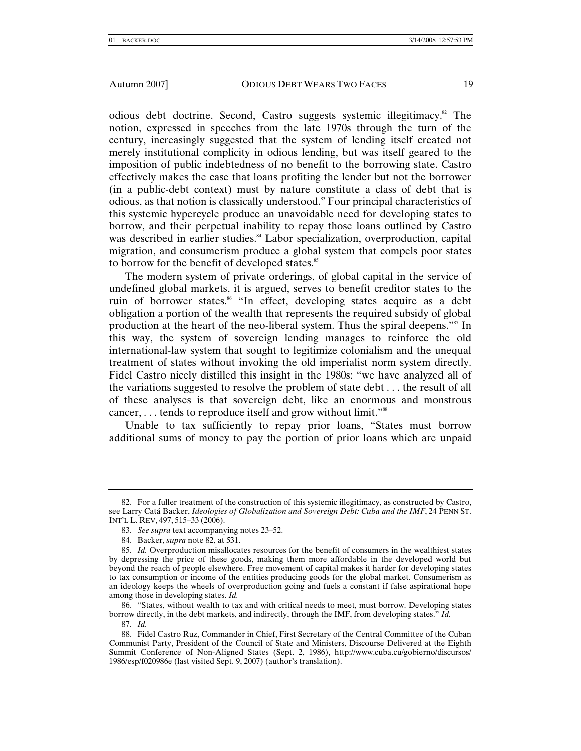odious debt doctrine. Second, Castro suggests systemic illegitimacy.[82] The notion, expressed in speeches from the late 1970s through the turn of the century, increasingly suggested that the system of lending itself created not merely institutional complicity in odious lending, but was itself geared to the imposition of public indebtedness of no benefit to the borrowing state. Castro effectively makes the case that loans profiting the lender but not the borrower (in a public-debt context) must by nature constitute a class of debt that is odious, as that notion is classically understood.[83] Four principal characteristics of this systemic hypercycle produce an unavoidable need for developing states to borrow, and their perpetual inability to repay those loans outlined by Castro was described in earlier studies.[84] Labor specialization, overproduction, capital migration, and consumerism produce a global system that compels poor states to borrow for the benefit of developed states.[85]

The modern system of private orderings, of global capital in the service of undefined global markets, it is argued, serves to benefit creditor states to the ruin of borrower states.[86] "In effect, developing states acquire as a debt obligation a portion of the wealth that represents the required subsidy of global production at the heart of the neo-liberal system. Thus the spiral deepens."[87] In this way, the system of sovereign lending manages to reinforce the old international-law system that sought to legitimize colonialism and the unequal treatment of states without invoking the old imperialist norm system directly. Fidel Castro nicely distilled this insight in the 1980s: "we have analyzed all of the variations suggested to resolve the problem of state debt . . . the result of all of these analyses is that sovereign debt, like an enormous and monstrous cancer, . . . tends to reproduce itself and grow without limit."[88]

Unable to tax sufficiently to repay prior loans, "States must borrow additional sums of money to pay the portion of prior loans which are unpaid

---

82. For a fuller treatment of the construction of this systemic illegitimacy, as constructed by Castro, see Larry Catá Backer, *Ideologies of Globalization and Sovereign Debt: Cuba and the IMF*, 24 PENN ST. INT'L L. REV, 497, 515–33 (2006).

83. *See supra* text accompanying notes 23–52.

84. Backer, *supra* note 82, at 531.

85. *Id.* Overproduction misallocates resources for the benefit of consumers in the wealthiest states by depressing the price of these goods, making them more affordable in the developed world but beyond the reach of people elsewhere. Free movement of capital makes it harder for developing states to tax consumption or income of the entities producing goods for the global market. Consumerism as an ideology keeps the wheels of overproduction going and fuels a constant if false aspirational hope among those in developing states. *Id.*

86. "States, without wealth to tax and with critical needs to meet, must borrow. Developing states borrow directly, in the debt markets, and indirectly, through the IMF, from developing states." *Id.*

87. *Id.*

88. Fidel Castro Ruz, Commander in Chief, First Secretary of the Central Committee of the Cuban Communist Party, President of the Council of State and Ministers, Discourse Delivered at the Eighth Summit Conference of Non-Aligned States (Sept. 2, 1986), http://www.cuba.cu/gobierno/discursos/1986/esp/f020986e (last visited Sept. 9, 2007) (author's translation).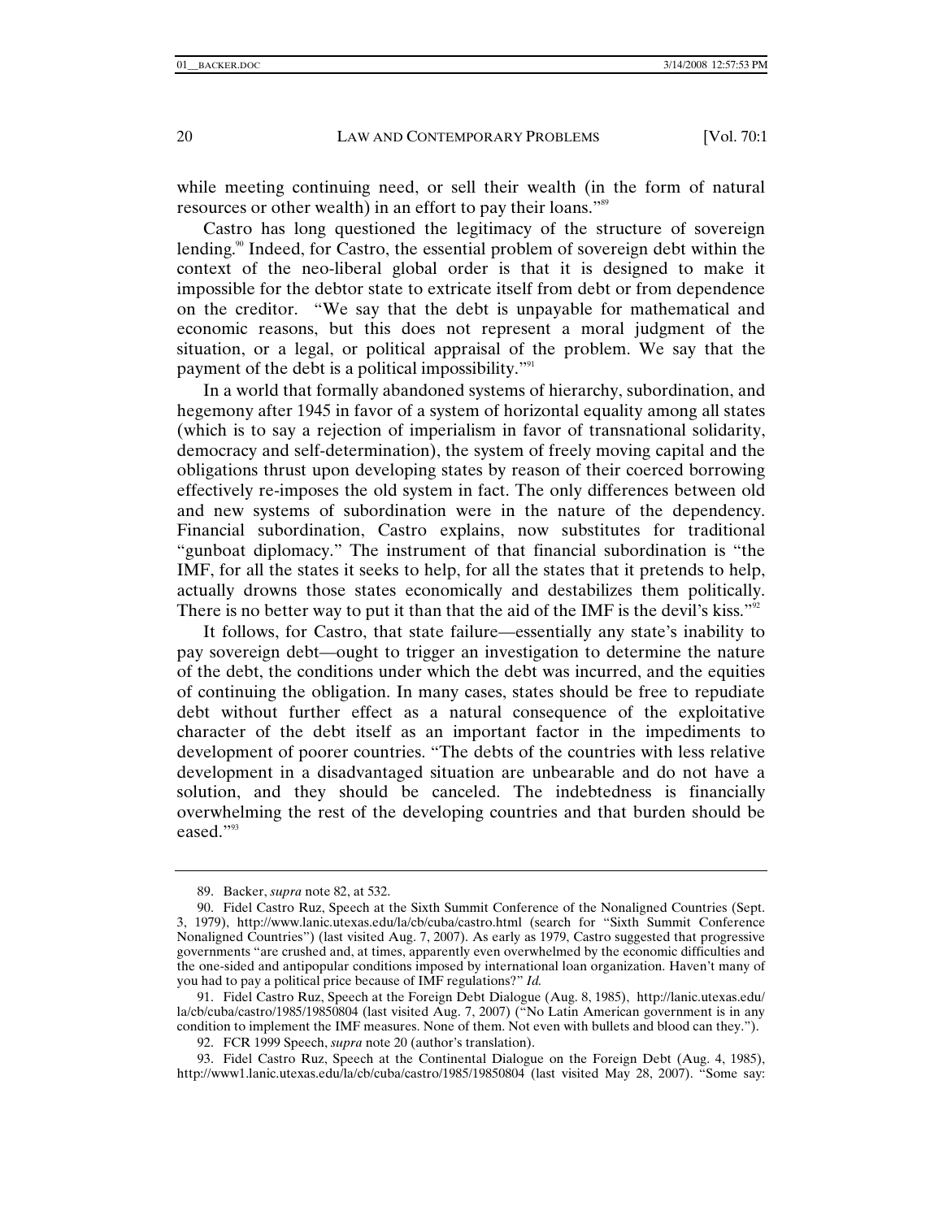while meeting continuing need, or sell their wealth (in the form of natural resources or other wealth) in an effort to pay their loans."[89]

Castro has long questioned the legitimacy of the structure of sovereign lending.[90] Indeed, for Castro, the essential problem of sovereign debt within the context of the neo-liberal global order is that it is designed to make it impossible for the debtor state to extricate itself from debt or from dependence on the creditor. "We say that the debt is unpayable for mathematical and economic reasons, but this does not represent a moral judgment of the situation, or a legal, or political appraisal of the problem. We say that the payment of the debt is a political impossibility."[91]

In a world that formally abandoned systems of hierarchy, subordination, and hegemony after 1945 in favor of a system of horizontal equality among all states (which is to say a rejection of imperialism in favor of transnational solidarity, democracy and self-determination), the system of freely moving capital and the obligations thrust upon developing states by reason of their coerced borrowing effectively re-imposes the old system in fact. The only differences between old and new systems of subordination were in the nature of the dependency. Financial subordination, Castro explains, now substitutes for traditional "gunboat diplomacy." The instrument of that financial subordination is "the IMF, for all the states it seeks to help, for all the states that it pretends to help, actually drowns those states economically and destabilizes them politically. There is no better way to put it than that the aid of the IMF is the devil's kiss."[92]

It follows, for Castro, that state failure—essentially any state's inability to pay sovereign debt—ought to trigger an investigation to determine the nature of the debt, the conditions under which the debt was incurred, and the equities of continuing the obligation. In many cases, states should be free to repudiate debt without further effect as a natural consequence of the exploitative character of the debt itself as an important factor in the impediments to development of poorer countries. "The debts of the countries with less relative development in a disadvantaged situation are unbearable and do not have a solution, and they should be canceled. The indebtedness is financially overwhelming the rest of the developing countries and that burden should be eased."[93]

---

89. Backer, *supra* note 82, at 532.

90. Fidel Castro Ruz, Speech at the Sixth Summit Conference of the Nonaligned Countries (Sept. 3, 1979), http://www.lanic.utexas.edu/la/cb/cuba/castro.html (search for "Sixth Summit Conference Nonaligned Countries") (last visited Aug. 7, 2007). As early as 1979, Castro suggested that progressive governments "are crushed and, at times, apparently even overwhelmed by the economic difficulties and the one-sided and antipopular conditions imposed by international loan organization. Haven't many of you had to pay a political price because of IMF regulations?" *Id.*

91. Fidel Castro Ruz, Speech at the Foreign Debt Dialogue (Aug. 8, 1985), http://lanic.utexas.edu/la/cb/cuba/castro/1985/19850804 (last visited Aug. 7, 2007) ("No Latin American government is in any condition to implement the IMF measures. None of them. Not even with bullets and blood can they.").

92. FCR 1999 Speech, *supra* note 20 (author's translation).

93. Fidel Castro Ruz, Speech at the Continental Dialogue on the Foreign Debt (Aug. 4, 1985), http://www1.lanic.utexas.edu/la/cb/cuba/castro/1985/19850804 (last visited May 28, 2007). "Some say: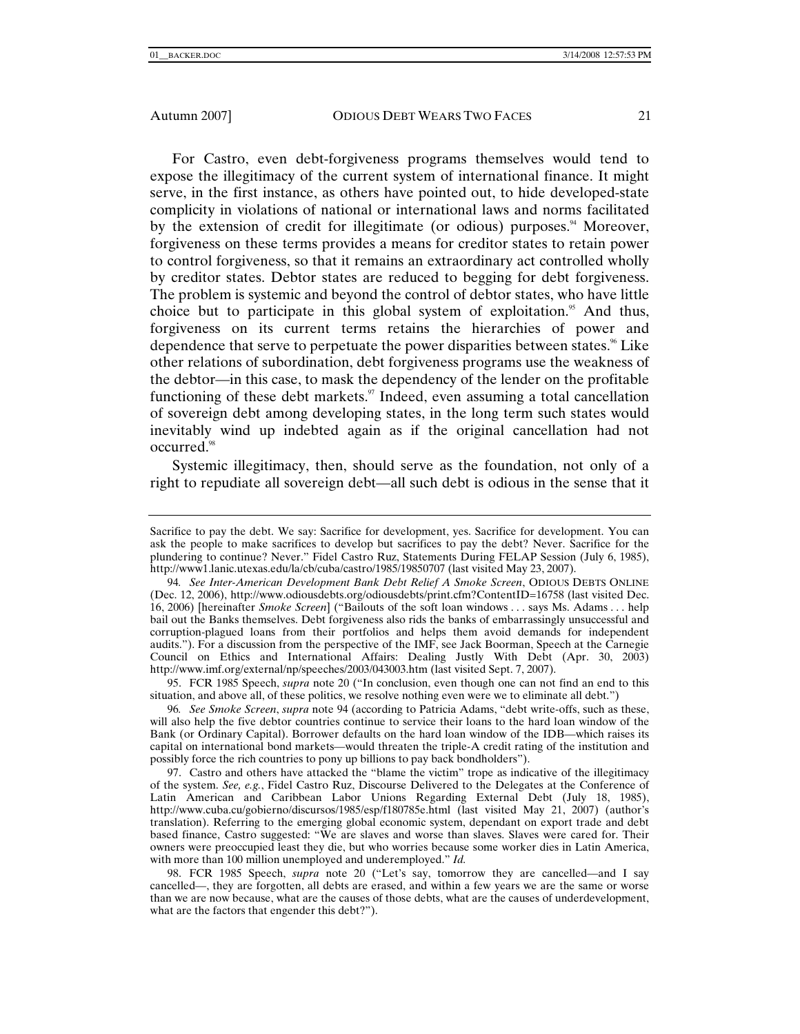For Castro, even debt-forgiveness programs themselves would tend to expose the illegitimacy of the current system of international finance. It might serve, in the first instance, as others have pointed out, to hide developed-state complicity in violations of national or international laws and norms facilitated by the extension of credit for illegitimate (or odious) purposes.[94] Moreover, forgiveness on these terms provides a means for creditor states to retain power to control forgiveness, so that it remains an extraordinary act controlled wholly by creditor states. Debtor states are reduced to begging for debt forgiveness. The problem is systemic and beyond the control of debtor states, who have little choice but to participate in this global system of exploitation.[95] And thus, forgiveness on its current terms retains the hierarchies of power and dependence that serve to perpetuate the power disparities between states.[96] Like other relations of subordination, debt forgiveness programs use the weakness of the debtor—in this case, to mask the dependency of the lender on the profitable functioning of these debt markets.[97] Indeed, even assuming a total cancellation of sovereign debt among developing states, in the long term such states would inevitably wind up indebted again as if the original cancellation had not occurred.[98]

Systemic illegitimacy, then, should serve as the foundation, not only of a right to repudiate all sovereign debt—all such debt is odious in the sense that it

---

Sacrifice to pay the debt. We say: Sacrifice for development, yes. Sacrifice for development. You can ask the people to make sacrifices to develop but sacrifices to pay the debt? Never. Sacrifice for the plundering to continue? Never." Fidel Castro Ruz, Statements During FELAP Session (July 6, 1985), http://www1.lanic.utexas.edu/la/cb/cuba/castro/1985/19850707 (last visited May 23, 2007).

94. *See Inter-American Development Bank Debt Relief A Smoke Screen*, ODIOUS DEBTS ONLINE (Dec. 12, 2006), http://www.odiousdebts.org/odiousdebts/print.cfm?ContentID=16758 (last visited Dec. 16, 2006) [hereinafter *Smoke Screen*] ("Bailouts of the soft loan windows . . . says Ms. Adams . . . help bail out the Banks themselves. Debt forgiveness also rids the banks of embarrassingly unsuccessful and corruption-plagued loans from their portfolios and helps them avoid demands for independent audits."). For a discussion from the perspective of the IMF, see Jack Boorman, Speech at the Carnegie Council on Ethics and International Affairs: Dealing Justly With Debt (Apr. 30, 2003) http://www.imf.org/external/np/speeches/2003/043003.htm (last visited Sept. 7, 2007).

95. FCR 1985 Speech, *supra* note 20 ("In conclusion, even though one can not find an end to this situation, and above all, of these politics, we resolve nothing even were we to eliminate all debt.")

96. *See Smoke Screen*, *supra* note 94 (according to Patricia Adams, "debt write-offs, such as these, will also help the five debtor countries continue to service their loans to the hard loan window of the Bank (or Ordinary Capital). Borrower defaults on the hard loan window of the IDB—which raises its capital on international bond markets—would threaten the triple-A credit rating of the institution and possibly force the rich countries to pony up billions to pay back bondholders").

97. Castro and others have attacked the "blame the victim" trope as indicative of the illegitimacy of the system. *See, e.g.*, Fidel Castro Ruz, Discourse Delivered to the Delegates at the Conference of Latin American and Caribbean Labor Unions Regarding External Debt (July 18, 1985), http://www.cuba.cu/gobierno/discursos/1985/esp/f180785e.html (last visited May 21, 2007) (author's translation). Referring to the emerging global economic system, dependant on export trade and debt based finance, Castro suggested: "We are slaves and worse than slaves. Slaves were cared for. Their owners were preoccupied least they die, but who worries because some worker dies in Latin America, with more than 100 million unemployed and underemployed." *Id.*

98. FCR 1985 Speech, *supra* note 20 ("Let's say, tomorrow they are cancelled—and I say cancelled—, they are forgotten, all debts are erased, and within a few years we are the same or worse than we are now because, what are the causes of those debts, what are the causes of underdevelopment, what are the factors that engender this debt?").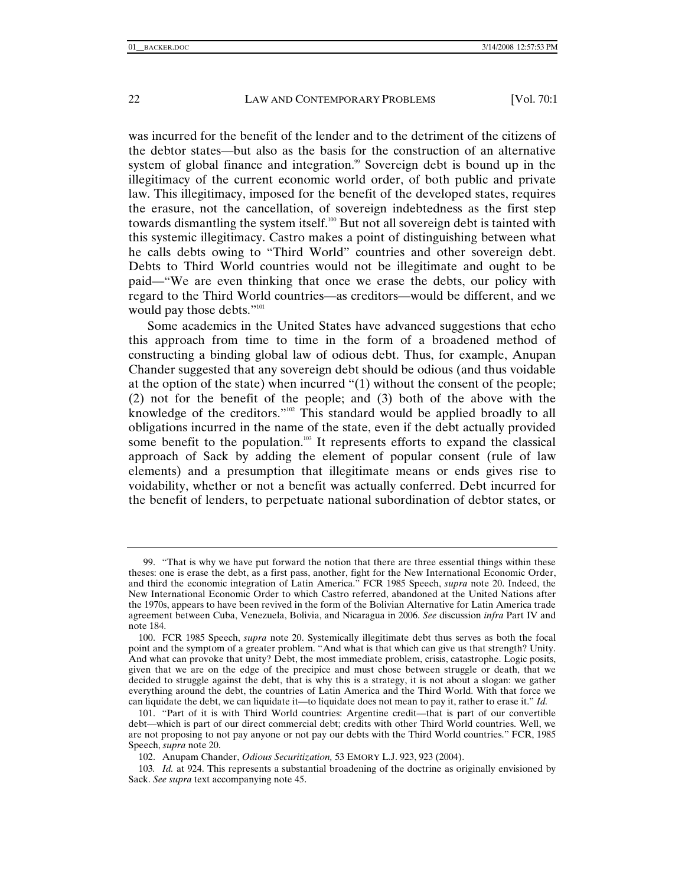was incurred for the benefit of the lender and to the detriment of the citizens of the debtor states—but also as the basis for the construction of an alternative system of global finance and integration.[99] Sovereign debt is bound up in the illegitimacy of the current economic world order, of both public and private law. This illegitimacy, imposed for the benefit of the developed states, requires the erasure, not the cancellation, of sovereign indebtedness as the first step towards dismantling the system itself.[100] But not all sovereign debt is tainted with this systemic illegitimacy. Castro makes a point of distinguishing between what he calls debts owing to "Third World" countries and other sovereign debt. Debts to Third World countries would not be illegitimate and ought to be paid—"We are even thinking that once we erase the debts, our policy with regard to the Third World countries—as creditors—would be different, and we would pay those debts."[101]

Some academics in the United States have advanced suggestions that echo this approach from time to time in the form of a broadened method of constructing a binding global law of odious debt. Thus, for example, Anupan Chander suggested that any sovereign debt should be odious (and thus voidable at the option of the state) when incurred "(1) without the consent of the people; (2) not for the benefit of the people; and (3) both of the above with the knowledge of the creditors."[102] This standard would be applied broadly to all obligations incurred in the name of the state, even if the debt actually provided some benefit to the population.[103] It represents efforts to expand the classical approach of Sack by adding the element of popular consent (rule of law elements) and a presumption that illegitimate means or ends gives rise to voidability, whether or not a benefit was actually conferred. Debt incurred for the benefit of lenders, to perpetuate national subordination of debtor states, or

---

99. "That is why we have put forward the notion that there are three essential things within these theses: one is erase the debt, as a first pass, another, fight for the New International Economic Order, and third the economic integration of Latin America." FCR 1985 Speech, *supra* note 20. Indeed, the New International Economic Order to which Castro referred, abandoned at the United Nations after the 1970s, appears to have been revived in the form of the Bolivian Alternative for Latin America trade agreement between Cuba, Venezuela, Bolivia, and Nicaragua in 2006. *See* discussion *infra* Part IV and note 184.

100. FCR 1985 Speech, *supra* note 20. Systemically illegitimate debt thus serves as both the focal point and the symptom of a greater problem. "And what is that which can give us that strength? Unity. And what can provoke that unity? Debt, the most immediate problem, crisis, catastrophe. Logic posits, given that we are on the edge of the precipice and must chose between struggle or death, that we decided to struggle against the debt, that is why this is a strategy, it is not about a slogan: we gather everything around the debt, the countries of Latin America and the Third World. With that force we can liquidate the debt, we can liquidate it—to liquidate does not mean to pay it, rather to erase it." *Id.*

101. "Part of it is with Third World countries: Argentine credit—that is part of our convertible debt—which is part of our direct commercial debt; credits with other Third World countries. Well, we are not proposing to not pay anyone or not pay our debts with the Third World countries." FCR, 1985 Speech, *supra* note 20.

102. Anupam Chander, *Odious Securitization,* 53 EMORY L.J. 923, 923 (2004).

103. *Id.* at 924. This represents a substantial broadening of the doctrine as originally envisioned by Sack. *See supra* text accompanying note 45.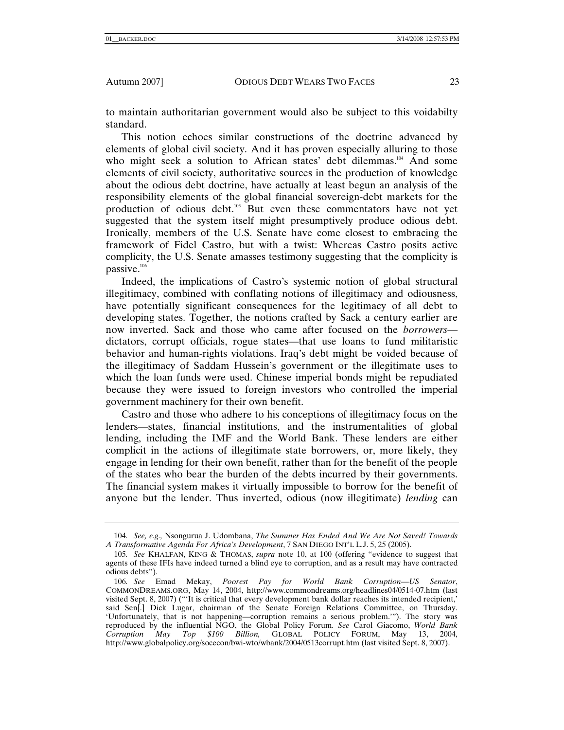to maintain authoritarian government would also be subject to this voidabilty standard.

This notion echoes similar constructions of the doctrine advanced by elements of global civil society. And it has proven especially alluring to those who might seek a solution to African states' debt dilemmas.[104] And some elements of civil society, authoritative sources in the production of knowledge about the odious debt doctrine, have actually at least begun an analysis of the responsibility elements of the global financial sovereign-debt markets for the production of odious debt.[105] But even these commentators have not yet suggested that the system itself might presumptively produce odious debt. Ironically, members of the U.S. Senate have come closest to embracing the framework of Fidel Castro, but with a twist: Whereas Castro posits active complicity, the U.S. Senate amasses testimony suggesting that the complicity is passive.[106]

Indeed, the implications of Castro's systemic notion of global structural illegitimacy, combined with conflating notions of illegitimacy and odiousness, have potentially significant consequences for the legitimacy of all debt to developing states. Together, the notions crafted by Sack a century earlier are now inverted. Sack and those who came after focused on the *borrowers*—dictators, corrupt officials, rogue states—that use loans to fund militaristic behavior and human-rights violations. Iraq's debt might be voided because of the illegitimacy of Saddam Hussein's government or the illegitimate uses to which the loan funds were used. Chinese imperial bonds might be repudiated because they were issued to foreign investors who controlled the imperial government machinery for their own benefit.

Castro and those who adhere to his conceptions of illegitimacy focus on the lenders—states, financial institutions, and the instrumentalities of global lending, including the IMF and the World Bank. These lenders are either complicit in the actions of illegitimate state borrowers, or, more likely, they engage in lending for their own benefit, rather than for the benefit of the people of the states who bear the burden of the debts incurred by their governments. The financial system makes it virtually impossible to borrow for the benefit of anyone but the lender. Thus inverted, odious (now illegitimate) *lending* can

---

104. *See, e.g.,* Nsongurua J. Udombana, *The Summer Has Ended And We Are Not Saved! Towards A Transformative Agenda For Africa's Development*, 7 SAN DIEGO INT'L L.J. 5, 25 (2005).

105. *See* KHALFAN, KING & THOMAS, *supra* note 10, at 100 (offering "evidence to suggest that agents of these IFIs have indeed turned a blind eye to corruption, and as a result may have contracted odious debts").

106. *See* Emad Mekay, *Poorest Pay for World Bank Corruption—US Senator*, COMMONDREAMS.ORG, May 14, 2004, http://www.commondreams.org/headlines04/0514-07.htm (last visited Sept. 8, 2007) ("'It is critical that every development bank dollar reaches its intended recipient,' said Sen[.] Dick Lugar, chairman of the Senate Foreign Relations Committee, on Thursday. 'Unfortunately, that is not happening—corruption remains a serious problem.'"). The story was reproduced by the influential NGO, the Global Policy Forum. *See* Carol Giacomo, *World Bank Corruption May Top $100 Billion,* GLOBAL POLICY FORUM, May 13, 2004, http://www.globalpolicy.org/socecon/bwi-wto/wbank/2004/0513corrupt.htm (last visited Sept. 8, 2007).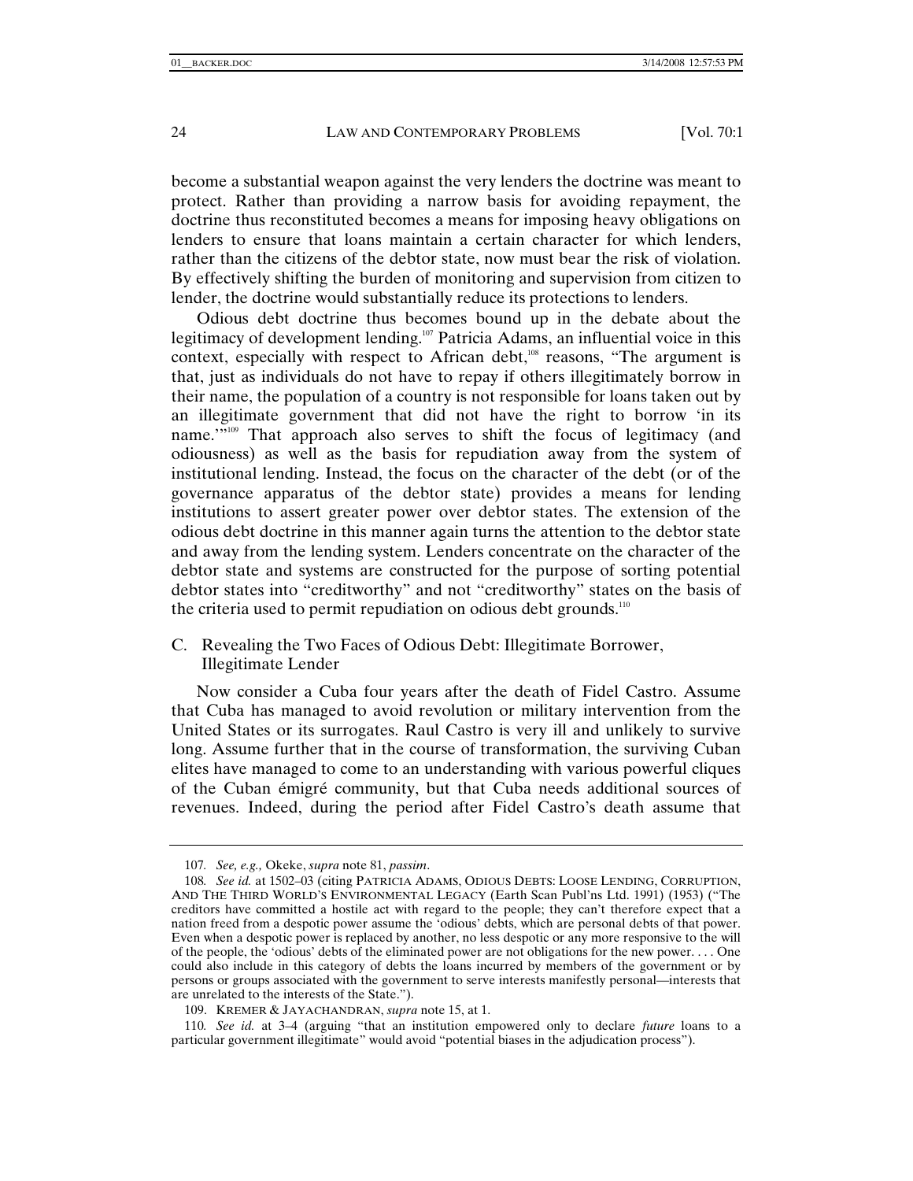become a substantial weapon against the very lenders the doctrine was meant to protect. Rather than providing a narrow basis for avoiding repayment, the doctrine thus reconstituted becomes a means for imposing heavy obligations on lenders to ensure that loans maintain a certain character for which lenders, rather than the citizens of the debtor state, now must bear the risk of violation. By effectively shifting the burden of monitoring and supervision from citizen to lender, the doctrine would substantially reduce its protections to lenders.

Odious debt doctrine thus becomes bound up in the debate about the legitimacy of development lending.[107] Patricia Adams, an influential voice in this context, especially with respect to African debt,[108] reasons, "The argument is that, just as individuals do not have to repay if others illegitimately borrow in their name, the population of a country is not responsible for loans taken out by an illegitimate government that did not have the right to borrow 'in its name.'"[109] That approach also serves to shift the focus of legitimacy (and odiousness) as well as the basis for repudiation away from the system of institutional lending. Instead, the focus on the character of the debt (or of the governance apparatus of the debtor state) provides a means for lending institutions to assert greater power over debtor states. The extension of the odious debt doctrine in this manner again turns the attention to the debtor state and away from the lending system. Lenders concentrate on the character of the debtor state and systems are constructed for the purpose of sorting potential debtor states into "creditworthy" and not "creditworthy" states on the basis of the criteria used to permit repudiation on odious debt grounds.[110]

### C. Revealing the Two Faces of Odious Debt: Illegitimate Borrower, Illegitimate Lender

Now consider a Cuba four years after the death of Fidel Castro. Assume that Cuba has managed to avoid revolution or military intervention from the United States or its surrogates. Raul Castro is very ill and unlikely to survive long. Assume further that in the course of transformation, the surviving Cuban elites have managed to come to an understanding with various powerful cliques of the Cuban émigré community, but that Cuba needs additional sources of revenues. Indeed, during the period after Fidel Castro's death assume that

---

107. *See, e.g.,* Okeke, *supra* note 81, *passim*.

108. *See id.* at 1502–03 (citing PATRICIA ADAMS, ODIOUS DEBTS: LOOSE LENDING, CORRUPTION, AND THE THIRD WORLD'S ENVIRONMENTAL LEGACY (Earth Scan Publ'ns Ltd. 1991) (1953) ("The creditors have committed a hostile act with regard to the people; they can't therefore expect that a nation freed from a despotic power assume the 'odious' debts, which are personal debts of that power. Even when a despotic power is replaced by another, no less despotic or any more responsive to the will of the people, the 'odious' debts of the eliminated power are not obligations for the new power. . . . One could also include in this category of debts the loans incurred by members of the government or by persons or groups associated with the government to serve interests manifestly personal—interests that are unrelated to the interests of the State.").

109. KREMER & JAYACHANDRAN, *supra* note 15, at 1.

110. *See id.* at 3–4 (arguing "that an institution empowered only to declare *future* loans to a particular government illegitimate" would avoid "potential biases in the adjudication process").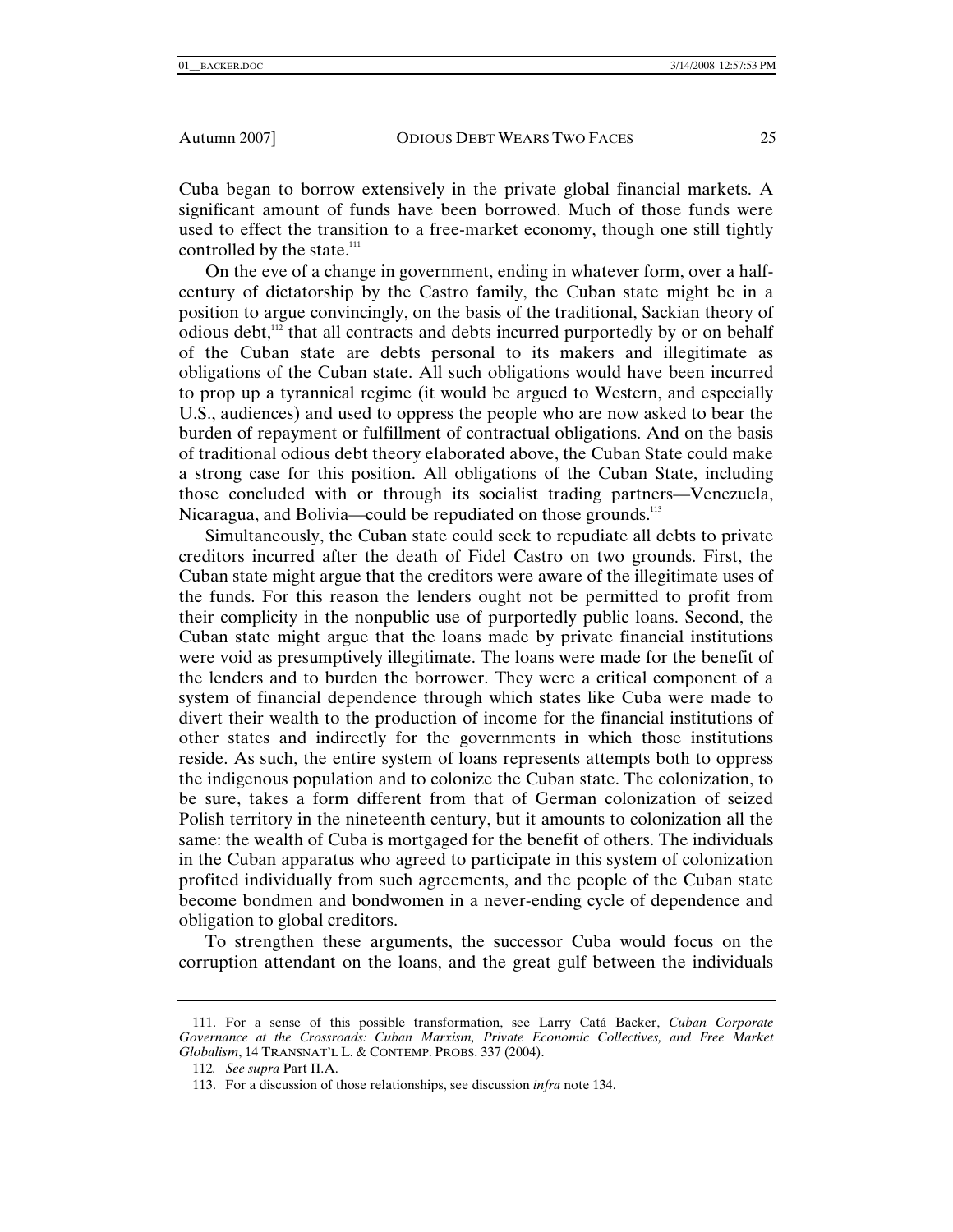Cuba began to borrow extensively in the private global financial markets. A significant amount of funds have been borrowed. Much of those funds were used to effect the transition to a free-market economy, though one still tightly controlled by the state.[111]

On the eve of a change in government, ending in whatever form, over a half-century of dictatorship by the Castro family, the Cuban state might be in a position to argue convincingly, on the basis of the traditional, Sackian theory of odious debt,[112] that all contracts and debts incurred purportedly by or on behalf of the Cuban state are debts personal to its makers and illegitimate as obligations of the Cuban state. All such obligations would have been incurred to prop up a tyrannical regime (it would be argued to Western, and especially U.S., audiences) and used to oppress the people who are now asked to bear the burden of repayment or fulfillment of contractual obligations. And on the basis of traditional odious debt theory elaborated above, the Cuban State could make a strong case for this position. All obligations of the Cuban State, including those concluded with or through its socialist trading partners—Venezuela, Nicaragua, and Bolivia—could be repudiated on those grounds.[113]

Simultaneously, the Cuban state could seek to repudiate all debts to private creditors incurred after the death of Fidel Castro on two grounds. First, the Cuban state might argue that the creditors were aware of the illegitimate uses of the funds. For this reason the lenders ought not be permitted to profit from their complicity in the nonpublic use of purportedly public loans. Second, the Cuban state might argue that the loans made by private financial institutions were void as presumptively illegitimate. The loans were made for the benefit of the lenders and to burden the borrower. They were a critical component of a system of financial dependence through which states like Cuba were made to divert their wealth to the production of income for the financial institutions of other states and indirectly for the governments in which those institutions reside. As such, the entire system of loans represents attempts both to oppress the indigenous population and to colonize the Cuban state. The colonization, to be sure, takes a form different from that of German colonization of seized Polish territory in the nineteenth century, but it amounts to colonization all the same: the wealth of Cuba is mortgaged for the benefit of others. The individuals in the Cuban apparatus who agreed to participate in this system of colonization profited individually from such agreements, and the people of the Cuban state become bondmen and bondwomen in a never-ending cycle of dependence and obligation to global creditors.

To strengthen these arguments, the successor Cuba would focus on the corruption attendant on the loans, and the great gulf between the individuals

---

111. For a sense of this possible transformation, see Larry Catá Backer, *Cuban Corporate Governance at the Crossroads: Cuban Marxism, Private Economic Collectives, and Free Market Globalism*, 14 TRANSNAT'L L. & CONTEMP. PROBS. 337 (2004).

112. *See supra* Part II.A.

113. For a discussion of those relationships, see discussion *infra* note 134.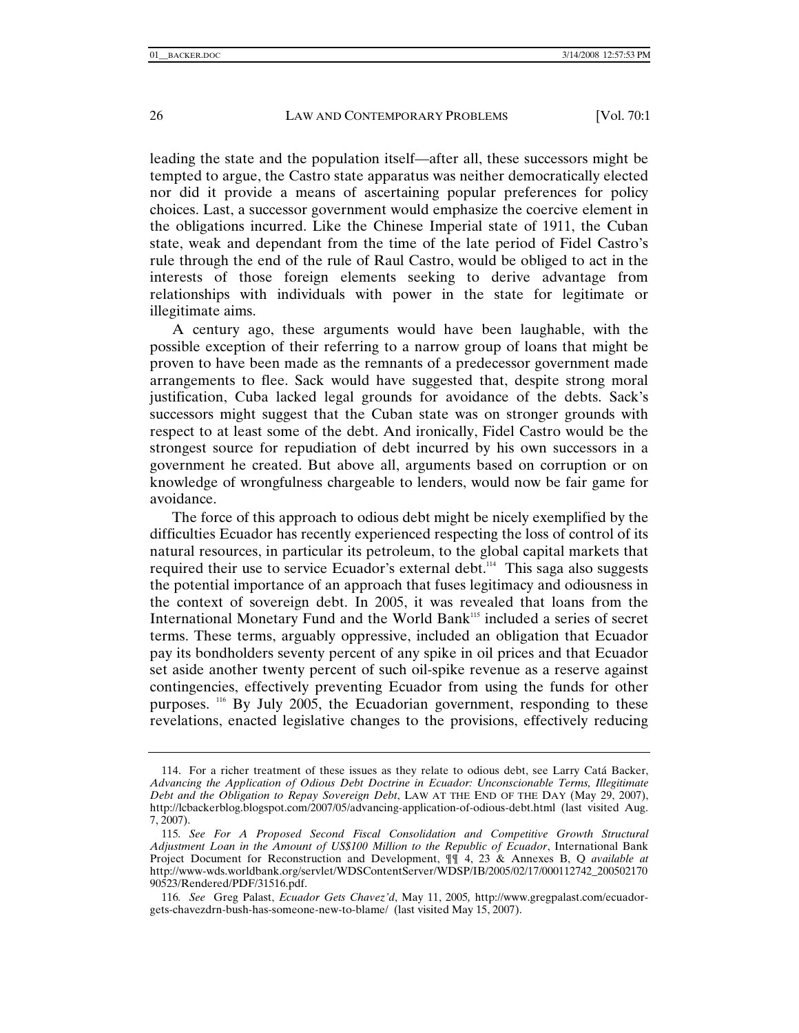leading the state and the population itself—after all, these successors might be tempted to argue, the Castro state apparatus was neither democratically elected nor did it provide a means of ascertaining popular preferences for policy choices. Last, a successor government would emphasize the coercive element in the obligations incurred. Like the Chinese Imperial state of 1911, the Cuban state, weak and dependant from the time of the late period of Fidel Castro's rule through the end of the rule of Raul Castro, would be obliged to act in the interests of those foreign elements seeking to derive advantage from relationships with individuals with power in the state for legitimate or illegitimate aims.

A century ago, these arguments would have been laughable, with the possible exception of their referring to a narrow group of loans that might be proven to have been made as the remnants of a predecessor government made arrangements to flee. Sack would have suggested that, despite strong moral justification, Cuba lacked legal grounds for avoidance of the debts. Sack's successors might suggest that the Cuban state was on stronger grounds with respect to at least some of the debt. And ironically, Fidel Castro would be the strongest source for repudiation of debt incurred by his own successors in a government he created. But above all, arguments based on corruption or on knowledge of wrongfulness chargeable to lenders, would now be fair game for avoidance.

The force of this approach to odious debt might be nicely exemplified by the difficulties Ecuador has recently experienced respecting the loss of control of its natural resources, in particular its petroleum, to the global capital markets that required their use to service Ecuador's external debt.[114] This saga also suggests the potential importance of an approach that fuses legitimacy and odiousness in the context of sovereign debt. In 2005, it was revealed that loans from the International Monetary Fund and the World Bank[115] included a series of secret terms. These terms, arguably oppressive, included an obligation that Ecuador pay its bondholders seventy percent of any spike in oil prices and that Ecuador set aside another twenty percent of such oil-spike revenue as a reserve against contingencies, effectively preventing Ecuador from using the funds for other purposes.[116] By July 2005, the Ecuadorian government, responding to these revelations, enacted legislative changes to the provisions, effectively reducing

---

114. For a richer treatment of these issues as they relate to odious debt, see Larry Catá Backer, *Advancing the Application of Odious Debt Doctrine in Ecuador: Unconscionable Terms, Illegitimate Debt and the Obligation to Repay Sovereign Debt*, LAW AT THE END OF THE DAY (May 29, 2007), http://lcbackerblog.blogspot.com/2007/05/advancing-application-of-odious-debt.html (last visited Aug. 7, 2007).

115. *See For A Proposed Second Fiscal Consolidation and Competitive Growth Structural Adjustment Loan in the Amount of US$100 Million to the Republic of Ecuador*, International Bank Project Document for Reconstruction and Development, ¶¶ 4, 23 & Annexes B, Q *available at* http://www-wds.worldbank.org/servlet/WDSContentServer/WDSP/IB/2005/02/17/000112742_20050217090523/Rendered/PDF/31516.pdf.

116. *See* Greg Palast, *Ecuador Gets Chavez'd*, May 11, 2005, http://www.gregpalast.com/ecuador-gets-chavezdrn-bush-has-someone-new-to-blame/ (last visited May 15, 2007).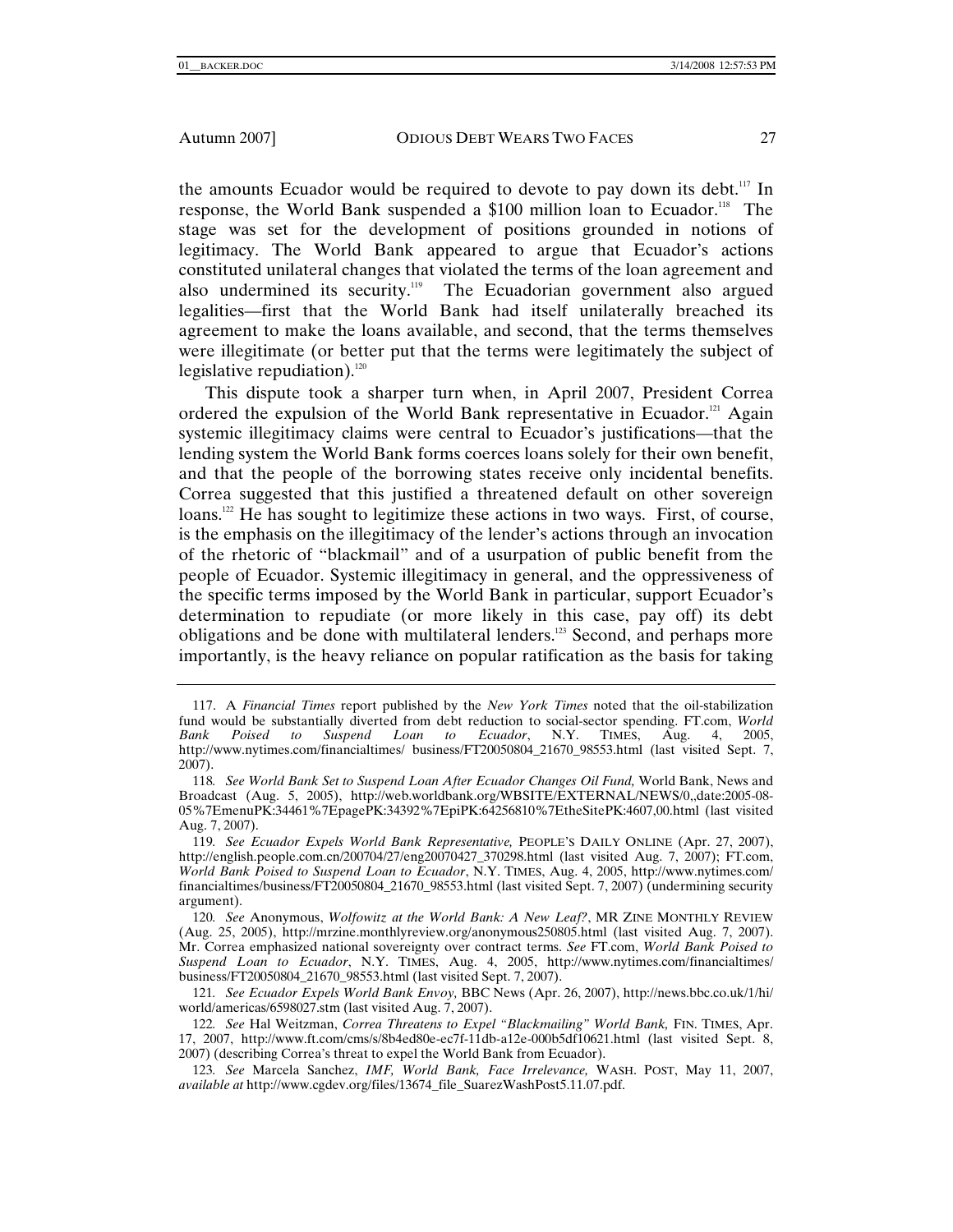the amounts Ecuador would be required to devote to pay down its debt.[117] In response, the World Bank suspended a $100 million loan to Ecuador.[118] The stage was set for the development of positions grounded in notions of legitimacy. The World Bank appeared to argue that Ecuador's actions constituted unilateral changes that violated the terms of the loan agreement and also undermined its security.[119] The Ecuadorian government also argued legalities—first that the World Bank had itself unilaterally breached its agreement to make the loans available, and second, that the terms themselves were illegitimate (or better put that the terms were legitimately the subject of legislative repudiation).[120]

This dispute took a sharper turn when, in April 2007, President Correa ordered the expulsion of the World Bank representative in Ecuador.[121] Again systemic illegitimacy claims were central to Ecuador's justifications—that the lending system the World Bank forms coerces loans solely for their own benefit, and that the people of the borrowing states receive only incidental benefits. Correa suggested that this justified a threatened default on other sovereign loans.[122] He has sought to legitimize these actions in two ways. First, of course, is the emphasis on the illegitimacy of the lender's actions through an invocation of the rhetoric of "blackmail" and of a usurpation of public benefit from the people of Ecuador. Systemic illegitimacy in general, and the oppressiveness of the specific terms imposed by the World Bank in particular, support Ecuador's determination to repudiate (or more likely in this case, pay off) its debt obligations and be done with multilateral lenders.[123] Second, and perhaps more importantly, is the heavy reliance on popular ratification as the basis for taking

---

117. A *Financial Times* report published by the *New York Times* noted that the oil-stabilization fund would be substantially diverted from debt reduction to social-sector spending. FT.com, *World Bank Poised to Suspend Loan to Ecuador*, N.Y. TIMES, Aug. 4, 2005, http://www.nytimes.com/financialtimes/ business/FT20050804_21670_98553.html (last visited Sept. 7, 2007).

118. *See World Bank Set to Suspend Loan After Ecuador Changes Oil Fund,* World Bank, News and Broadcast (Aug. 5, 2005), http://web.worldbank.org/WBSITE/EXTERNAL/NEWS/0,,date:2005-08-05%7EmenuPK:34461%7EpagePK:34392%7EpiPK:64256810%7EtheSitePK:4607,00.html (last visited Aug. 7, 2007).

119. *See Ecuador Expels World Bank Representative,* PEOPLE'S DAILY ONLINE (Apr. 27, 2007), http://english.people.com.cn/200704/27/eng20070427_370298.html (last visited Aug. 7, 2007); FT.com, *World Bank Poised to Suspend Loan to Ecuador*, N.Y. TIMES, Aug. 4, 2005, http://www.nytimes.com/ financialtimes/business/FT20050804_21670_98553.html (last visited Sept. 7, 2007) (undermining security argument).

120. *See* Anonymous, *Wolfowitz at the World Bank: A New Leaf?*, MR ZINE MONTHLY REVIEW (Aug. 25, 2005), http://mrzine.monthlyreview.org/anonymous250805.html (last visited Aug. 7, 2007). Mr. Correa emphasized national sovereignty over contract terms. *See* FT.com, *World Bank Poised to Suspend Loan to Ecuador*, N.Y. TIMES, Aug. 4, 2005, http://www.nytimes.com/financialtimes/ business/FT20050804_21670_98553.html (last visited Sept. 7, 2007).

121. *See Ecuador Expels World Bank Envoy,* BBC News (Apr. 26, 2007), http://news.bbc.co.uk/1/hi/ world/americas/6598027.stm (last visited Aug. 7, 2007).

122. *See* Hal Weitzman, *Correa Threatens to Expel "Blackmailing" World Bank,* FIN. TIMES, Apr. 17, 2007, http://www.ft.com/cms/s/8b4ed80e-ec7f-11db-a12e-000b5df10621.html (last visited Sept. 8, 2007) (describing Correa's threat to expel the World Bank from Ecuador).

123. *See* Marcela Sanchez, *IMF, World Bank, Face Irrelevance,* WASH. POST, May 11, 2007, *available at* http://www.cgdev.org/files/13674_file_SuarezWashPost5.11.07.pdf.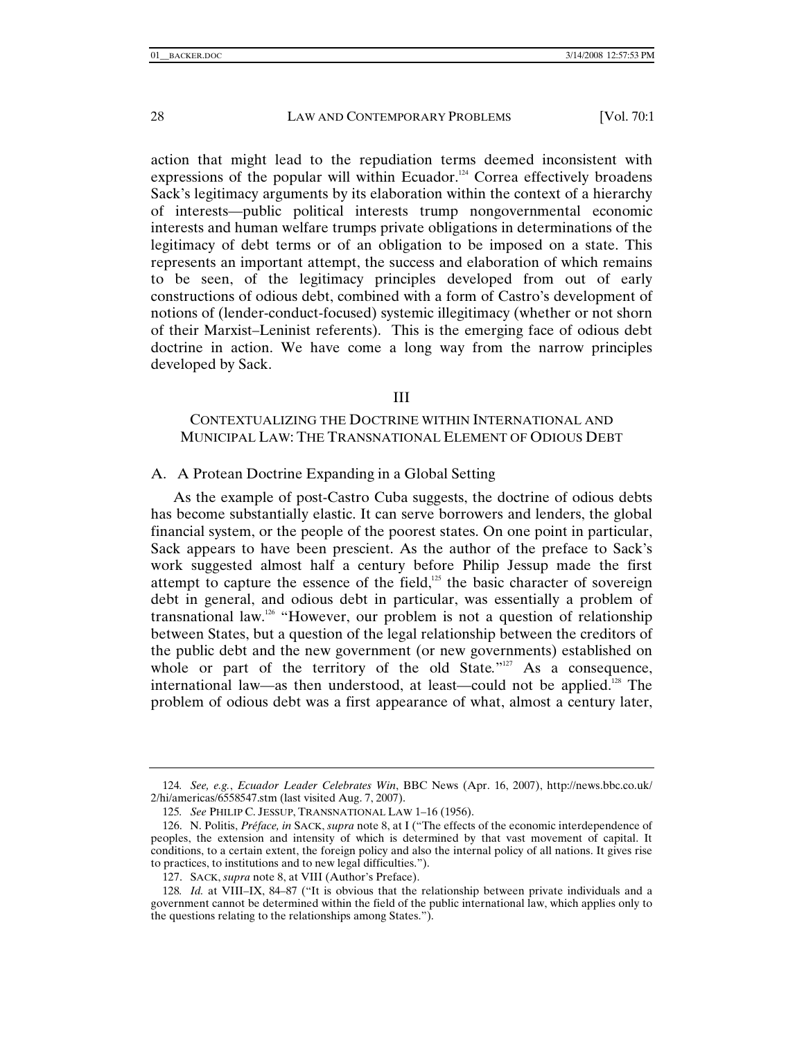action that might lead to the repudiation terms deemed inconsistent with expressions of the popular will within Ecuador.[124] Correa effectively broadens Sack's legitimacy arguments by its elaboration within the context of a hierarchy of interests—public political interests trump nongovernmental economic interests and human welfare trumps private obligations in determinations of the legitimacy of debt terms or of an obligation to be imposed on a state. This represents an important attempt, the success and elaboration of which remains to be seen, of the legitimacy principles developed from out of early constructions of odious debt, combined with a form of Castro's development of notions of (lender-conduct-focused) systemic illegitimacy (whether or not shorn of their Marxist–Leninist referents). This is the emerging face of odious debt doctrine in action. We have come a long way from the narrow principles developed by Sack.

## III

## CONTEXTUALIZING THE DOCTRINE WITHIN INTERNATIONAL AND MUNICIPAL LAW: THE TRANSNATIONAL ELEMENT OF ODIOUS DEBT

### A. A Protean Doctrine Expanding in a Global Setting

As the example of post-Castro Cuba suggests, the doctrine of odious debts has become substantially elastic. It can serve borrowers and lenders, the global financial system, or the people of the poorest states. On one point in particular, Sack appears to have been prescient. As the author of the preface to Sack's work suggested almost half a century before Philip Jessup made the first attempt to capture the essence of the field,[125] the basic character of sovereign debt in general, and odious debt in particular, was essentially a problem of transnational law.[126] "However, our problem is not a question of relationship between States, but a question of the legal relationship between the creditors of the public debt and the new government (or new governments) established on whole or part of the territory of the old State."[127] As a consequence, international law—as then understood, at least—could not be applied.[128] The problem of odious debt was a first appearance of what, almost a century later,

---

124. *See, e.g.*, *Ecuador Leader Celebrates Win*, BBC News (Apr. 16, 2007), http://news.bbc.co.uk/2/hi/americas/6558547.stm (last visited Aug. 7, 2007).

125. *See* PHILIP C. JESSUP, TRANSNATIONAL LAW 1–16 (1956).

126. N. Politis, *Préface, in* SACK, *supra* note 8, at I ("The effects of the economic interdependence of peoples, the extension and intensity of which is determined by that vast movement of capital. It conditions, to a certain extent, the foreign policy and also the internal policy of all nations. It gives rise to practices, to institutions and to new legal difficulties.").

127. SACK, *supra* note 8, at VIII (Author's Preface).

128. *Id.* at VIII–IX, 84–87 ("It is obvious that the relationship between private individuals and a government cannot be determined within the field of the public international law, which applies only to the questions relating to the relationships among States.").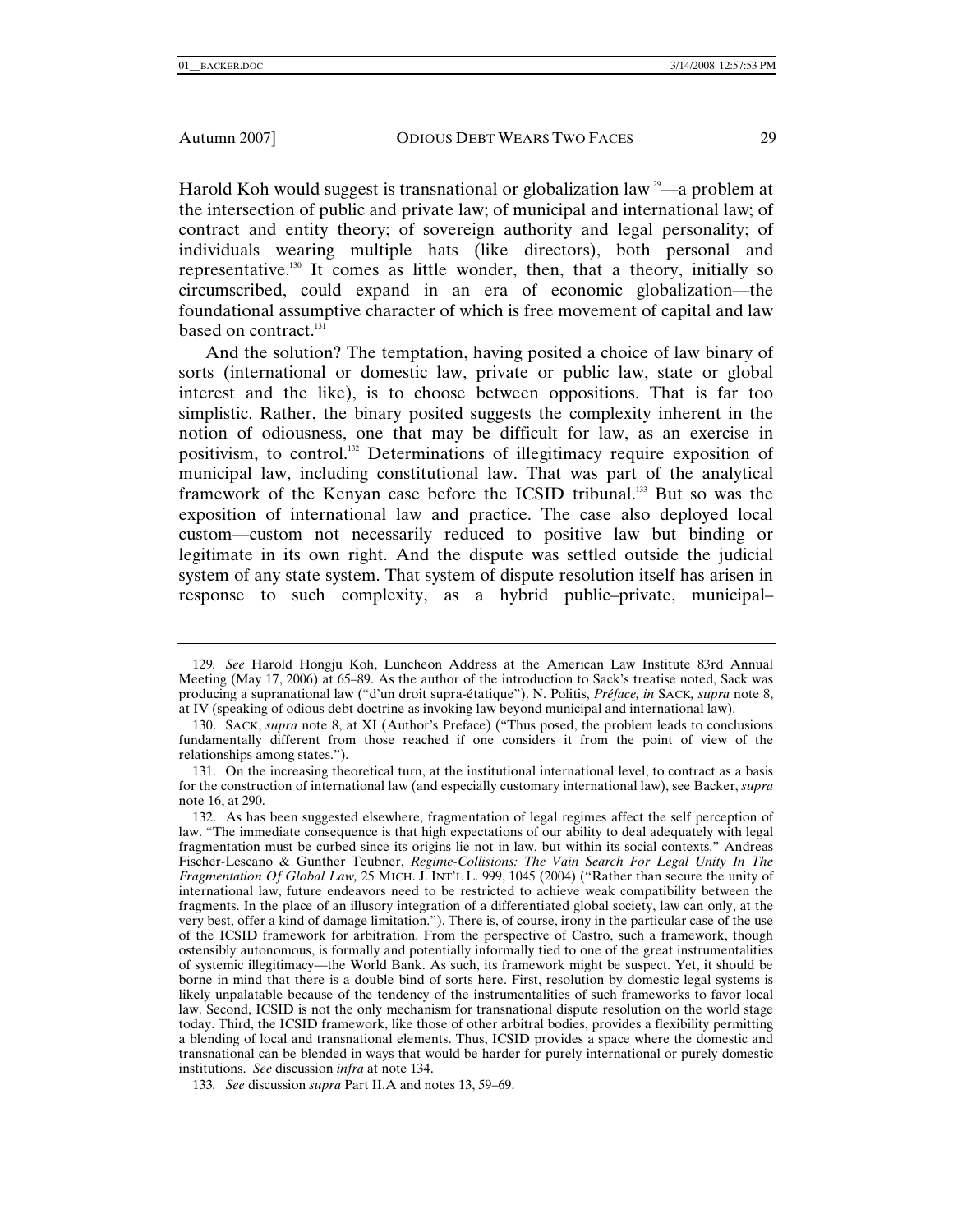Harold Koh would suggest is transnational or globalization law[129]—a problem at the intersection of public and private law; of municipal and international law; of contract and entity theory; of sovereign authority and legal personality; of individuals wearing multiple hats (like directors), both personal and representative.[130] It comes as little wonder, then, that a theory, initially so circumscribed, could expand in an era of economic globalization—the foundational assumptive character of which is free movement of capital and law based on contract.[131]

And the solution? The temptation, having posited a choice of law binary of sorts (international or domestic law, private or public law, state or global interest and the like), is to choose between oppositions. That is far too simplistic. Rather, the binary posited suggests the complexity inherent in the notion of odiousness, one that may be difficult for law, as an exercise in positivism, to control.[132] Determinations of illegitimacy require exposition of municipal law, including constitutional law. That was part of the analytical framework of the Kenyan case before the ICSID tribunal.[133] But so was the exposition of international law and practice. The case also deployed local custom—custom not necessarily reduced to positive law but binding or legitimate in its own right. And the dispute was settled outside the judicial system of any state system. That system of dispute resolution itself has arisen in response to such complexity, as a hybrid public–private, municipal–

---

129. *See* Harold Hongju Koh, Luncheon Address at the American Law Institute 83rd Annual Meeting (May 17, 2006) at 65–89. As the author of the introduction to Sack's treatise noted, Sack was producing a supranational law ("d'un droit supra-étatique"). N. Politis, *Préface, in* SACK*, supra* note 8, at IV (speaking of odious debt doctrine as invoking law beyond municipal and international law).

130. SACK, *supra* note 8, at XI (Author's Preface) ("Thus posed, the problem leads to conclusions fundamentally different from those reached if one considers it from the point of view of the relationships among states.").

131. On the increasing theoretical turn, at the institutional international level, to contract as a basis for the construction of international law (and especially customary international law), see Backer, *supra* note 16, at 290.

132. As has been suggested elsewhere, fragmentation of legal regimes affect the self perception of law. "The immediate consequence is that high expectations of our ability to deal adequately with legal fragmentation must be curbed since its origins lie not in law, but within its social contexts." Andreas Fischer-Lescano & Gunther Teubner, *Regime-Collisions: The Vain Search For Legal Unity In The Fragmentation Of Global Law,* 25 MICH. J. INT'L L. 999, 1045 (2004) ("Rather than secure the unity of international law, future endeavors need to be restricted to achieve weak compatibility between the fragments. In the place of an illusory integration of a differentiated global society, law can only, at the very best, offer a kind of damage limitation."). There is, of course, irony in the particular case of the use of the ICSID framework for arbitration. From the perspective of Castro, such a framework, though ostensibly autonomous, is formally and potentially informally tied to one of the great instrumentalities of systemic illegitimacy—the World Bank. As such, its framework might be suspect. Yet, it should be borne in mind that there is a double bind of sorts here. First, resolution by domestic legal systems is likely unpalatable because of the tendency of the instrumentalities of such frameworks to favor local law. Second, ICSID is not the only mechanism for transnational dispute resolution on the world stage today. Third, the ICSID framework, like those of other arbitral bodies, provides a flexibility permitting a blending of local and transnational elements. Thus, ICSID provides a space where the domestic and transnational can be blended in ways that would be harder for purely international or purely domestic institutions. *See* discussion *infra* at note 134.

133. *See* discussion *supra* Part II.A and notes 13, 59–69.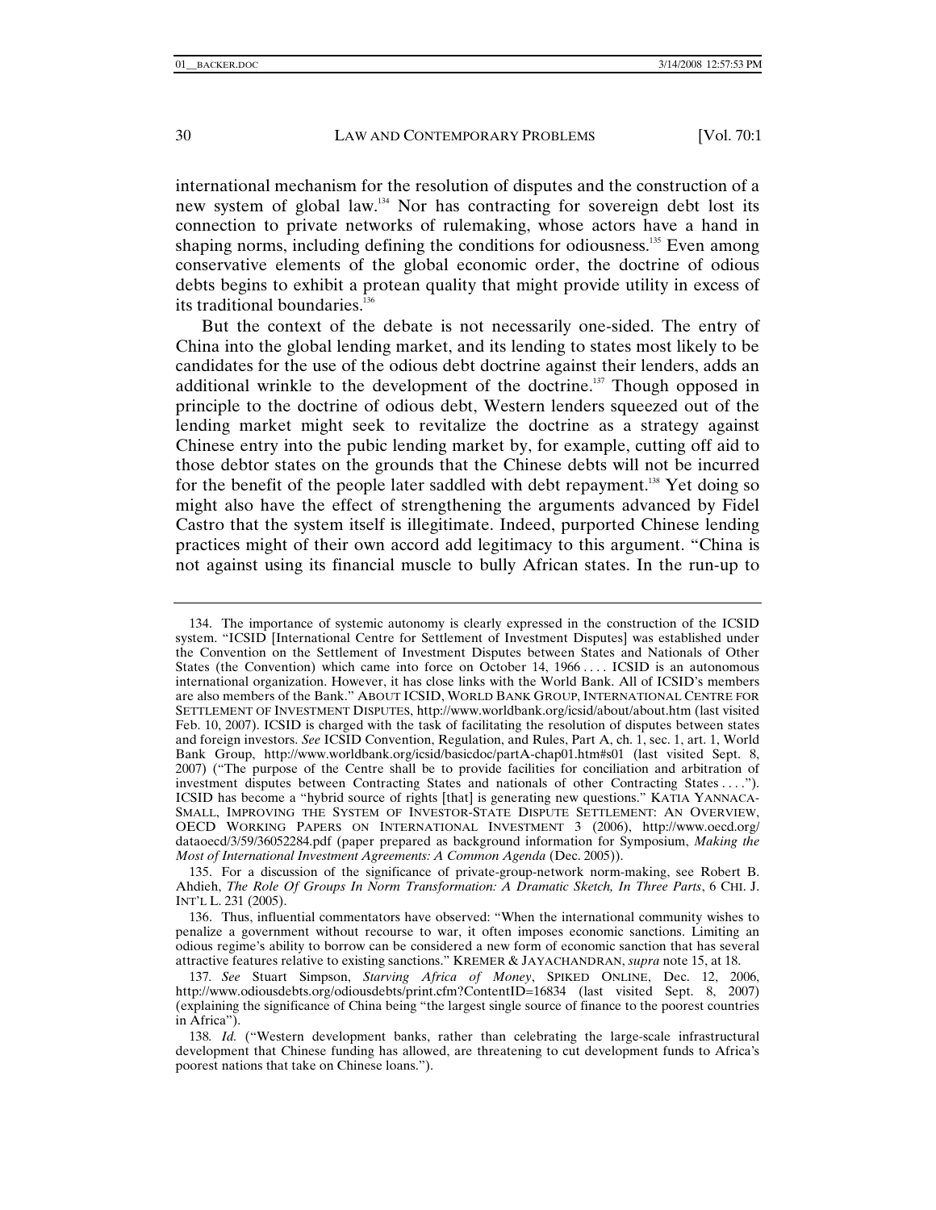international mechanism for the resolution of disputes and the construction of a new system of global law.[134] Nor has contracting for sovereign debt lost its connection to private networks of rulemaking, whose actors have a hand in shaping norms, including defining the conditions for odiousness.[135] Even among conservative elements of the global economic order, the doctrine of odious debts begins to exhibit a protean quality that might provide utility in excess of its traditional boundaries.[136]

But the context of the debate is not necessarily one-sided. The entry of China into the global lending market, and its lending to states most likely to be candidates for the use of the odious debt doctrine against their lenders, adds an additional wrinkle to the development of the doctrine.[137] Though opposed in principle to the doctrine of odious debt, Western lenders squeezed out of the lending market might seek to revitalize the doctrine as a strategy against Chinese entry into the pubic lending market by, for example, cutting off aid to those debtor states on the grounds that the Chinese debts will not be incurred for the benefit of the people later saddled with debt repayment.[138] Yet doing so might also have the effect of strengthening the arguments advanced by Fidel Castro that the system itself is illegitimate. Indeed, purported Chinese lending practices might of their own accord add legitimacy to this argument. "China is not against using its financial muscle to bully African states. In the run-up to

---

134. The importance of systemic autonomy is clearly expressed in the construction of the ICSID system. "ICSID [International Centre for Settlement of Investment Disputes] was established under the Convention on the Settlement of Investment Disputes between States and Nationals of Other States (the Convention) which came into force on October 14, 1966 . . . . ICSID is an autonomous international organization. However, it has close links with the World Bank. All of ICSID's members are also members of the Bank." ABOUT ICSID, WORLD BANK GROUP, INTERNATIONAL CENTRE FOR SETTLEMENT OF INVESTMENT DISPUTES, http://www.worldbank.org/icsid/about/about.htm (last visited Feb. 10, 2007). ICSID is charged with the task of facilitating the resolution of disputes between states and foreign investors. *See* ICSID Convention, Regulation, and Rules, Part A, ch. 1, sec. 1, art. 1, World Bank Group, http://www.worldbank.org/icsid/basicdoc/partA-chap01.htm#s01 (last visited Sept. 8, 2007) ("The purpose of the Centre shall be to provide facilities for conciliation and arbitration of investment disputes between Contracting States and nationals of other Contracting States . . . ."). ICSID has become a "hybrid source of rights [that] is generating new questions." KATIA YANNACA-SMALL, IMPROVING THE SYSTEM OF INVESTOR-STATE DISPUTE SETTLEMENT: AN OVERVIEW, OECD WORKING PAPERS ON INTERNATIONAL INVESTMENT 3 (2006), http://www.oecd.org/dataoecd/3/59/36052284.pdf (paper prepared as background information for Symposium, *Making the Most of International Investment Agreements: A Common Agenda* (Dec. 2005)).

135. For a discussion of the significance of private-group-network norm-making, see Robert B. Ahdieh, *The Role Of Groups In Norm Transformation: A Dramatic Sketch, In Three Parts*, 6 CHI. J. INT'L L. 231 (2005).

136. Thus, influential commentators have observed: "When the international community wishes to penalize a government without recourse to war, it often imposes economic sanctions. Limiting an odious regime's ability to borrow can be considered a new form of economic sanction that has several attractive features relative to existing sanctions." KREMER & JAYACHANDRAN, *supra* note 15, at 18.

137. *See* Stuart Simpson, *Starving Africa of Money*, SPIKED ONLINE, Dec. 12, 2006, http://www.odiousdebts.org/odiousdebts/print.cfm?ContentID=16834 (last visited Sept. 8, 2007) (explaining the significance of China being "the largest single source of finance to the poorest countries in Africa").

138. *Id.* ("Western development banks, rather than celebrating the large-scale infrastructural development that Chinese funding has allowed, are threatening to cut development funds to Africa's poorest nations that take on Chinese loans.").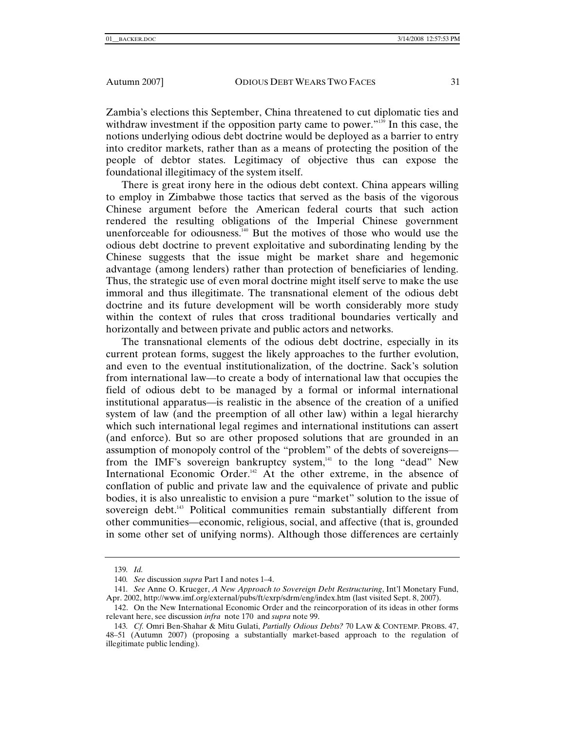Zambia's elections this September, China threatened to cut diplomatic ties and withdraw investment if the opposition party came to power."[139] In this case, the notions underlying odious debt doctrine would be deployed as a barrier to entry into creditor markets, rather than as a means of protecting the position of the people of debtor states. Legitimacy of objective thus can expose the foundational illegitimacy of the system itself.

There is great irony here in the odious debt context. China appears willing to employ in Zimbabwe those tactics that served as the basis of the vigorous Chinese argument before the American federal courts that such action rendered the resulting obligations of the Imperial Chinese government unenforceable for odiousness.[140] But the motives of those who would use the odious debt doctrine to prevent exploitative and subordinating lending by the Chinese suggests that the issue might be market share and hegemonic advantage (among lenders) rather than protection of beneficiaries of lending. Thus, the strategic use of even moral doctrine might itself serve to make the use immoral and thus illegitimate. The transnational element of the odious debt doctrine and its future development will be worth considerably more study within the context of rules that cross traditional boundaries vertically and horizontally and between private and public actors and networks.

The transnational elements of the odious debt doctrine, especially in its current protean forms, suggest the likely approaches to the further evolution, and even to the eventual institutionalization, of the doctrine. Sack's solution from international law—to create a body of international law that occupies the field of odious debt to be managed by a formal or informal international institutional apparatus—is realistic in the absence of the creation of a unified system of law (and the preemption of all other law) within a legal hierarchy which such international legal regimes and international institutions can assert (and enforce). But so are other proposed solutions that are grounded in an assumption of monopoly control of the "problem" of the debts of sovereigns—from the IMF's sovereign bankruptcy system,[141] to the long "dead" New International Economic Order.[142] At the other extreme, in the absence of conflation of public and private law and the equivalence of private and public bodies, it is also unrealistic to envision a pure "market" solution to the issue of sovereign debt.[143] Political communities remain substantially different from other communities—economic, religious, social, and affective (that is, grounded in some other set of unifying norms). Although those differences are certainly

---

139. *Id.*

140. *See* discussion *supra* Part I and notes 1–4.

141. *See* Anne O. Krueger, *A New Approach to Sovereign Debt Restructuring*, Int'l Monetary Fund, Apr. 2002, http://www.imf.org/external/pubs/ft/exrp/sdrm/eng/index.htm (last visited Sept. 8, 2007).

142. On the New International Economic Order and the reincorporation of its ideas in other forms relevant here, see discussion *infra* note 170 and *supra* note 99.

143. *Cf.* Omri Ben-Shahar & Mitu Gulati, *Partially Odious Debts?* 70 LAW & CONTEMP. PROBS. 47, 48–51 (Autumn 2007) (proposing a substantially market-based approach to the regulation of illegitimate public lending).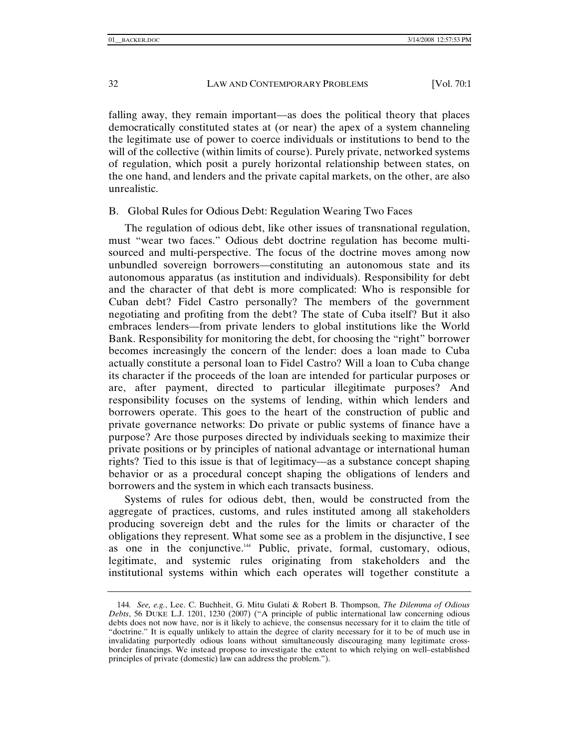falling away, they remain important—as does the political theory that places democratically constituted states at (or near) the apex of a system channeling the legitimate use of power to coerce individuals or institutions to bend to the will of the collective (within limits of course). Purely private, networked systems of regulation, which posit a purely horizontal relationship between states, on the one hand, and lenders and the private capital markets, on the other, are also unrealistic.

## B. Global Rules for Odious Debt: Regulation Wearing Two Faces

The regulation of odious debt, like other issues of transnational regulation, must "wear two faces." Odious debt doctrine regulation has become multi-sourced and multi-perspective. The focus of the doctrine moves among now unbundled sovereign borrowers—constituting an autonomous state and its autonomous apparatus (as institution and individuals). Responsibility for debt and the character of that debt is more complicated: Who is responsible for Cuban debt? Fidel Castro personally? The members of the government negotiating and profiting from the debt? The state of Cuba itself? But it also embraces lenders—from private lenders to global institutions like the World Bank. Responsibility for monitoring the debt, for choosing the "right" borrower becomes increasingly the concern of the lender: does a loan made to Cuba actually constitute a personal loan to Fidel Castro? Will a loan to Cuba change its character if the proceeds of the loan are intended for particular purposes or are, after payment, directed to particular illegitimate purposes? And responsibility focuses on the systems of lending, within which lenders and borrowers operate. This goes to the heart of the construction of public and private governance networks: Do private or public systems of finance have a purpose? Are those purposes directed by individuals seeking to maximize their private positions or by principles of national advantage or international human rights? Tied to this issue is that of legitimacy—as a substance concept shaping behavior or as a procedural concept shaping the obligations of lenders and borrowers and the system in which each transacts business.

Systems of rules for odious debt, then, would be constructed from the aggregate of practices, customs, and rules instituted among all stakeholders producing sovereign debt and the rules for the limits or character of the obligations they represent. What some see as a problem in the disjunctive, I see as one in the conjunctive.[144] Public, private, formal, customary, odious, legitimate, and systemic rules originating from stakeholders and the institutional systems within which each operates will together constitute a

---

144. *See, e.g.*, Lee. C. Buchheit, G. Mitu Gulati & Robert B. Thompson, *The Dilemma of Odious Debts*, 56 DUKE L.J. 1201, 1230 (2007) ("A principle of public international law concerning odious debts does not now have, nor is it likely to achieve, the consensus necessary for it to claim the title of "doctrine." It is equally unlikely to attain the degree of clarity necessary for it to be of much use in invalidating purportedly odious loans without simultaneously discouraging many legitimate cross-border financings. We instead propose to investigate the extent to which relying on well–established principles of private (domestic) law can address the problem.").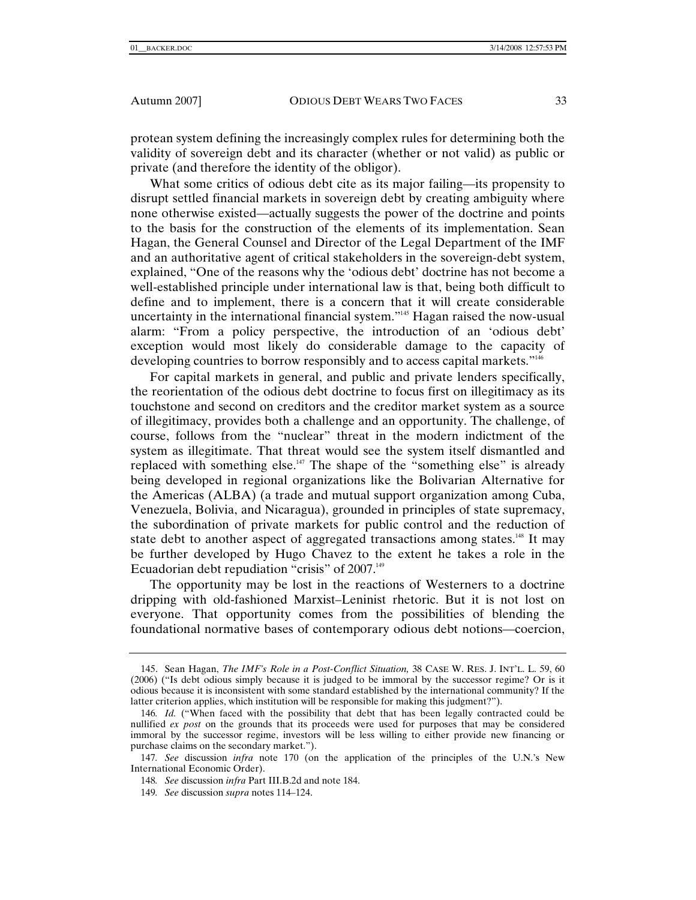protean system defining the increasingly complex rules for determining both the validity of sovereign debt and its character (whether or not valid) as public or private (and therefore the identity of the obligor).

What some critics of odious debt cite as its major failing—its propensity to disrupt settled financial markets in sovereign debt by creating ambiguity where none otherwise existed—actually suggests the power of the doctrine and points to the basis for the construction of the elements of its implementation. Sean Hagan, the General Counsel and Director of the Legal Department of the IMF and an authoritative agent of critical stakeholders in the sovereign-debt system, explained, "One of the reasons why the 'odious debt' doctrine has not become a well-established principle under international law is that, being both difficult to define and to implement, there is a concern that it will create considerable uncertainty in the international financial system."[145] Hagan raised the now-usual alarm: "From a policy perspective, the introduction of an 'odious debt' exception would most likely do considerable damage to the capacity of developing countries to borrow responsibly and to access capital markets."[146]

For capital markets in general, and public and private lenders specifically, the reorientation of the odious debt doctrine to focus first on illegitimacy as its touchstone and second on creditors and the creditor market system as a source of illegitimacy, provides both a challenge and an opportunity. The challenge, of course, follows from the "nuclear" threat in the modern indictment of the system as illegitimate. That threat would see the system itself dismantled and replaced with something else.[147] The shape of the "something else" is already being developed in regional organizations like the Bolivarian Alternative for the Americas (ALBA) (a trade and mutual support organization among Cuba, Venezuela, Bolivia, and Nicaragua), grounded in principles of state supremacy, the subordination of private markets for public control and the reduction of state debt to another aspect of aggregated transactions among states.[148] It may be further developed by Hugo Chavez to the extent he takes a role in the Ecuadorian debt repudiation "crisis" of 2007.[149]

The opportunity may be lost in the reactions of Westerners to a doctrine dripping with old-fashioned Marxist–Leninist rhetoric. But it is not lost on everyone. That opportunity comes from the possibilities of blending the foundational normative bases of contemporary odious debt notions—coercion,

---

145. Sean Hagan, *The IMF's Role in a Post-Conflict Situation,* 38 CASE W. RES. J. INT'L. L. 59, 60 (2006) ("Is debt odious simply because it is judged to be immoral by the successor regime? Or is it odious because it is inconsistent with some standard established by the international community? If the latter criterion applies, which institution will be responsible for making this judgment?").

146. *Id.* ("When faced with the possibility that debt that has been legally contracted could be nullified *ex post* on the grounds that its proceeds were used for purposes that may be considered immoral by the successor regime, investors will be less willing to either provide new financing or purchase claims on the secondary market.").

147. *See* discussion *infra* note 170 (on the application of the principles of the U.N.'s New International Economic Order).

148. *See* discussion *infra* Part III.B.2d and note 184.

149. *See* discussion *supra* notes 114–124.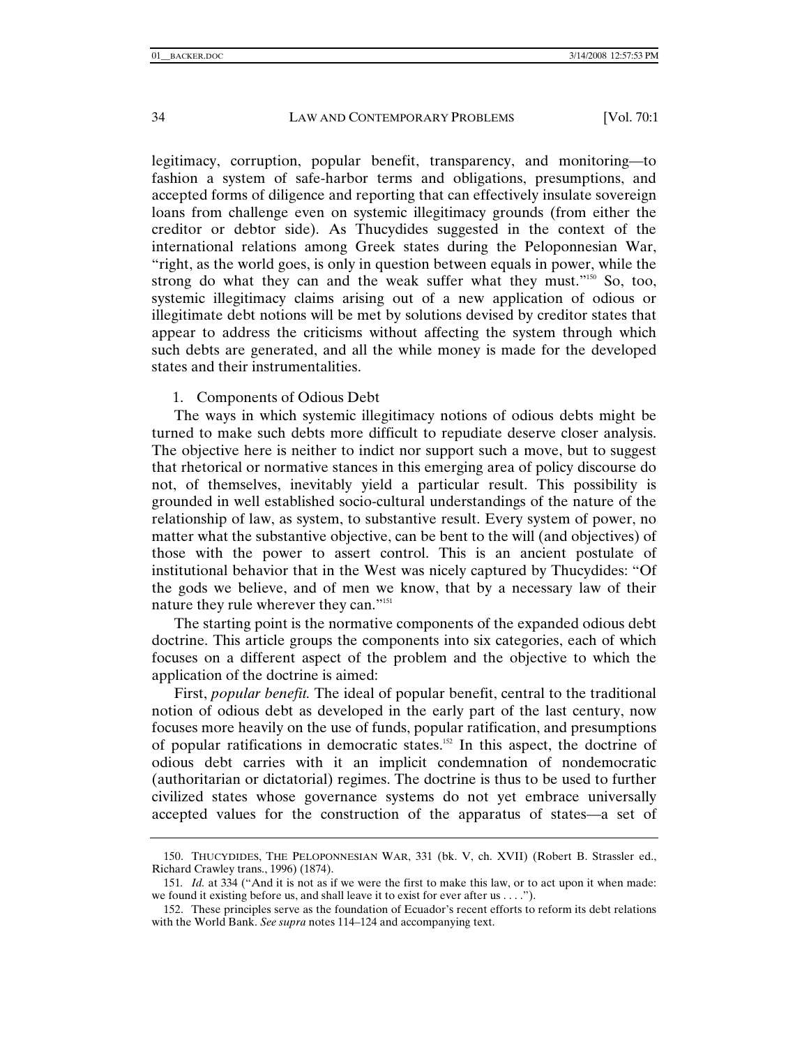legitimacy, corruption, popular benefit, transparency, and monitoring—to fashion a system of safe-harbor terms and obligations, presumptions, and accepted forms of diligence and reporting that can effectively insulate sovereign loans from challenge even on systemic illegitimacy grounds (from either the creditor or debtor side). As Thucydides suggested in the context of the international relations among Greek states during the Peloponnesian War, "right, as the world goes, is only in question between equals in power, while the strong do what they can and the weak suffer what they must."[150] So, too, systemic illegitimacy claims arising out of a new application of odious or illegitimate debt notions will be met by solutions devised by creditor states that appear to address the criticisms without affecting the system through which such debts are generated, and all the while money is made for the developed states and their instrumentalities.

1. Components of Odious Debt

The ways in which systemic illegitimacy notions of odious debts might be turned to make such debts more difficult to repudiate deserve closer analysis. The objective here is neither to indict nor support such a move, but to suggest that rhetorical or normative stances in this emerging area of policy discourse do not, of themselves, inevitably yield a particular result. This possibility is grounded in well established socio-cultural understandings of the nature of the relationship of law, as system, to substantive result. Every system of power, no matter what the substantive objective, can be bent to the will (and objectives) of those with the power to assert control. This is an ancient postulate of institutional behavior that in the West was nicely captured by Thucydides: "Of the gods we believe, and of men we know, that by a necessary law of their nature they rule wherever they can."[151]

The starting point is the normative components of the expanded odious debt doctrine. This article groups the components into six categories, each of which focuses on a different aspect of the problem and the objective to which the application of the doctrine is aimed:

First, *popular benefit.* The ideal of popular benefit, central to the traditional notion of odious debt as developed in the early part of the last century, now focuses more heavily on the use of funds, popular ratification, and presumptions of popular ratifications in democratic states.[152] In this aspect, the doctrine of odious debt carries with it an implicit condemnation of nondemocratic (authoritarian or dictatorial) regimes. The doctrine is thus to be used to further civilized states whose governance systems do not yet embrace universally accepted values for the construction of the apparatus of states—a set of

---

150. THUCYDIDES, THE PELOPONNESIAN WAR, 331 (bk. V, ch. XVII) (Robert B. Strassler ed., Richard Crawley trans., 1996) (1874).

151. *Id.* at 334 ("And it is not as if we were the first to make this law, or to act upon it when made: we found it existing before us, and shall leave it to exist for ever after us . . . .").

152. These principles serve as the foundation of Ecuador's recent efforts to reform its debt relations with the World Bank. *See supra* notes 114–124 and accompanying text.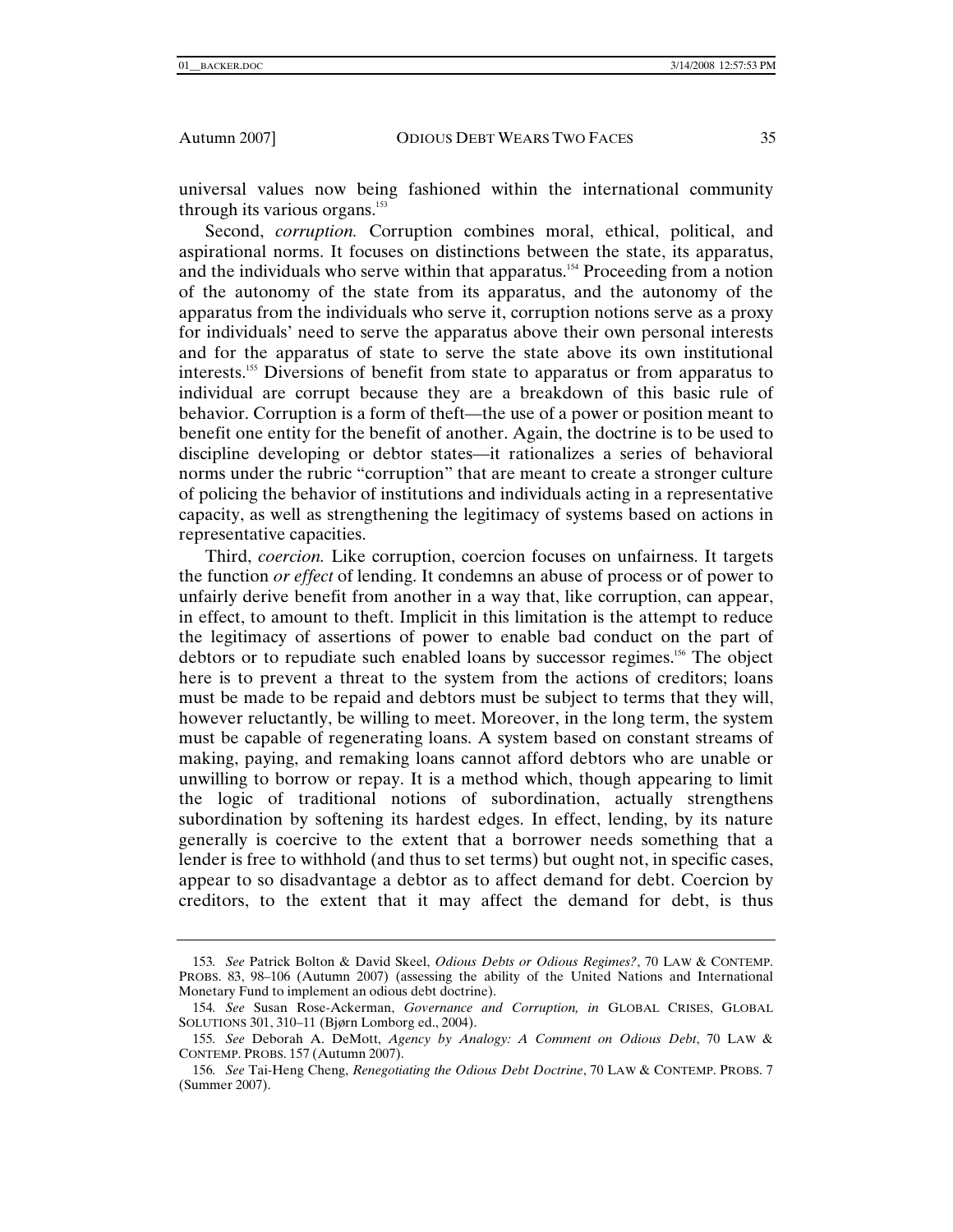universal values now being fashioned within the international community through its various organs.[153]

Second, *corruption.* Corruption combines moral, ethical, political, and aspirational norms. It focuses on distinctions between the state, its apparatus, and the individuals who serve within that apparatus.[154] Proceeding from a notion of the autonomy of the state from its apparatus, and the autonomy of the apparatus from the individuals who serve it, corruption notions serve as a proxy for individuals' need to serve the apparatus above their own personal interests and for the apparatus of state to serve the state above its own institutional interests.[155] Diversions of benefit from state to apparatus or from apparatus to individual are corrupt because they are a breakdown of this basic rule of behavior. Corruption is a form of theft—the use of a power or position meant to benefit one entity for the benefit of another. Again, the doctrine is to be used to discipline developing or debtor states—it rationalizes a series of behavioral norms under the rubric "corruption" that are meant to create a stronger culture of policing the behavior of institutions and individuals acting in a representative capacity, as well as strengthening the legitimacy of systems based on actions in representative capacities.

Third, *coercion.* Like corruption, coercion focuses on unfairness. It targets the function *or effect* of lending. It condemns an abuse of process or of power to unfairly derive benefit from another in a way that, like corruption, can appear, in effect, to amount to theft. Implicit in this limitation is the attempt to reduce the legitimacy of assertions of power to enable bad conduct on the part of debtors or to repudiate such enabled loans by successor regimes.[156] The object here is to prevent a threat to the system from the actions of creditors; loans must be made to be repaid and debtors must be subject to terms that they will, however reluctantly, be willing to meet. Moreover, in the long term, the system must be capable of regenerating loans. A system based on constant streams of making, paying, and remaking loans cannot afford debtors who are unable or unwilling to borrow or repay. It is a method which, though appearing to limit the logic of traditional notions of subordination, actually strengthens subordination by softening its hardest edges. In effect, lending, by its nature generally is coercive to the extent that a borrower needs something that a lender is free to withhold (and thus to set terms) but ought not, in specific cases, appear to so disadvantage a debtor as to affect demand for debt. Coercion by creditors, to the extent that it may affect the demand for debt, is thus

---

153. *See* Patrick Bolton & David Skeel, *Odious Debts or Odious Regimes?*, 70 LAW & CONTEMP. PROBS. 83, 98–106 (Autumn 2007) (assessing the ability of the United Nations and International Monetary Fund to implement an odious debt doctrine).

154. *See* Susan Rose-Ackerman, *Governance and Corruption, in* GLOBAL CRISES, GLOBAL SOLUTIONS 301, 310–11 (Bjørn Lomborg ed., 2004).

155. *See* Deborah A. DeMott, *Agency by Analogy: A Comment on Odious Debt*, 70 LAW & CONTEMP. PROBS. 157 (Autumn 2007).

156. *See* Tai-Heng Cheng, *Renegotiating the Odious Debt Doctrine*, 70 LAW & CONTEMP. PROBS. 7 (Summer 2007).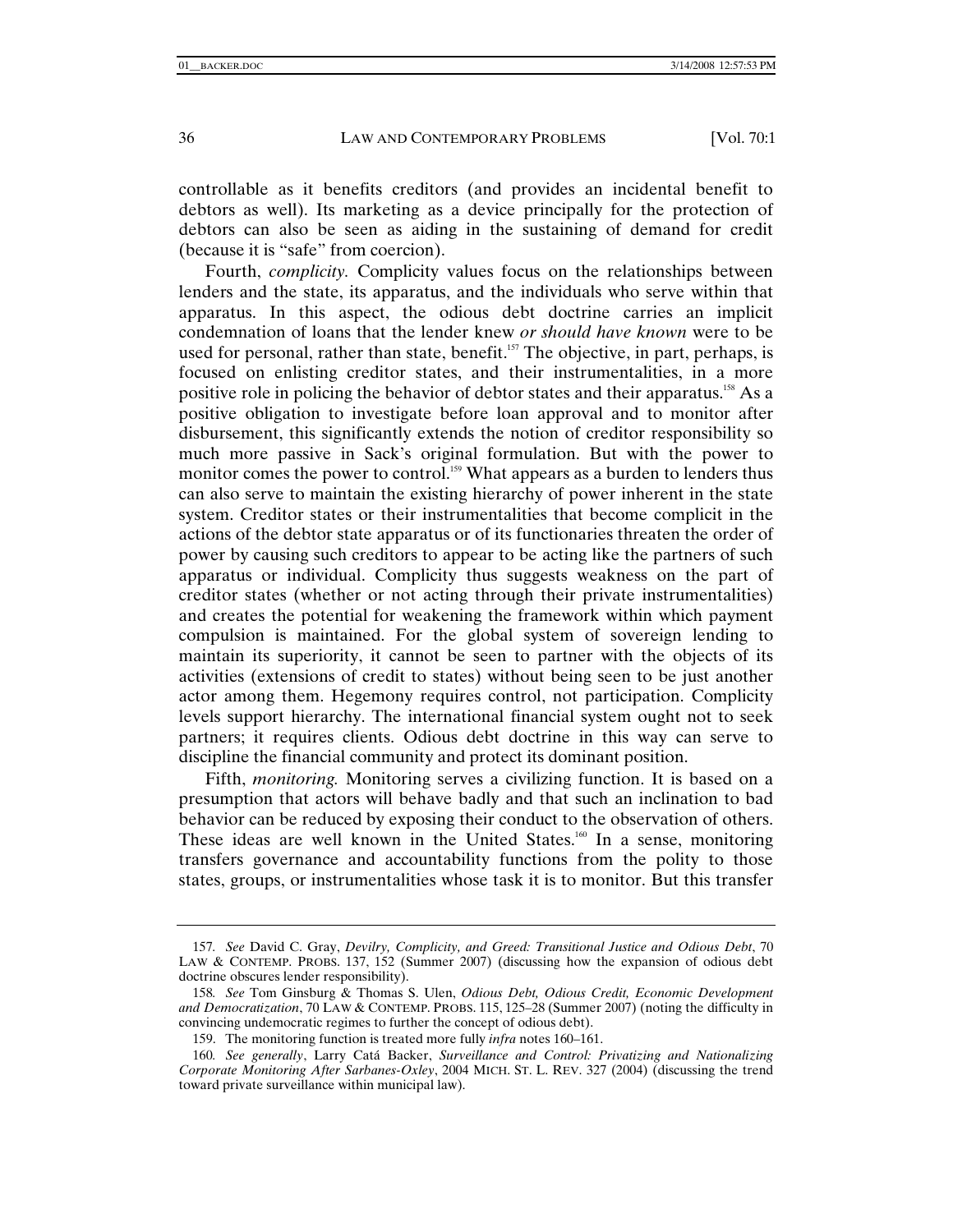controllable as it benefits creditors (and provides an incidental benefit to debtors as well). Its marketing as a device principally for the protection of debtors can also be seen as aiding in the sustaining of demand for credit (because it is "safe" from coercion).

Fourth, *complicity.* Complicity values focus on the relationships between lenders and the state, its apparatus, and the individuals who serve within that apparatus. In this aspect, the odious debt doctrine carries an implicit condemnation of loans that the lender knew *or should have known* were to be used for personal, rather than state, benefit.[157] The objective, in part, perhaps, is focused on enlisting creditor states, and their instrumentalities, in a more positive role in policing the behavior of debtor states and their apparatus.[158] As a positive obligation to investigate before loan approval and to monitor after disbursement, this significantly extends the notion of creditor responsibility so much more passive in Sack's original formulation. But with the power to monitor comes the power to control.[159] What appears as a burden to lenders thus can also serve to maintain the existing hierarchy of power inherent in the state system. Creditor states or their instrumentalities that become complicit in the actions of the debtor state apparatus or of its functionaries threaten the order of power by causing such creditors to appear to be acting like the partners of such apparatus or individual. Complicity thus suggests weakness on the part of creditor states (whether or not acting through their private instrumentalities) and creates the potential for weakening the framework within which payment compulsion is maintained. For the global system of sovereign lending to maintain its superiority, it cannot be seen to partner with the objects of its activities (extensions of credit to states) without being seen to be just another actor among them. Hegemony requires control, not participation. Complicity levels support hierarchy. The international financial system ought not to seek partners; it requires clients. Odious debt doctrine in this way can serve to discipline the financial community and protect its dominant position.

Fifth, *monitoring.* Monitoring serves a civilizing function. It is based on a presumption that actors will behave badly and that such an inclination to bad behavior can be reduced by exposing their conduct to the observation of others. These ideas are well known in the United States.[160] In a sense, monitoring transfers governance and accountability functions from the polity to those states, groups, or instrumentalities whose task it is to monitor. But this transfer

---

157. *See* David C. Gray, *Devilry, Complicity, and Greed: Transitional Justice and Odious Debt*, 70 LAW & CONTEMP. PROBS. 137, 152 (Summer 2007) (discussing how the expansion of odious debt doctrine obscures lender responsibility).

158. *See* Tom Ginsburg & Thomas S. Ulen, *Odious Debt, Odious Credit, Economic Development and Democratization*, 70 LAW & CONTEMP. PROBS. 115, 125–28 (Summer 2007) (noting the difficulty in convincing undemocratic regimes to further the concept of odious debt).

159. The monitoring function is treated more fully *infra* notes 160–161.

160. *See generally*, Larry Catá Backer, *Surveillance and Control: Privatizing and Nationalizing Corporate Monitoring After Sarbanes-Oxley*, 2004 MICH. ST. L. REV. 327 (2004) (discussing the trend toward private surveillance within municipal law).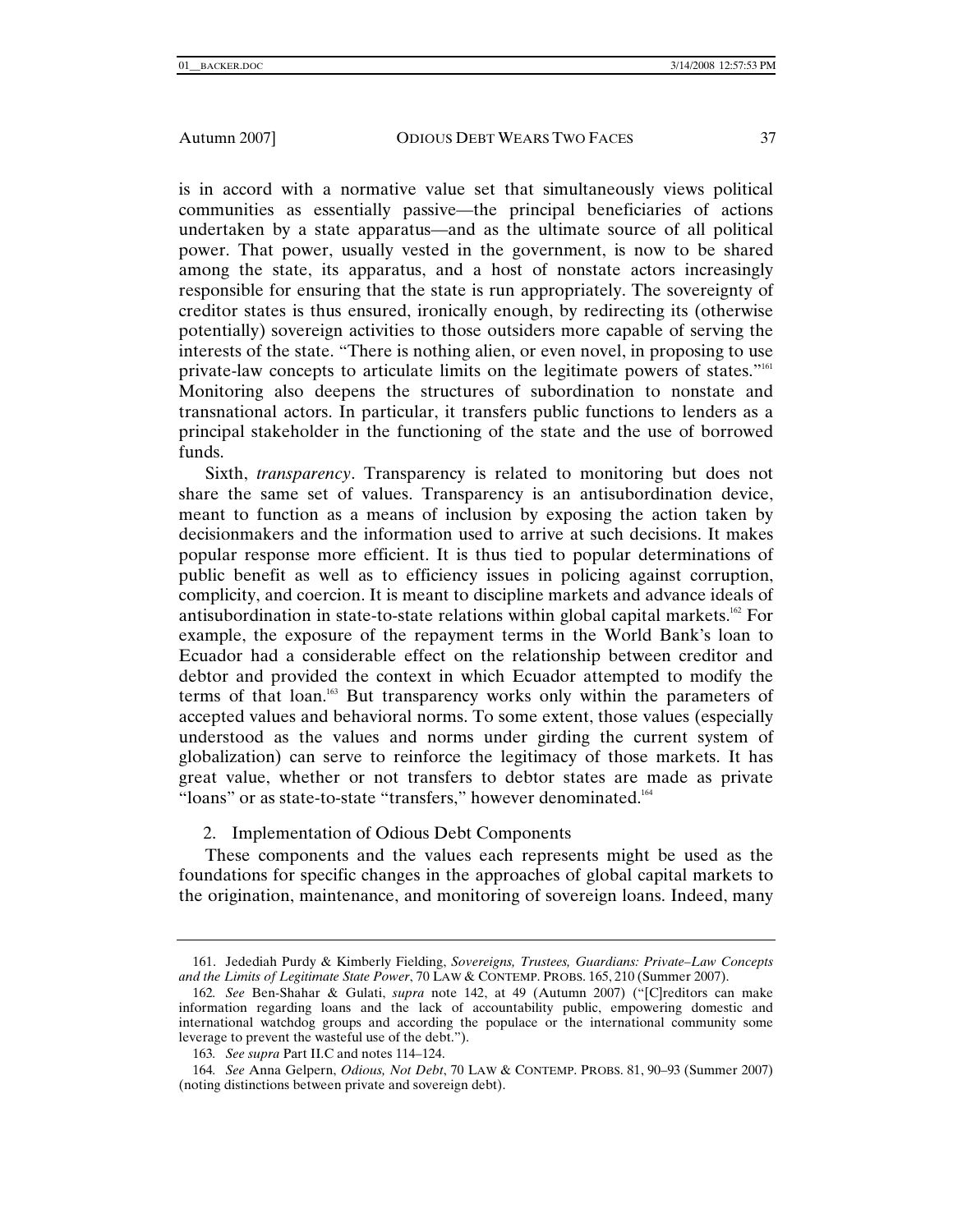is in accord with a normative value set that simultaneously views political communities as essentially passive—the principal beneficiaries of actions undertaken by a state apparatus—and as the ultimate source of all political power. That power, usually vested in the government, is now to be shared among the state, its apparatus, and a host of nonstate actors increasingly responsible for ensuring that the state is run appropriately. The sovereignty of creditor states is thus ensured, ironically enough, by redirecting its (otherwise potentially) sovereign activities to those outsiders more capable of serving the interests of the state. "There is nothing alien, or even novel, in proposing to use private-law concepts to articulate limits on the legitimate powers of states."[161] Monitoring also deepens the structures of subordination to nonstate and transnational actors. In particular, it transfers public functions to lenders as a principal stakeholder in the functioning of the state and the use of borrowed funds.

Sixth, *transparency*. Transparency is related to monitoring but does not share the same set of values. Transparency is an antisubordination device, meant to function as a means of inclusion by exposing the action taken by decisionmakers and the information used to arrive at such decisions. It makes popular response more efficient. It is thus tied to popular determinations of public benefit as well as to efficiency issues in policing against corruption, complicity, and coercion. It is meant to discipline markets and advance ideals of antisubordination in state-to-state relations within global capital markets.[162] For example, the exposure of the repayment terms in the World Bank's loan to Ecuador had a considerable effect on the relationship between creditor and debtor and provided the context in which Ecuador attempted to modify the terms of that loan.[163] But transparency works only within the parameters of accepted values and behavioral norms. To some extent, those values (especially understood as the values and norms under girding the current system of globalization) can serve to reinforce the legitimacy of those markets. It has great value, whether or not transfers to debtor states are made as private "loans" or as state-to-state "transfers," however denominated.[164]

2. Implementation of Odious Debt Components

These components and the values each represents might be used as the foundations for specific changes in the approaches of global capital markets to the origination, maintenance, and monitoring of sovereign loans. Indeed, many

---

161. Jedediah Purdy & Kimberly Fielding, *Sovereigns, Trustees, Guardians: Private–Law Concepts and the Limits of Legitimate State Power*, 70 LAW & CONTEMP. PROBS. 165, 210 (Summer 2007).

162. *See* Ben-Shahar & Gulati, *supra* note 142, at 49 (Autumn 2007) ("[C]reditors can make information regarding loans and the lack of accountability public, empowering domestic and international watchdog groups and according the populace or the international community some leverage to prevent the wasteful use of the debt.").

163. *See supra* Part II.C and notes 114–124.

164. *See* Anna Gelpern, *Odious, Not Debt*, 70 LAW & CONTEMP. PROBS. 81, 90–93 (Summer 2007) (noting distinctions between private and sovereign debt).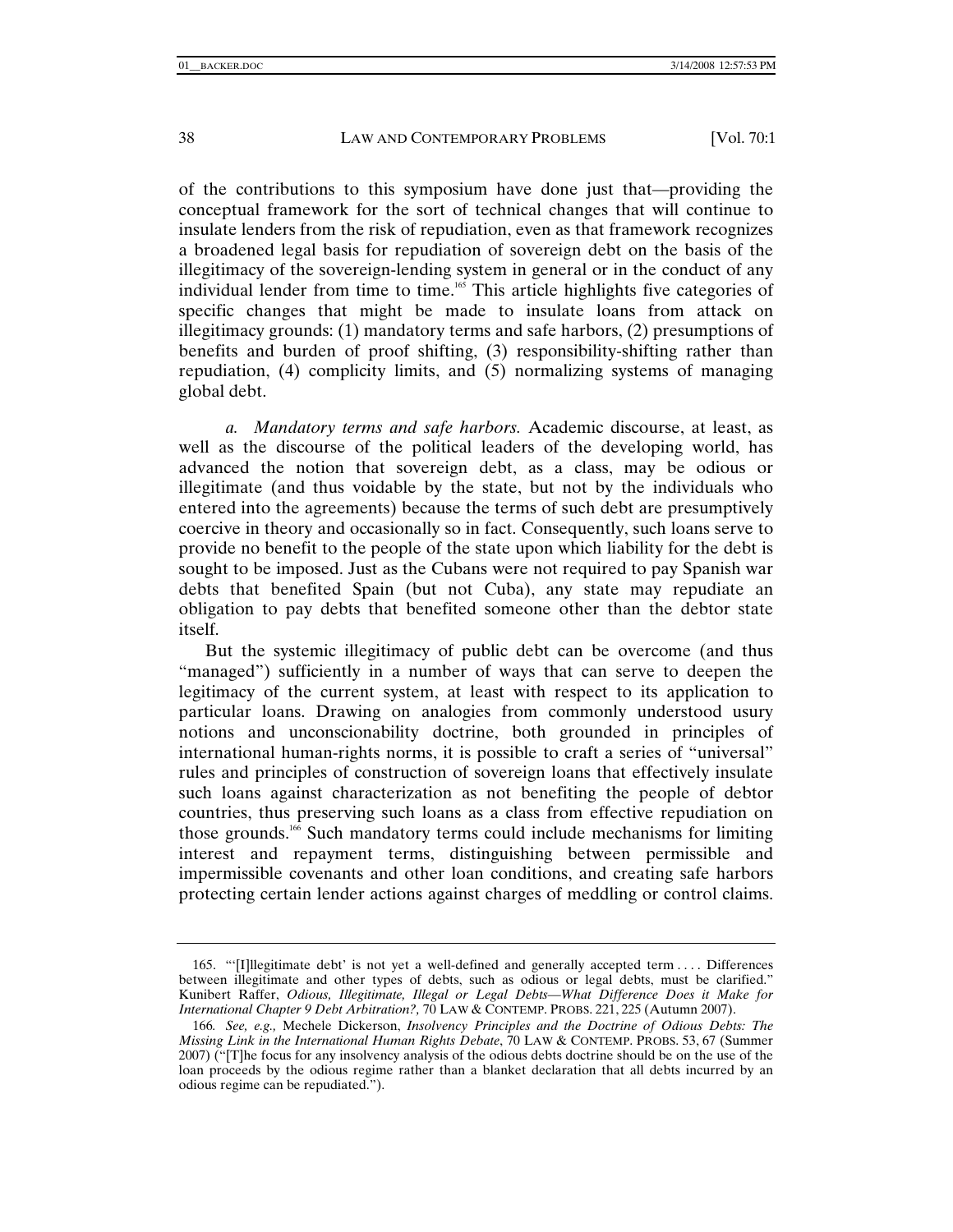of the contributions to this symposium have done just that—providing the conceptual framework for the sort of technical changes that will continue to insulate lenders from the risk of repudiation, even as that framework recognizes a broadened legal basis for repudiation of sovereign debt on the basis of the illegitimacy of the sovereign-lending system in general or in the conduct of any individual lender from time to time.[165] This article highlights five categories of specific changes that might be made to insulate loans from attack on illegitimacy grounds: (1) mandatory terms and safe harbors, (2) presumptions of benefits and burden of proof shifting, (3) responsibility-shifting rather than repudiation, (4) complicity limits, and (5) normalizing systems of managing global debt.

*a. Mandatory terms and safe harbors.* Academic discourse, at least, as well as the discourse of the political leaders of the developing world, has advanced the notion that sovereign debt, as a class, may be odious or illegitimate (and thus voidable by the state, but not by the individuals who entered into the agreements) because the terms of such debt are presumptively coercive in theory and occasionally so in fact. Consequently, such loans serve to provide no benefit to the people of the state upon which liability for the debt is sought to be imposed. Just as the Cubans were not required to pay Spanish war debts that benefited Spain (but not Cuba), any state may repudiate an obligation to pay debts that benefited someone other than the debtor state itself.

But the systemic illegitimacy of public debt can be overcome (and thus "managed") sufficiently in a number of ways that can serve to deepen the legitimacy of the current system, at least with respect to its application to particular loans. Drawing on analogies from commonly understood usury notions and unconscionability doctrine, both grounded in principles of international human-rights norms, it is possible to craft a series of "universal" rules and principles of construction of sovereign loans that effectively insulate such loans against characterization as not benefiting the people of debtor countries, thus preserving such loans as a class from effective repudiation on those grounds.[166] Such mandatory terms could include mechanisms for limiting interest and repayment terms, distinguishing between permissible and impermissible covenants and other loan conditions, and creating safe harbors protecting certain lender actions against charges of meddling or control claims.

---

165. "'[I]llegitimate debt' is not yet a well-defined and generally accepted term . . . . Differences between illegitimate and other types of debts, such as odious or legal debts, must be clarified." Kunibert Raffer, *Odious, Illegitimate, Illegal or Legal Debts—What Difference Does it Make for International Chapter 9 Debt Arbitration?,* 70 LAW & CONTEMP. PROBS. 221, 225 (Autumn 2007).

166. *See, e.g.,* Mechele Dickerson, *Insolvency Principles and the Doctrine of Odious Debts: The Missing Link in the International Human Rights Debate*, 70 LAW & CONTEMP. PROBS. 53, 67 (Summer 2007) ("[T]he focus for any insolvency analysis of the odious debts doctrine should be on the use of the loan proceeds by the odious regime rather than a blanket declaration that all debts incurred by an odious regime can be repudiated.").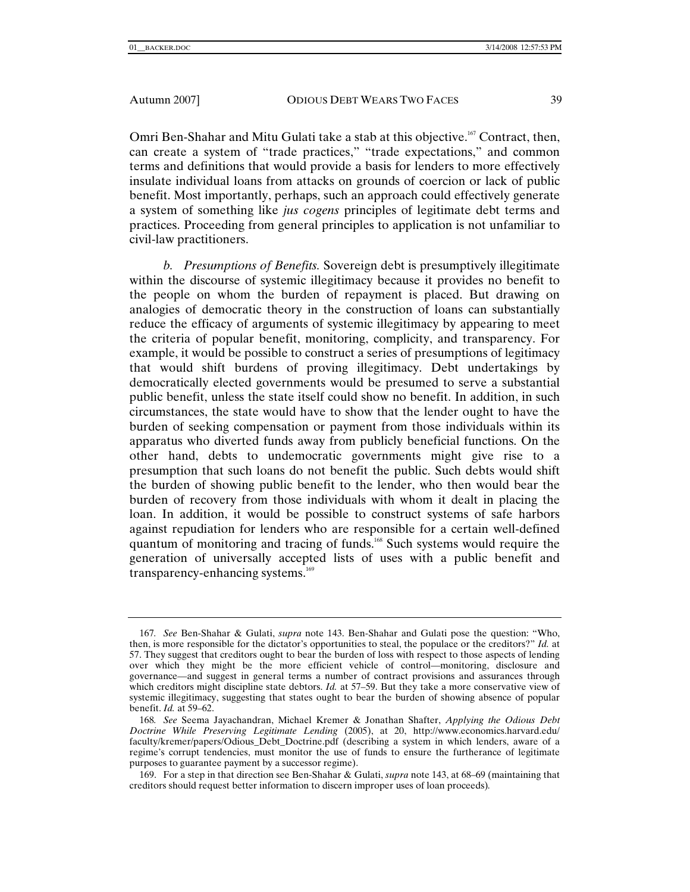Omri Ben-Shahar and Mitu Gulati take a stab at this objective.[167] Contract, then, can create a system of "trade practices," "trade expectations," and common terms and definitions that would provide a basis for lenders to more effectively insulate individual loans from attacks on grounds of coercion or lack of public benefit. Most importantly, perhaps, such an approach could effectively generate a system of something like *jus cogens* principles of legitimate debt terms and practices. Proceeding from general principles to application is not unfamiliar to civil-law practitioners.

*b. Presumptions of Benefits.* Sovereign debt is presumptively illegitimate within the discourse of systemic illegitimacy because it provides no benefit to the people on whom the burden of repayment is placed. But drawing on analogies of democratic theory in the construction of loans can substantially reduce the efficacy of arguments of systemic illegitimacy by appearing to meet the criteria of popular benefit, monitoring, complicity, and transparency. For example, it would be possible to construct a series of presumptions of legitimacy that would shift burdens of proving illegitimacy. Debt undertakings by democratically elected governments would be presumed to serve a substantial public benefit, unless the state itself could show no benefit. In addition, in such circumstances, the state would have to show that the lender ought to have the burden of seeking compensation or payment from those individuals within its apparatus who diverted funds away from publicly beneficial functions. On the other hand, debts to undemocratic governments might give rise to a presumption that such loans do not benefit the public. Such debts would shift the burden of showing public benefit to the lender, who then would bear the burden of recovery from those individuals with whom it dealt in placing the loan. In addition, it would be possible to construct systems of safe harbors against repudiation for lenders who are responsible for a certain well-defined quantum of monitoring and tracing of funds.[168] Such systems would require the generation of universally accepted lists of uses with a public benefit and transparency-enhancing systems.[169]

---

167. *See* Ben-Shahar & Gulati, *supra* note 143. Ben-Shahar and Gulati pose the question: "Who, then, is more responsible for the dictator's opportunities to steal, the populace or the creditors?" *Id.* at 57. They suggest that creditors ought to bear the burden of loss with respect to those aspects of lending over which they might be the more efficient vehicle of control—monitoring, disclosure and governance—and suggest in general terms a number of contract provisions and assurances through which creditors might discipline state debtors. *Id.* at 57–59. But they take a more conservative view of systemic illegitimacy, suggesting that states ought to bear the burden of showing absence of popular benefit. *Id.* at 59–62.

168. *See* Seema Jayachandran, Michael Kremer & Jonathan Shafter, *Applying the Odious Debt Doctrine While Preserving Legitimate Lending* (2005), at 20, http://www.economics.harvard.edu/faculty/kremer/papers/Odious_Debt_Doctrine.pdf (describing a system in which lenders, aware of a regime's corrupt tendencies, must monitor the use of funds to ensure the furtherance of legitimate purposes to guarantee payment by a successor regime).

169. For a step in that direction see Ben-Shahar & Gulati, *supra* note 143, at 68–69 (maintaining that creditors should request better information to discern improper uses of loan proceeds).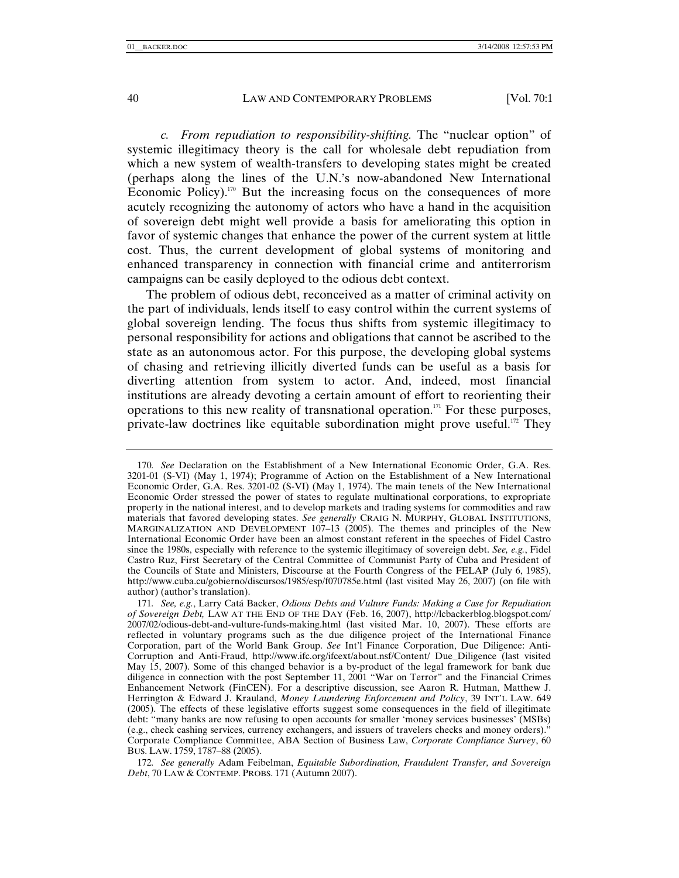*c. From repudiation to responsibility-shifting.* The "nuclear option" of systemic illegitimacy theory is the call for wholesale debt repudiation from which a new system of wealth-transfers to developing states might be created (perhaps along the lines of the U.N.'s now-abandoned New International Economic Policy).[170] But the increasing focus on the consequences of more acutely recognizing the autonomy of actors who have a hand in the acquisition of sovereign debt might well provide a basis for ameliorating this option in favor of systemic changes that enhance the power of the current system at little cost. Thus, the current development of global systems of monitoring and enhanced transparency in connection with financial crime and antiterrorism campaigns can be easily deployed to the odious debt context.

The problem of odious debt, reconceived as a matter of criminal activity on the part of individuals, lends itself to easy control within the current systems of global sovereign lending. The focus thus shifts from systemic illegitimacy to personal responsibility for actions and obligations that cannot be ascribed to the state as an autonomous actor. For this purpose, the developing global systems of chasing and retrieving illicitly diverted funds can be useful as a basis for diverting attention from system to actor. And, indeed, most financial institutions are already devoting a certain amount of effort to reorienting their operations to this new reality of transnational operation.[171] For these purposes, private-law doctrines like equitable subordination might prove useful.[172] They

---

170. *See* Declaration on the Establishment of a New International Economic Order, G.A. Res. 3201-01 (S-VI) (May 1, 1974); Programme of Action on the Establishment of a New International Economic Order, G.A. Res. 3201-02 (S-VI) (May 1, 1974). The main tenets of the New International Economic Order stressed the power of states to regulate multinational corporations, to expropriate property in the national interest, and to develop markets and trading systems for commodities and raw materials that favored developing states. *See generally* CRAIG N. MURPHY, GLOBAL INSTITUTIONS, MARGINALIZATION AND DEVELOPMENT 107–13 (2005). The themes and principles of the New International Economic Order have been an almost constant referent in the speeches of Fidel Castro since the 1980s, especially with reference to the systemic illegitimacy of sovereign debt. *See, e.g.*, Fidel Castro Ruz, First Secretary of the Central Committee of Communist Party of Cuba and President of the Councils of State and Ministers, Discourse at the Fourth Congress of the FELAP (July 6, 1985), http://www.cuba.cu/gobierno/discursos/1985/esp/f070785e.html (last visited May 26, 2007) (on file with author) (author's translation).

171. *See, e.g.*, Larry Catá Backer, *Odious Debts and Vulture Funds: Making a Case for Repudiation of Sovereign Debt,* LAW AT THE END OF THE DAY (Feb. 16, 2007), http://lcbackerblog.blogspot.com/2007/02/odious-debt-and-vulture-funds-making.html (last visited Mar. 10, 2007). These efforts are reflected in voluntary programs such as the due diligence project of the International Finance Corporation, part of the World Bank Group. *See* Int'l Finance Corporation, Due Diligence: Anti-Corruption and Anti-Fraud, http://www.ifc.org/ifcext/about.nsf/Content/ Due_Diligence (last visited May 15, 2007). Some of this changed behavior is a by-product of the legal framework for bank due diligence in connection with the post September 11, 2001 "War on Terror" and the Financial Crimes Enhancement Network (FinCEN). For a descriptive discussion, see Aaron R. Hutman, Matthew J. Herrington & Edward J. Krauland, *Money Laundering Enforcement and Policy*, 39 INT'L LAW. 649 (2005). The effects of these legislative efforts suggest some consequences in the field of illegitimate debt: "many banks are now refusing to open accounts for smaller 'money services businesses' (MSBs) (e.g., check cashing services, currency exchangers, and issuers of travelers checks and money orders)." Corporate Compliance Committee, ABA Section of Business Law, *Corporate Compliance Survey*, 60 BUS. LAW. 1759, 1787–88 (2005).

172. *See generally* Adam Feibelman, *Equitable Subordination, Fraudulent Transfer, and Sovereign Debt*, 70 LAW & CONTEMP. PROBS. 171 (Autumn 2007).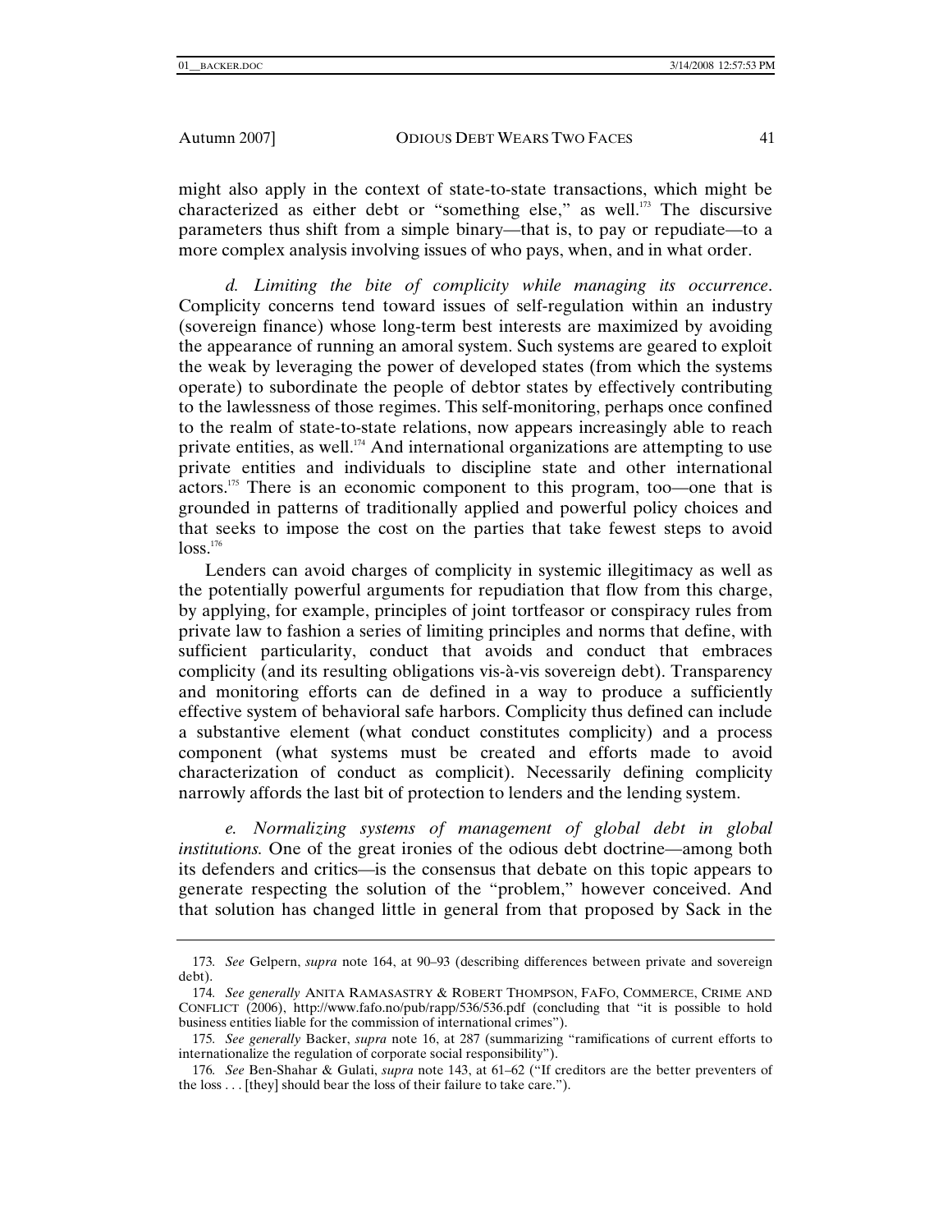might also apply in the context of state-to-state transactions, which might be characterized as either debt or "something else," as well.[173] The discursive parameters thus shift from a simple binary—that is, to pay or repudiate—to a more complex analysis involving issues of who pays, when, and in what order.

*d. Limiting the bite of complicity while managing its occurrence*. Complicity concerns tend toward issues of self-regulation within an industry (sovereign finance) whose long-term best interests are maximized by avoiding the appearance of running an amoral system. Such systems are geared to exploit the weak by leveraging the power of developed states (from which the systems operate) to subordinate the people of debtor states by effectively contributing to the lawlessness of those regimes. This self-monitoring, perhaps once confined to the realm of state-to-state relations, now appears increasingly able to reach private entities, as well.[174] And international organizations are attempting to use private entities and individuals to discipline state and other international actors.[175] There is an economic component to this program, too—one that is grounded in patterns of traditionally applied and powerful policy choices and that seeks to impose the cost on the parties that take fewest steps to avoid loss.[176]

Lenders can avoid charges of complicity in systemic illegitimacy as well as the potentially powerful arguments for repudiation that flow from this charge, by applying, for example, principles of joint tortfeasor or conspiracy rules from private law to fashion a series of limiting principles and norms that define, with sufficient particularity, conduct that avoids and conduct that embraces complicity (and its resulting obligations vis-à-vis sovereign debt). Transparency and monitoring efforts can de defined in a way to produce a sufficiently effective system of behavioral safe harbors. Complicity thus defined can include a substantive element (what conduct constitutes complicity) and a process component (what systems must be created and efforts made to avoid characterization of conduct as complicit). Necessarily defining complicity narrowly affords the last bit of protection to lenders and the lending system.

*e. Normalizing systems of management of global debt in global institutions.* One of the great ironies of the odious debt doctrine—among both its defenders and critics—is the consensus that debate on this topic appears to generate respecting the solution of the "problem," however conceived. And that solution has changed little in general from that proposed by Sack in the

---

173. *See* Gelpern, *supra* note 164, at 90–93 (describing differences between private and sovereign debt).

174. *See generally* ANITA RAMASASTRY & ROBERT THOMPSON, FAFO, COMMERCE, CRIME AND CONFLICT (2006), http://www.fafo.no/pub/rapp/536/536.pdf (concluding that "it is possible to hold business entities liable for the commission of international crimes").

175. *See generally* Backer, *supra* note 16, at 287 (summarizing "ramifications of current efforts to internationalize the regulation of corporate social responsibility").

176. *See* Ben-Shahar & Gulati, *supra* note 143, at 61–62 ("If creditors are the better preventers of the loss . . . [they] should bear the loss of their failure to take care.").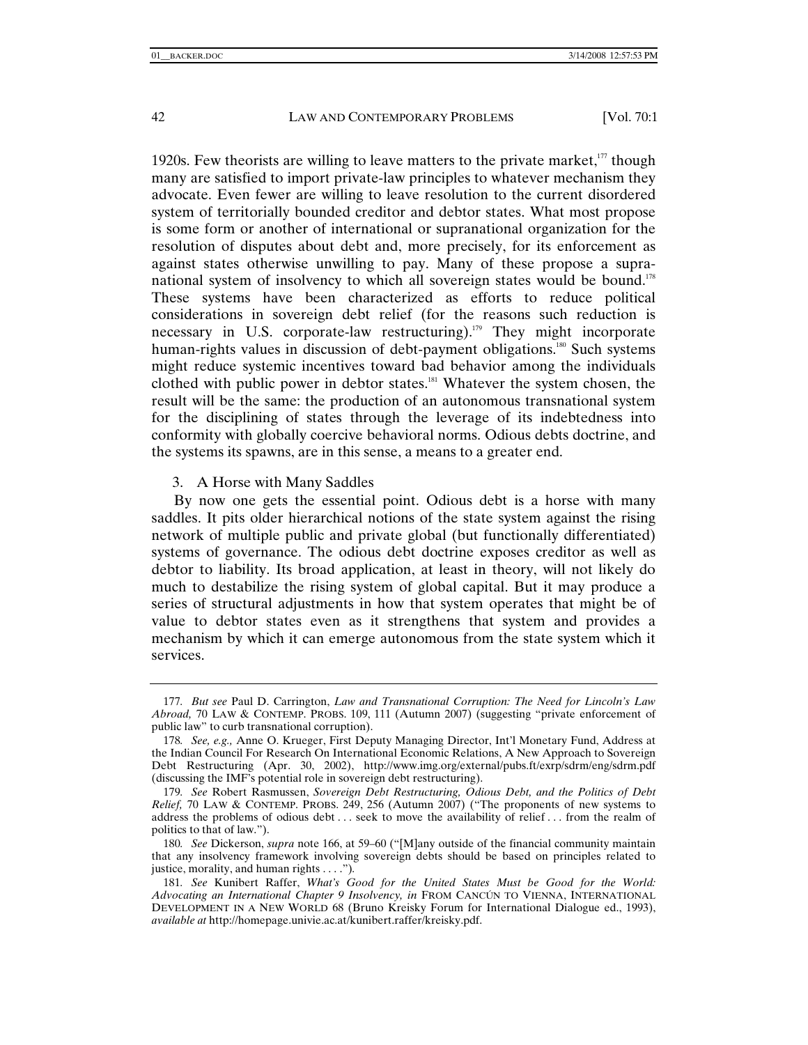1920s. Few theorists are willing to leave matters to the private market,[177] though many are satisfied to import private-law principles to whatever mechanism they advocate. Even fewer are willing to leave resolution to the current disordered system of territorially bounded creditor and debtor states. What most propose is some form or another of international or supranational organization for the resolution of disputes about debt and, more precisely, for its enforcement as against states otherwise unwilling to pay. Many of these propose a supranational system of insolvency to which all sovereign states would be bound.[178] These systems have been characterized as efforts to reduce political considerations in sovereign debt relief (for the reasons such reduction is necessary in U.S. corporate-law restructuring).[179] They might incorporate human-rights values in discussion of debt-payment obligations.[180] Such systems might reduce systemic incentives toward bad behavior among the individuals clothed with public power in debtor states.[181] Whatever the system chosen, the result will be the same: the production of an autonomous transnational system for the disciplining of states through the leverage of its indebtedness into conformity with globally coercive behavioral norms. Odious debts doctrine, and the systems its spawns, are in this sense, a means to a greater end.

### 3. A Horse with Many Saddles

By now one gets the essential point. Odious debt is a horse with many saddles. It pits older hierarchical notions of the state system against the rising network of multiple public and private global (but functionally differentiated) systems of governance. The odious debt doctrine exposes creditor as well as debtor to liability. Its broad application, at least in theory, will not likely do much to destabilize the rising system of global capital. But it may produce a series of structural adjustments in how that system operates that might be of value to debtor states even as it strengthens that system and provides a mechanism by which it can emerge autonomous from the state system which it services.

---

177. *But see* Paul D. Carrington, *Law and Transnational Corruption: The Need for Lincoln's Law Abroad,* 70 LAW & CONTEMP. PROBS. 109, 111 (Autumn 2007) (suggesting "private enforcement of public law" to curb transnational corruption).

178. *See, e.g.,* Anne O. Krueger, First Deputy Managing Director, Int'l Monetary Fund, Address at the Indian Council For Research On International Economic Relations, A New Approach to Sovereign Debt Restructuring (Apr. 30, 2002), http://www.img.org/external/pubs.ft/exrp/sdrm/eng/sdrm.pdf (discussing the IMF's potential role in sovereign debt restructuring).

179. *See* Robert Rasmussen, *Sovereign Debt Restructuring, Odious Debt, and the Politics of Debt Relief,* 70 LAW & CONTEMP. PROBS. 249, 256 (Autumn 2007) ("The proponents of new systems to address the problems of odious debt . . . seek to move the availability of relief . . . from the realm of politics to that of law.").

180. *See* Dickerson, *supra* note 166, at 59–60 ("[M]any outside of the financial community maintain that any insolvency framework involving sovereign debts should be based on principles related to justice, morality, and human rights . . . .").

181. *See* Kunibert Raffer, *What's Good for the United States Must be Good for the World: Advocating an International Chapter 9 Insolvency, in* FROM CANCÚN TO VIENNA, INTERNATIONAL DEVELOPMENT IN A NEW WORLD 68 (Bruno Kreisky Forum for International Dialogue ed., 1993), *available at* http://homepage.univie.ac.at/kunibert.raffer/kreisky.pdf.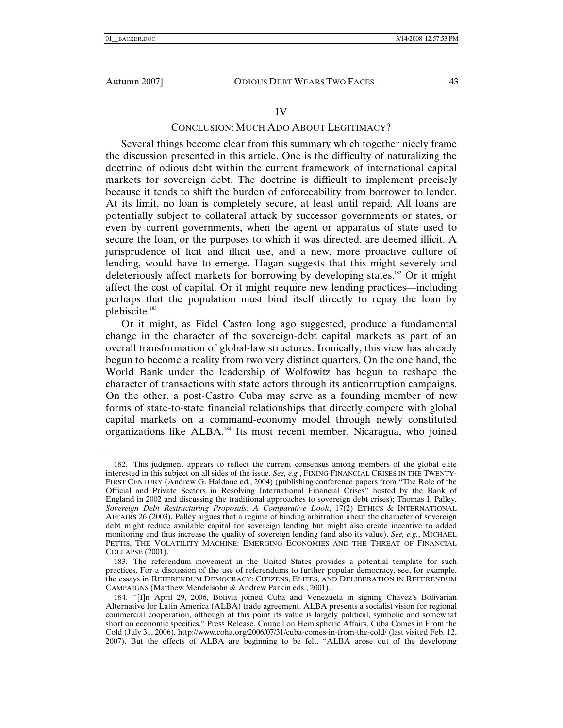## IV

## CONCLUSION: MUCH ADO ABOUT LEGITIMACY?

Several things become clear from this summary which together nicely frame the discussion presented in this article. One is the difficulty of naturalizing the doctrine of odious debt within the current framework of international capital markets for sovereign debt. The doctrine is difficult to implement precisely because it tends to shift the burden of enforceability from borrower to lender. At its limit, no loan is completely secure, at least until repaid. All loans are potentially subject to collateral attack by successor governments or states, or even by current governments, when the agent or apparatus of state used to secure the loan, or the purposes to which it was directed, are deemed illicit. A jurisprudence of licit and illicit use, and a new, more proactive culture of lending, would have to emerge. Hagan suggests that this might severely and deleteriously affect markets for borrowing by developing states.[182] Or it might affect the cost of capital. Or it might require new lending practices—including perhaps that the population must bind itself directly to repay the loan by plebiscite.[183]

Or it might, as Fidel Castro long ago suggested, produce a fundamental change in the character of the sovereign-debt capital markets as part of an overall transformation of global-law structures. Ironically, this view has already begun to become a reality from two very distinct quarters. On the one hand, the World Bank under the leadership of Wolfowitz has begun to reshape the character of transactions with state actors through its anticorruption campaigns. On the other, a post-Castro Cuba may serve as a founding member of new forms of state-to-state financial relationships that directly compete with global capital markets on a command-economy model through newly constituted organizations like ALBA.[184] Its most recent member, Nicaragua, who joined

---

182. This judgment appears to reflect the current consensus among members of the global elite interested in this subject on all sides of the issue. *See, e.g.*, FIXING FINANCIAL CRISES IN THE TWENTY-FIRST CENTURY (Andrew G. Haldane ed., 2004) (publishing conference papers from "The Role of the Official and Private Sectors in Resolving International Financial Crises" hosted by the Bank of England in 2002 and discussing the traditional approaches to sovereign debt crises); Thomas I. Palley, *Sovereign Debt Restructuring Proposals: A Comparative Look*, 17(2) ETHICS & INTERNATIONAL AFFAIRS 26 (2003). Palley argues that a regime of binding arbitration about the character of sovereign debt might reduce available capital for sovereign lending but might also create incentive to added monitoring and thus increase the quality of sovereign lending (and also its value). *See, e.g.*, MICHAEL PETTIS, THE VOLATILITY MACHINE: EMERGING ECONOMIES AND THE THREAT OF FINANCIAL COLLAPSE (2001).

183. The referendum movement in the United States provides a potential template for such practices. For a discussion of the use of referendums to further popular democracy, see, for example, the essays in REFERENDUM DEMOCRACY: CITIZENS, ELITES, AND DELIBERATION IN REFERENDUM CAMPAIGNS (Matthew Mendelsohn & Andrew Parkin eds., 2001).

184. "[I]n April 29, 2006, Bolivia joined Cuba and Venezuela in signing Chavez's Bolivarian Alternative for Latin America (ALBA) trade agreement. ALBA presents a socialist vision for regional commercial cooperation, although at this point its value is largely political, symbolic and somewhat short on economic specifics." Press Release, Council on Hemispheric Affairs, Cuba Comes in From the Cold (July 31, 2006), http://www.coha.org/2006/07/31/cuba-comes-in-from-the-cold/ (last visited Feb. 12, 2007). But the effects of ALBA are beginning to be felt. "ALBA arose out of the developing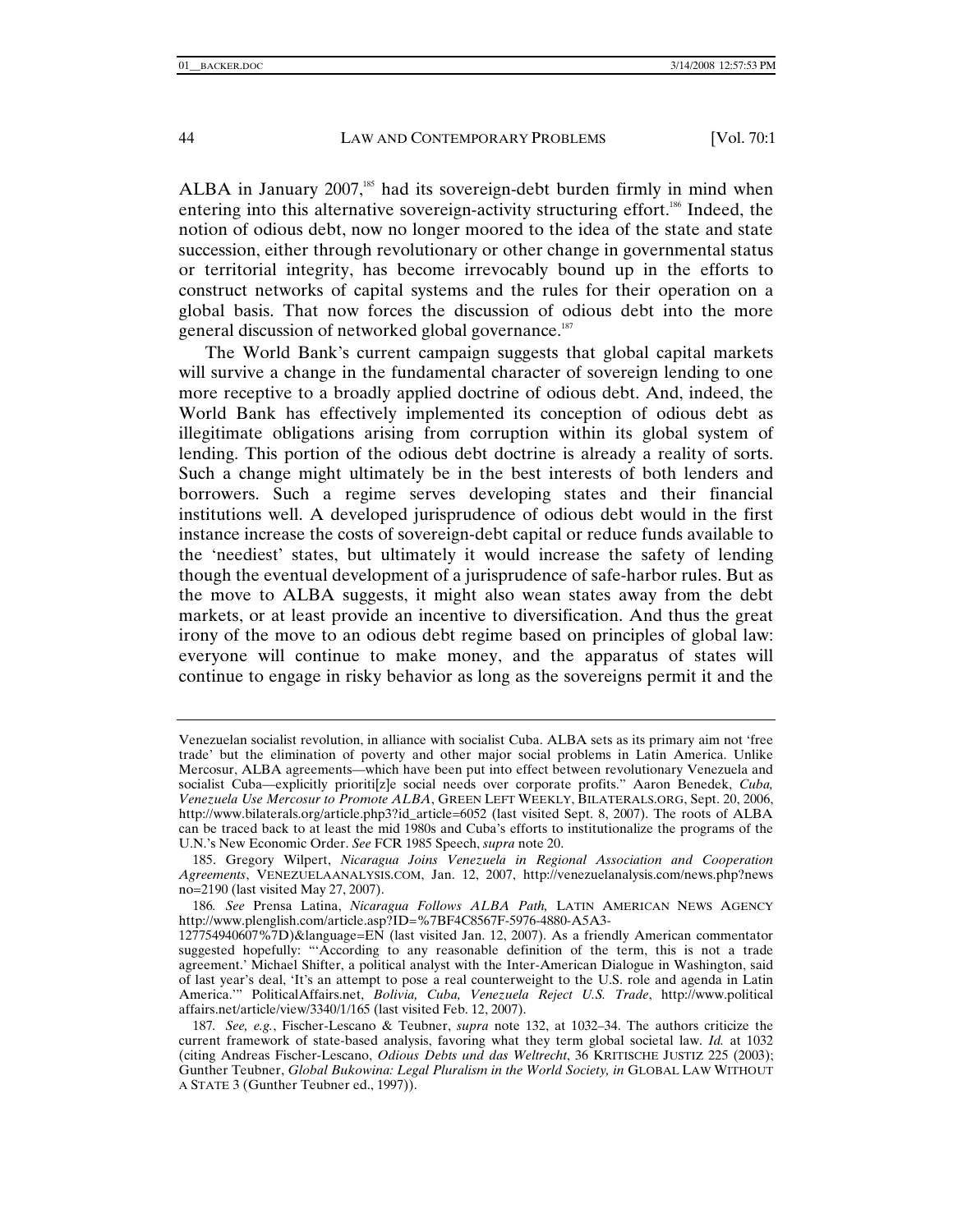ALBA in January 2007,[185] had its sovereign-debt burden firmly in mind when entering into this alternative sovereign-activity structuring effort.[186] Indeed, the notion of odious debt, now no longer moored to the idea of the state and state succession, either through revolutionary or other change in governmental status or territorial integrity, has become irrevocably bound up in the efforts to construct networks of capital systems and the rules for their operation on a global basis. That now forces the discussion of odious debt into the more general discussion of networked global governance.[187]

The World Bank's current campaign suggests that global capital markets will survive a change in the fundamental character of sovereign lending to one more receptive to a broadly applied doctrine of odious debt. And, indeed, the World Bank has effectively implemented its conception of odious debt as illegitimate obligations arising from corruption within its global system of lending. This portion of the odious debt doctrine is already a reality of sorts. Such a change might ultimately be in the best interests of both lenders and borrowers. Such a regime serves developing states and their financial institutions well. A developed jurisprudence of odious debt would in the first instance increase the costs of sovereign-debt capital or reduce funds available to the 'neediest' states, but ultimately it would increase the safety of lending though the eventual development of a jurisprudence of safe-harbor rules. But as the move to ALBA suggests, it might also wean states away from the debt markets, or at least provide an incentive to diversification. And thus the great irony of the move to an odious debt regime based on principles of global law: everyone will continue to make money, and the apparatus of states will continue to engage in risky behavior as long as the sovereigns permit it and the

---

Venezuelan socialist revolution, in alliance with socialist Cuba. ALBA sets as its primary aim not 'free trade' but the elimination of poverty and other major social problems in Latin America. Unlike Mercosur, ALBA agreements—which have been put into effect between revolutionary Venezuela and socialist Cuba—explicitly prioriti[z]e social needs over corporate profits." Aaron Benedek, *Cuba, Venezuela Use Mercosur to Promote ALBA*, GREEN LEFT WEEKLY, BILATERALS.ORG, Sept. 20, 2006, http://www.bilaterals.org/article.php3?id_article=6052 (last visited Sept. 8, 2007). The roots of ALBA can be traced back to at least the mid 1980s and Cuba's efforts to institutionalize the programs of the U.N.'s New Economic Order. *See* FCR 1985 Speech, *supra* note 20.

185. Gregory Wilpert, *Nicaragua Joins Venezuela in Regional Association and Cooperation Agreements*, VENEZUELAANALYSIS.COM, Jan. 12, 2007, http://venezuelanalysis.com/news.php?newsno=2190 (last visited May 27, 2007).

186. *See* Prensa Latina, *Nicaragua Follows ALBA Path,* LATIN AMERICAN NEWS AGENCY http://www.plenglish.com/article.asp?ID=%7BF4C8567F-5976-4880-A5A3-127754940607%7D)&language=EN (last visited Jan. 12, 2007). As a friendly American commentator suggested hopefully: "'According to any reasonable definition of the term, this is not a trade agreement.' Michael Shifter, a political analyst with the Inter-American Dialogue in Washington, said of last year's deal, 'It's an attempt to pose a real counterweight to the U.S. role and agenda in Latin America.'" PoliticalAffairs.net, *Bolivia, Cuba, Venezuela Reject U.S. Trade*, http://www.politicalaffairs.net/article/view/3340/1/165 (last visited Feb. 12, 2007).

187. *See, e.g.*, Fischer-Lescano & Teubner, *supra* note 132, at 1032–34. The authors criticize the current framework of state-based analysis, favoring what they term global societal law. *Id.* at 1032 (citing Andreas Fischer-Lescano, *Odious Debts und das Weltrecht*, 36 KRITISCHE JUSTIZ 225 (2003); Gunther Teubner, *Global Bukowina: Legal Pluralism in the World Society, in* GLOBAL LAW WITHOUT A STATE 3 (Gunther Teubner ed., 1997)).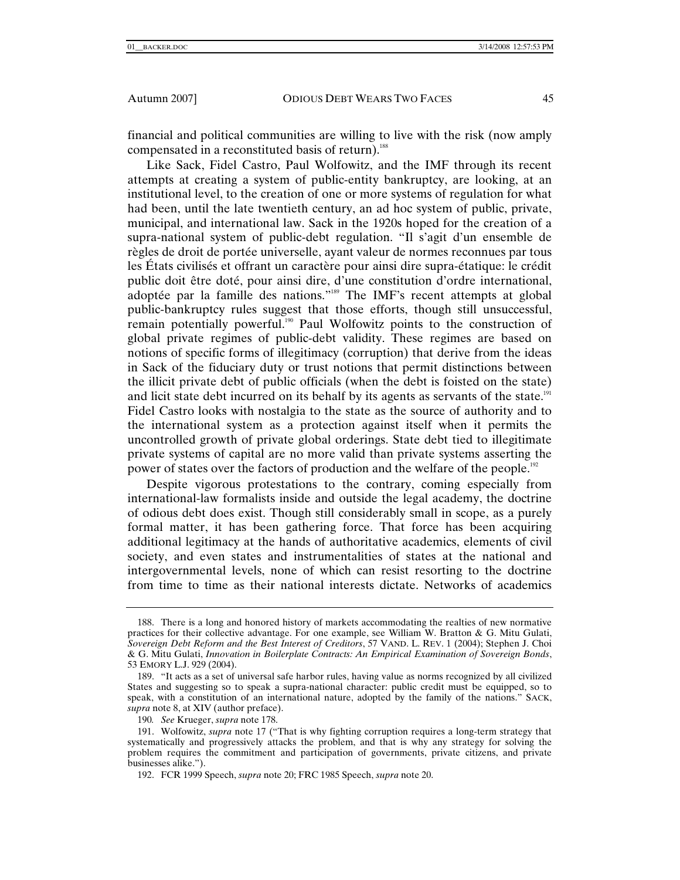financial and political communities are willing to live with the risk (now amply compensated in a reconstituted basis of return).[188]

Like Sack, Fidel Castro, Paul Wolfowitz, and the IMF through its recent attempts at creating a system of public-entity bankruptcy, are looking, at an institutional level, to the creation of one or more systems of regulation for what had been, until the late twentieth century, an ad hoc system of public, private, municipal, and international law. Sack in the 1920s hoped for the creation of a supra-national system of public-debt regulation. "Il s'agit d'un ensemble de règles de droit de portée universelle, ayant valeur de normes reconnues par tous les États civilisés et offrant un caractère pour ainsi dire supra-étatique: le crédit public doit être doté, pour ainsi dire, d'une constitution d'ordre international, adoptée par la famille des nations."[189] The IMF's recent attempts at global public-bankruptcy rules suggest that those efforts, though still unsuccessful, remain potentially powerful.[190] Paul Wolfowitz points to the construction of global private regimes of public-debt validity. These regimes are based on notions of specific forms of illegitimacy (corruption) that derive from the ideas in Sack of the fiduciary duty or trust notions that permit distinctions between the illicit private debt of public officials (when the debt is foisted on the state) and licit state debt incurred on its behalf by its agents as servants of the state.[191] Fidel Castro looks with nostalgia to the state as the source of authority and to the international system as a protection against itself when it permits the uncontrolled growth of private global orderings. State debt tied to illegitimate private systems of capital are no more valid than private systems asserting the power of states over the factors of production and the welfare of the people.[192]

Despite vigorous protestations to the contrary, coming especially from international-law formalists inside and outside the legal academy, the doctrine of odious debt does exist. Though still considerably small in scope, as a purely formal matter, it has been gathering force. That force has been acquiring additional legitimacy at the hands of authoritative academics, elements of civil society, and even states and instrumentalities of states at the national and intergovernmental levels, none of which can resist resorting to the doctrine from time to time as their national interests dictate. Networks of academics

---

188. There is a long and honored history of markets accommodating the realties of new normative practices for their collective advantage. For one example, see William W. Bratton & G. Mitu Gulati, *Sovereign Debt Reform and the Best Interest of Creditors*, 57 VAND. L. REV. 1 (2004); Stephen J. Choi & G. Mitu Gulati, *Innovation in Boilerplate Contracts: An Empirical Examination of Sovereign Bonds*, 53 EMORY L.J. 929 (2004).

189. "It acts as a set of universal safe harbor rules, having value as norms recognized by all civilized States and suggesting so to speak a supra-national character: public credit must be equipped, so to speak, with a constitution of an international nature, adopted by the family of the nations." SACK, *supra* note 8, at XIV (author preface).

190. *See* Krueger, *supra* note 178.

191. Wolfowitz, *supra* note 17 ("That is why fighting corruption requires a long-term strategy that systematically and progressively attacks the problem, and that is why any strategy for solving the problem requires the commitment and participation of governments, private citizens, and private businesses alike.").

192. FCR 1999 Speech, *supra* note 20; FRC 1985 Speech, *supra* note 20.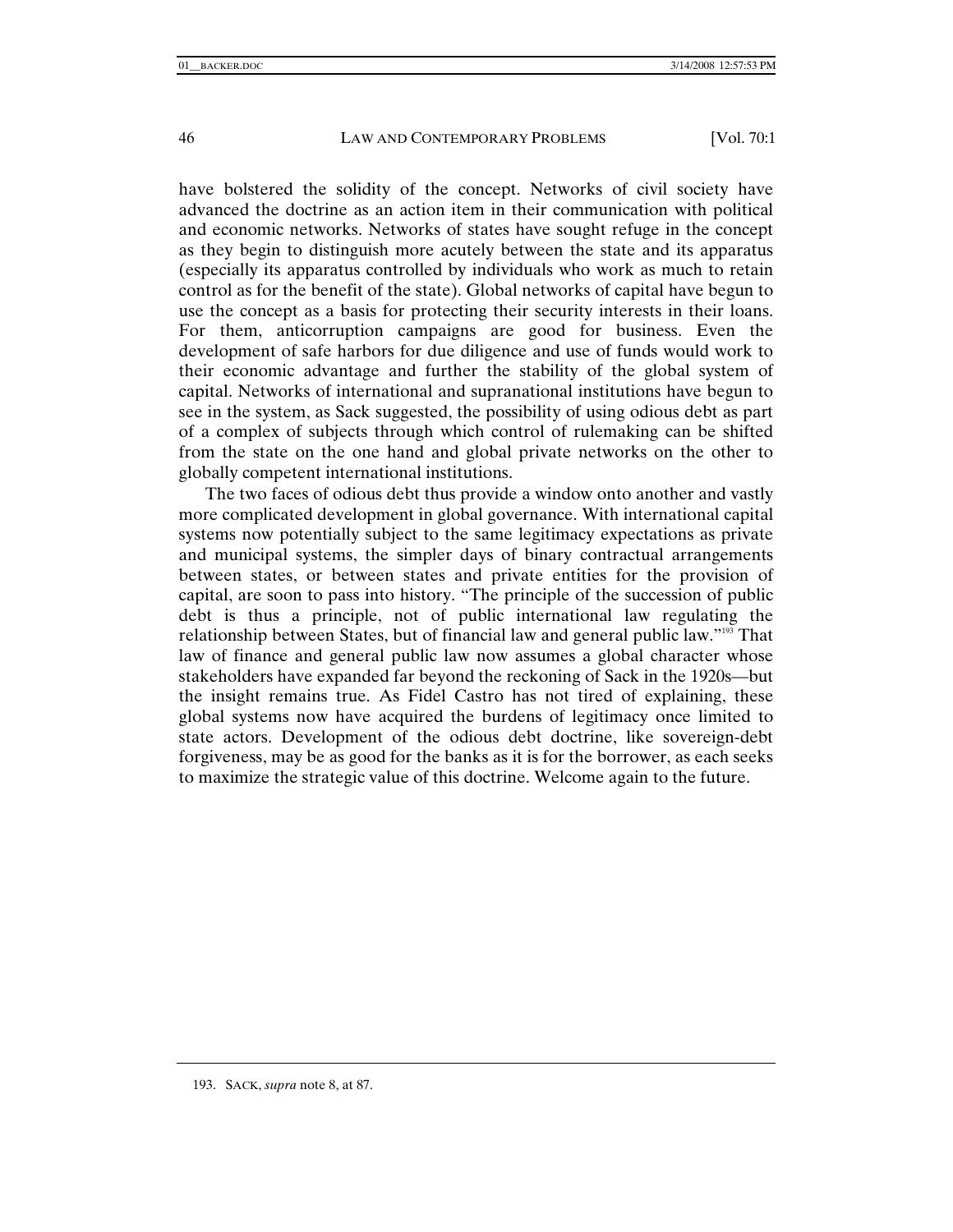have bolstered the solidity of the concept. Networks of civil society have advanced the doctrine as an action item in their communication with political and economic networks. Networks of states have sought refuge in the concept as they begin to distinguish more acutely between the state and its apparatus (especially its apparatus controlled by individuals who work as much to retain control as for the benefit of the state). Global networks of capital have begun to use the concept as a basis for protecting their security interests in their loans. For them, anticorruption campaigns are good for business. Even the development of safe harbors for due diligence and use of funds would work to their economic advantage and further the stability of the global system of capital. Networks of international and supranational institutions have begun to see in the system, as Sack suggested, the possibility of using odious debt as part of a complex of subjects through which control of rulemaking can be shifted from the state on the one hand and global private networks on the other to globally competent international institutions.

The two faces of odious debt thus provide a window onto another and vastly more complicated development in global governance. With international capital systems now potentially subject to the same legitimacy expectations as private and municipal systems, the simpler days of binary contractual arrangements between states, or between states and private entities for the provision of capital, are soon to pass into history. "The principle of the succession of public debt is thus a principle, not of public international law regulating the relationship between States, but of financial law and general public law."[193] That law of finance and general public law now assumes a global character whose stakeholders have expanded far beyond the reckoning of Sack in the 1920s—but the insight remains true. As Fidel Castro has not tired of explaining, these global systems now have acquired the burdens of legitimacy once limited to state actors. Development of the odious debt doctrine, like sovereign-debt forgiveness, may be as good for the banks as it is for the borrower, as each seeks to maximize the strategic value of this doctrine. Welcome again to the future.

---

193. SACK, *supra* note 8, at 87.